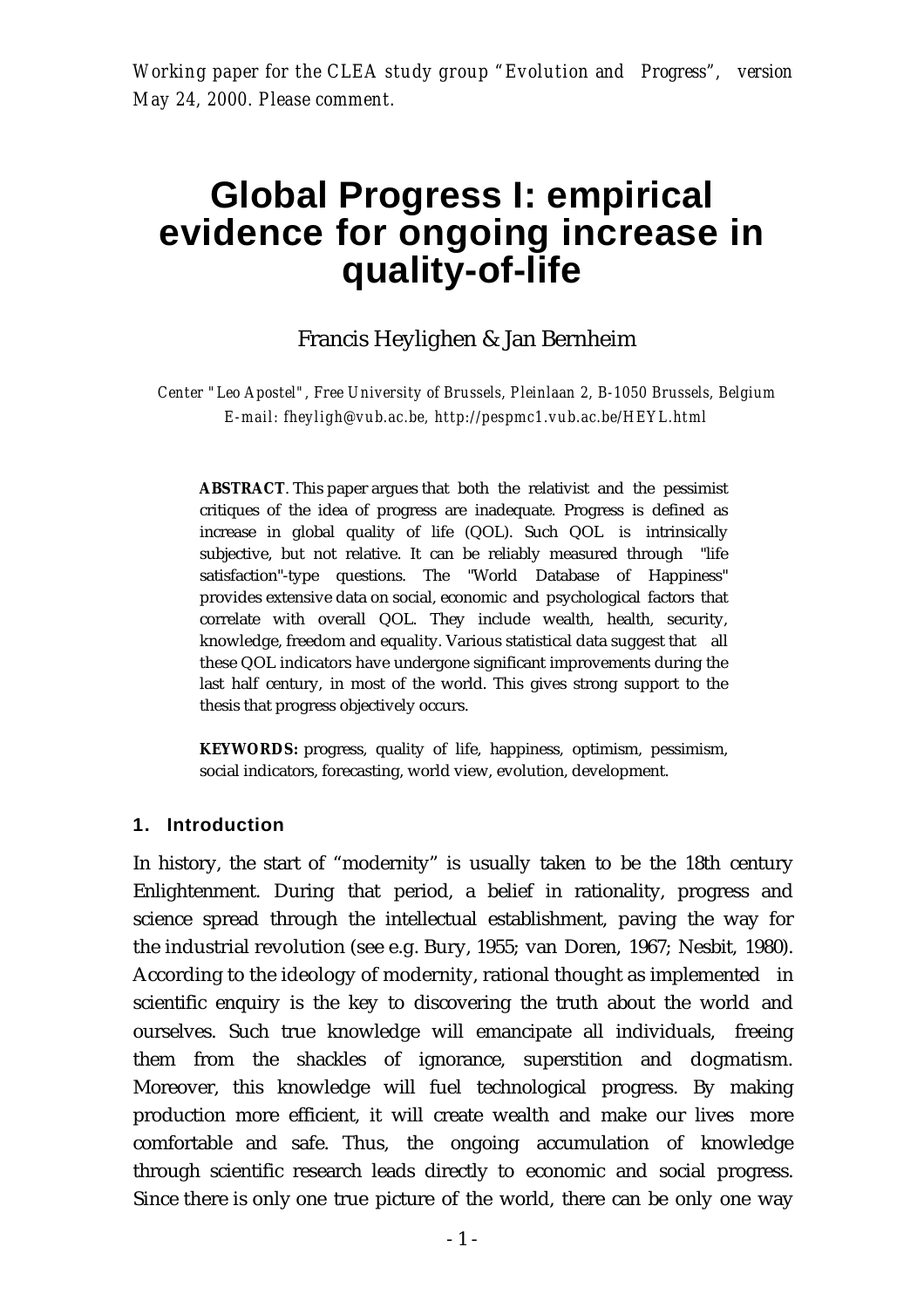*Working paper for the CLEA study group "Evolution and Progress", version May 24, 2000. Please comment.*

# Global Progress I: empirical evidence for ongoing increase in quality-of-life

Francis Heylighen & Jan Bernheim

*Center "Leo Apostel", Free University of Brussels, Pleinlaan 2, B-1050 Brussels, Belgium*
*E-mail: fheyligh@vub.ac.be, http://pespmc1.vub.ac.be/HEYL.html*

**ABSTRACT**. This paper argues that both the relativist and the pessimist critiques of the idea of progress are inadequate. Progress is defined as increase in global quality of life (QOL). Such QOL is intrinsically subjective, but not relative. It can be reliably measured through "life satisfaction"-type questions. The "World Database of Happiness" provides extensive data on social, economic and psychological factors that correlate with overall QOL. They include wealth, health, security, knowledge, freedom and equality. Various statistical data suggest that all these QOL indicators have undergone significant improvements during the last half century, in most of the world. This gives strong support to the thesis that progress objectively occurs.

**KEYWORDS:** progress, quality of life, happiness, optimism, pessimism, social indicators, forecasting, world view, evolution, development.

## 1. Introduction

In history, the start of "modernity" is usually taken to be the 18th century Enlightenment. During that period, a belief in rationality, progress and science spread through the intellectual establishment, paving the way for the industrial revolution (see e.g. Bury, 1955; van Doren, 1967; Nesbit, 1980). According to the ideology of modernity, rational thought as implemented in scientific enquiry is the key to discovering the truth about the world and ourselves. Such true knowledge will emancipate all individuals, freeing them from the shackles of ignorance, superstition and dogmatism. Moreover, this knowledge will fuel technological progress. By making production more efficient, it will create wealth and make our lives more comfortable and safe. Thus, the ongoing accumulation of knowledge through scientific research leads directly to economic and social progress. Since there is only one true picture of the world, there can be only one way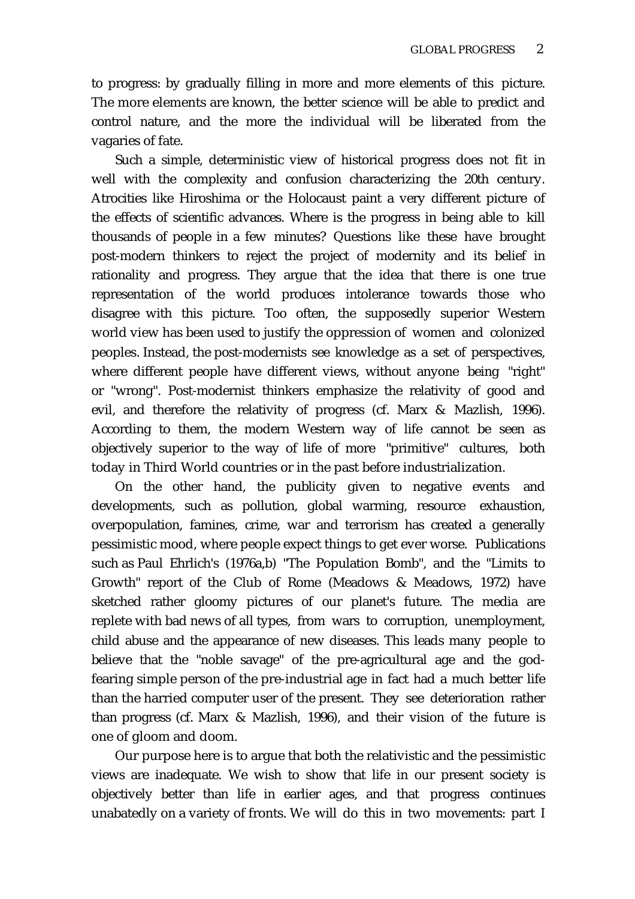to progress: by gradually filling in more and more elements of this picture. The more elements are known, the better science will be able to predict and control nature, and the more the individual will be liberated from the vagaries of fate.

Such a simple, deterministic view of historical progress does not fit in well with the complexity and confusion characterizing the 20th century. Atrocities like Hiroshima or the Holocaust paint a very different picture of the effects of scientific advances. Where is the progress in being able to kill thousands of people in a few minutes? Questions like these have brought post-modern thinkers to reject the project of modernity and its belief in rationality and progress. They argue that the idea that there is one true representation of the world produces intolerance towards those who disagree with this picture. Too often, the supposedly superior Western world view has been used to justify the oppression of women and colonized peoples. Instead, the post-modernists see knowledge as a set of perspectives, where different people have different views, without anyone being "right" or "wrong". Post-modernist thinkers emphasize the relativity of good and evil, and therefore the relativity of progress (cf. Marx & Mazlish, 1996). According to them, the modern Western way of life cannot be seen as objectively superior to the way of life of more "primitive" cultures, both today in Third World countries or in the past before industrialization.

On the other hand, the publicity given to negative events and developments, such as pollution, global warming, resource exhaustion, overpopulation, famines, crime, war and terrorism has created a generally pessimistic mood, where people expect things to get ever worse. Publications such as Paul Ehrlich's (1976a,b) "The Population Bomb", and the "Limits to Growth" report of the Club of Rome (Meadows & Meadows, 1972) have sketched rather gloomy pictures of our planet's future. The media are replete with bad news of all types, from wars to corruption, unemployment, child abuse and the appearance of new diseases. This leads many people to believe that the "noble savage" of the pre-agricultural age and the god-fearing simple person of the pre-industrial age in fact had a much better life than the harried computer user of the present. They see deterioration rather than progress (cf. Marx & Mazlish, 1996), and their vision of the future is one of gloom and doom.

Our purpose here is to argue that both the relativistic and the pessimistic views are inadequate. We wish to show that life in our present society is objectively better than life in earlier ages, and that progress continues unabatedly on a variety of fronts. We will do this in two movements: part I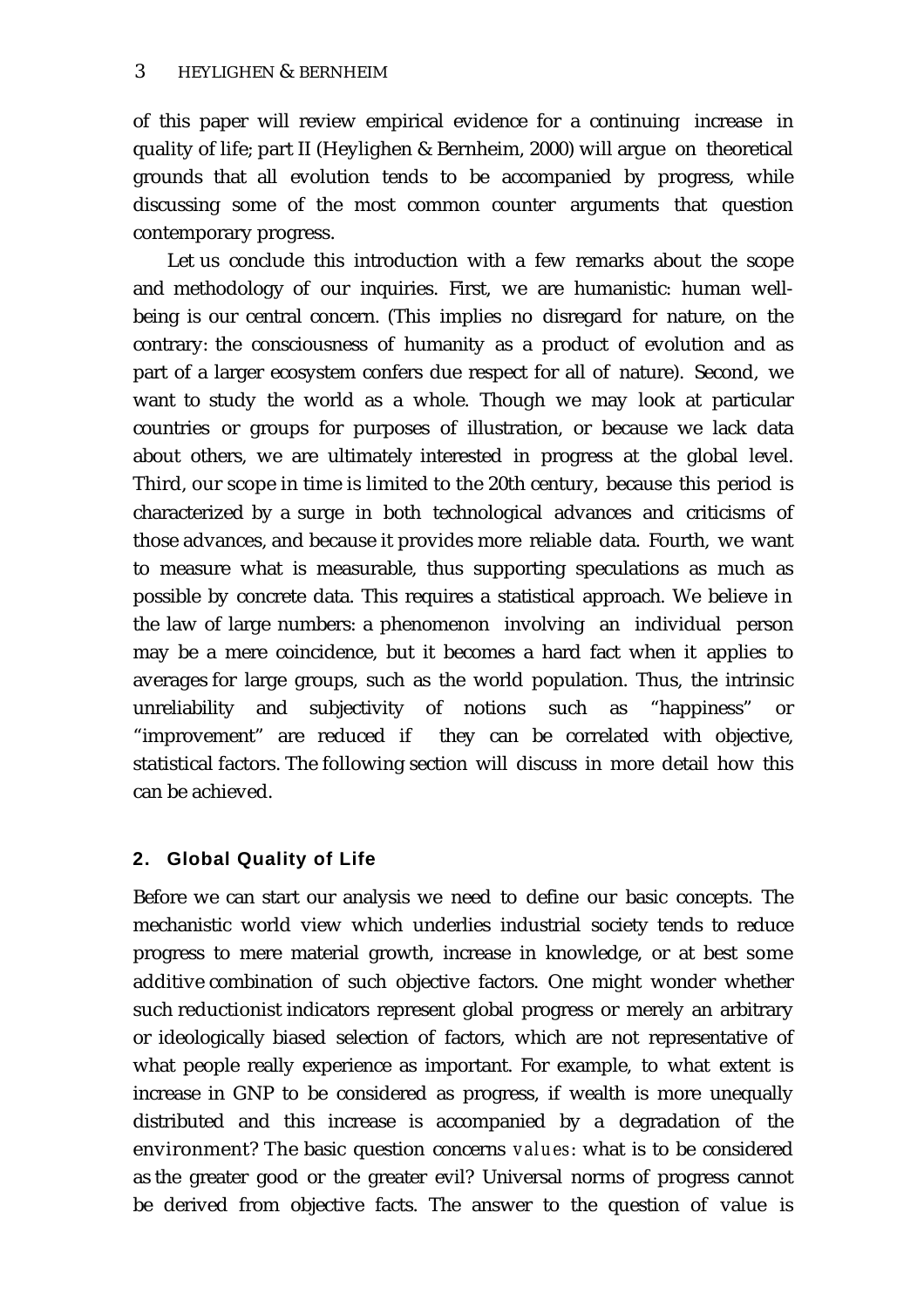of this paper will review empirical evidence for a continuing increase in quality of life; part II (Heylighen & Bernheim, 2000) will argue on theoretical grounds that all evolution tends to be accompanied by progress, while discussing some of the most common counter arguments that question contemporary progress.

Let us conclude this introduction with a few remarks about the scope and methodology of our inquiries. First, we are humanistic: human well-being is our central concern. (This implies no disregard for nature, on the contrary: the consciousness of humanity as a product of evolution and as part of a larger ecosystem confers due respect for all of nature). Second, we want to study the world as a whole. Though we may look at particular countries or groups for purposes of illustration, or because we lack data about others, we are ultimately interested in progress at the global level. Third, our scope in time is limited to the 20th century, because this period is characterized by a surge in both technological advances and criticisms of those advances, and because it provides more reliable data. Fourth, we want to measure what is measurable, thus supporting speculations as much as possible by concrete data. This requires a statistical approach. We believe in the law of large numbers: a phenomenon involving an individual person may be a mere coincidence, but it becomes a hard fact when it applies to averages for large groups, such as the world population. Thus, the intrinsic unreliability and subjectivity of notions such as "happiness" or "improvement" are reduced if they can be correlated with objective, statistical factors. The following section will discuss in more detail how this can be achieved.

## 2. Global Quality of Life

Before we can start our analysis we need to define our basic concepts. The mechanistic world view which underlies industrial society tends to reduce progress to mere material growth, increase in knowledge, or at best some additive combination of such objective factors. One might wonder whether such reductionist indicators represent global progress or merely an arbitrary or ideologically biased selection of factors, which are not representative of what people really experience as important. For example, to what extent is increase in GNP to be considered as progress, if wealth is more unequally distributed and this increase is accompanied by a degradation of the environment? The basic question concerns *values*: what is to be considered as the greater good or the greater evil? Universal norms of progress cannot be derived from objective facts. The answer to the question of value is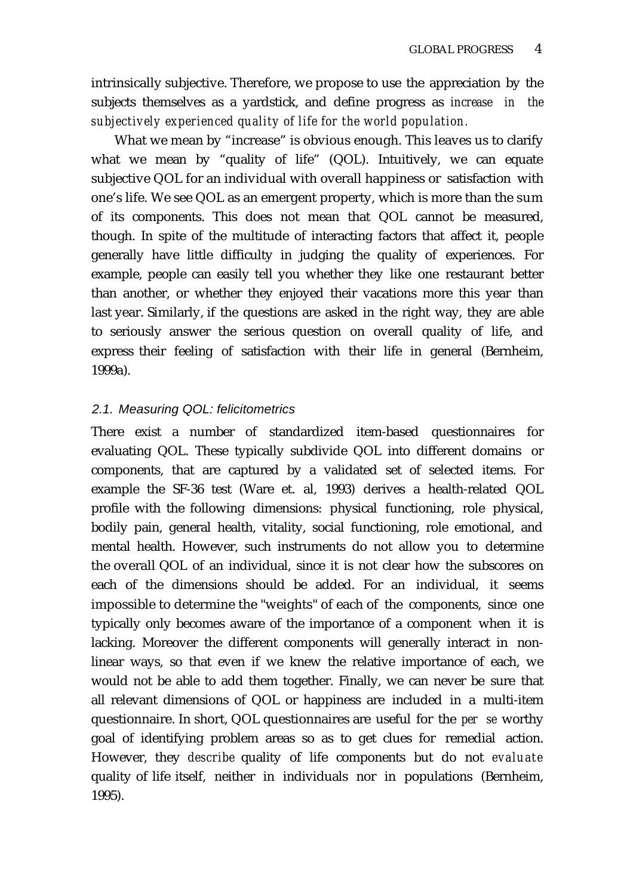intrinsically subjective. Therefore, we propose to use the appreciation by the subjects themselves as a yardstick, and define progress as *increase in the subjectively experienced quality of life for the world population*.

What we mean by "increase" is obvious enough. This leaves us to clarify what we mean by "quality of life" (QOL). Intuitively, we can equate subjective QOL for an individual with overall happiness or satisfaction with one's life. We see QOL as an emergent property, which is more than the sum of its components. This does not mean that QOL cannot be measured, though. In spite of the multitude of interacting factors that affect it, people generally have little difficulty in judging the quality of experiences. For example, people can easily tell you whether they like one restaurant better than another, or whether they enjoyed their vacations more this year than last year. Similarly, if the questions are asked in the right way, they are able to seriously answer the serious question on overall quality of life, and express their feeling of satisfaction with their life in general (Bernheim, 1999a).

### 2.1. Measuring QOL: felicitometrics

There exist a number of standardized item-based questionnaires for evaluating QOL. These typically subdivide QOL into different domains or components, that are captured by a validated set of selected items. For example the SF-36 test (Ware et. al, 1993) derives a health-related QOL profile with the following dimensions: physical functioning, role physical, bodily pain, general health, vitality, social functioning, role emotional, and mental health. However, such instruments do not allow you to determine the overall QOL of an individual, since it is not clear how the subscores on each of the dimensions should be added. For an individual, it seems impossible to determine the "weights" of each of the components, since one typically only becomes aware of the importance of a component when it is lacking. Moreover the different components will generally interact in non-linear ways, so that even if we knew the relative importance of each, we would not be able to add them together. Finally, we can never be sure that all relevant dimensions of QOL or happiness are included in a multi-item questionnaire. In short, QOL questionnaires are useful for the *per se* worthy goal of identifying problem areas so as to get clues for remedial action. However, they *describe* quality of life components but do not *evaluate* quality of life itself, neither in individuals nor in populations (Bernheim, 1995).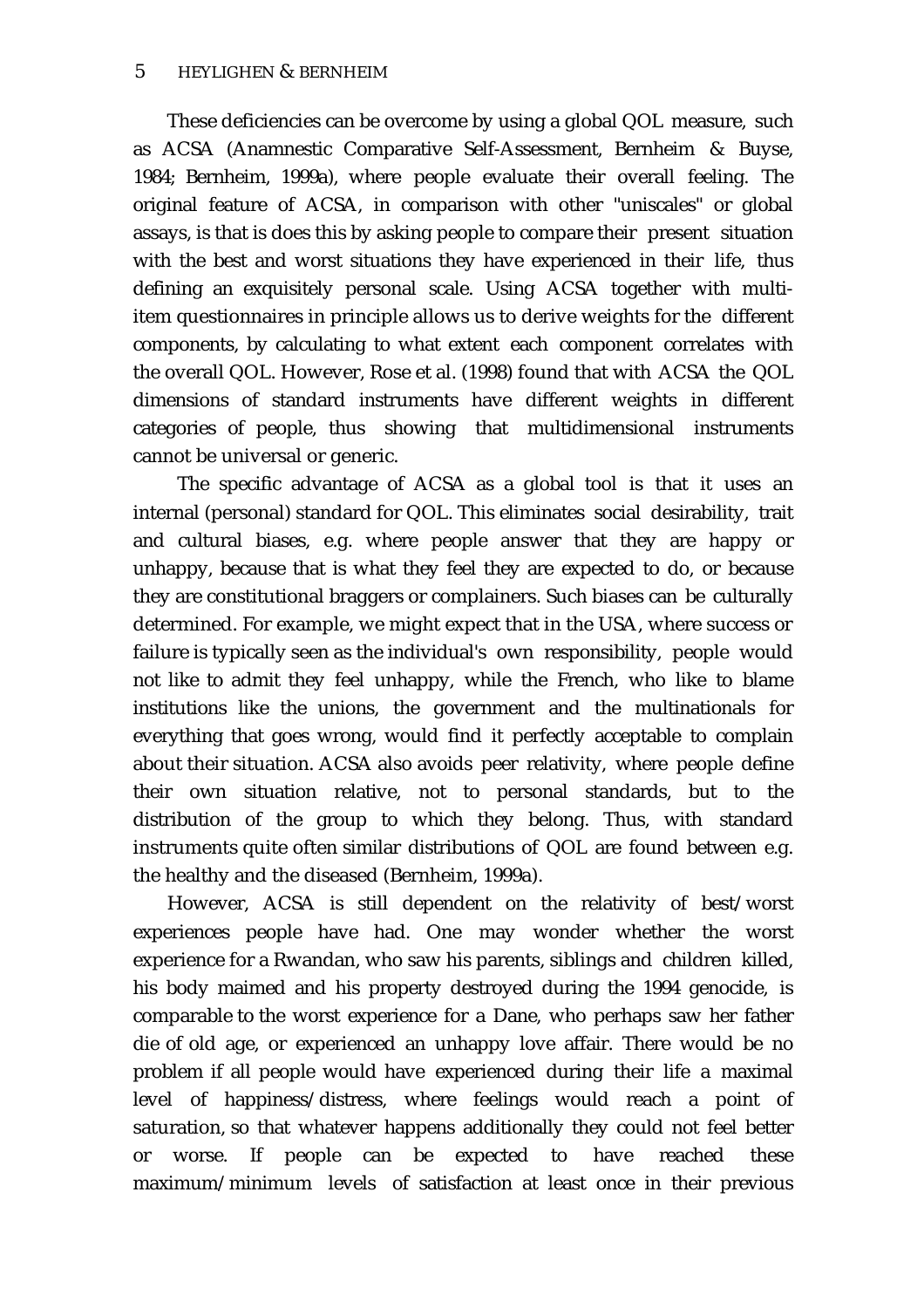These deficiencies can be overcome by using a global QOL measure, such as ACSA (Anamnestic Comparative Self-Assessment, Bernheim & Buyse, 1984; Bernheim, 1999a), where people evaluate their overall feeling. The original feature of ACSA, in comparison with other "uniscales" or global assays, is that is does this by asking people to compare their present situation with the best and worst situations they have experienced in their life, thus defining an exquisitely personal scale. Using ACSA together with multi-item questionnaires in principle allows us to derive weights for the different components, by calculating to what extent each component correlates with the overall QOL. However, Rose et al. (1998) found that with ACSA the QOL dimensions of standard instruments have different weights in different categories of people, thus showing that multidimensional instruments cannot be universal or generic.

The specific advantage of ACSA as a global tool is that it uses an internal (personal) standard for QOL. This eliminates social desirability, trait and cultural biases, e.g. where people answer that they are happy or unhappy, because that is what they feel they are expected to do, or because they are constitutional braggers or complainers. Such biases can be culturally determined. For example, we might expect that in the USA, where success or failure is typically seen as the individual's own responsibility, people would not like to admit they feel unhappy, while the French, who like to blame institutions like the unions, the government and the multinationals for everything that goes wrong, would find it perfectly acceptable to complain about their situation. ACSA also avoids peer relativity, where people define their own situation relative, not to personal standards, but to the distribution of the group to which they belong. Thus, with standard instruments quite often similar distributions of QOL are found between e.g. the healthy and the diseased (Bernheim, 1999a).

However, ACSA is still dependent on the relativity of best/worst experiences people have had. One may wonder whether the worst experience for a Rwandan, who saw his parents, siblings and children killed, his body maimed and his property destroyed during the 1994 genocide, is comparable to the worst experience for a Dane, who perhaps saw her father die of old age, or experienced an unhappy love affair. There would be no problem if all people would have experienced during their life a maximal level of happiness/distress, where feelings would reach a point of saturation, so that whatever happens additionally they could not feel better or worse. If people can be expected to have reached these maximum/minimum levels of satisfaction at least once in their previous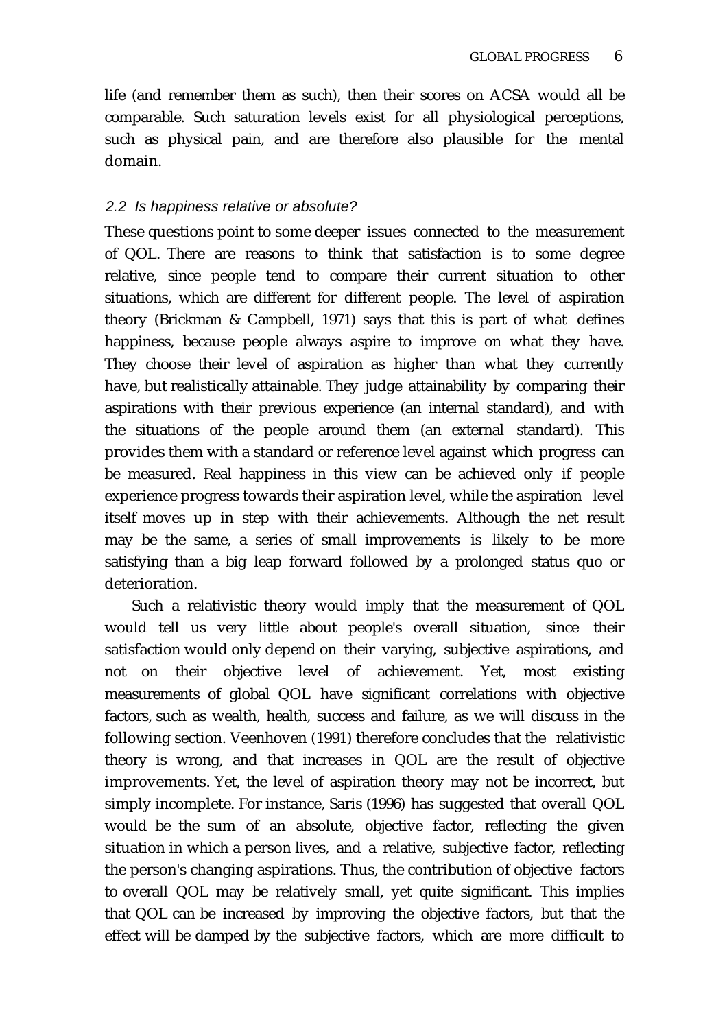life (and remember them as such), then their scores on ACSA would all be comparable. Such saturation levels exist for all physiological perceptions, such as physical pain, and are therefore also plausible for the mental domain.

### *2.2 Is happiness relative or absolute?*

These questions point to some deeper issues connected to the measurement of QOL. There are reasons to think that satisfaction is to some degree relative, since people tend to compare their current situation to other situations, which are different for different people. The level of aspiration theory (Brickman & Campbell, 1971) says that this is part of what defines happiness, because people always aspire to improve on what they have. They choose their level of aspiration as higher than what they currently have, but realistically attainable. They judge attainability by comparing their aspirations with their previous experience (an internal standard), and with the situations of the people around them (an external standard). This provides them with a standard or reference level against which progress can be measured. Real happiness in this view can be achieved only if people experience progress towards their aspiration level, while the aspiration level itself moves up in step with their achievements. Although the net result may be the same, a series of small improvements is likely to be more satisfying than a big leap forward followed by a prolonged status quo or deterioration.

Such a relativistic theory would imply that the measurement of QOL would tell us very little about people's overall situation, since their satisfaction would only depend on their varying, subjective aspirations, and not on their objective level of achievement. Yet, most existing measurements of global QOL have significant correlations with objective factors, such as wealth, health, success and failure, as we will discuss in the following section. Veenhoven (1991) therefore concludes that the relativistic theory is wrong, and that increases in QOL are the result of objective improvements. Yet, the level of aspiration theory may not be incorrect, but simply incomplete. For instance, Saris (1996) has suggested that overall QOL would be the sum of an absolute, objective factor, reflecting the given situation in which a person lives, and a relative, subjective factor, reflecting the person's changing aspirations. Thus, the contribution of objective factors to overall QOL may be relatively small, yet quite significant. This implies that QOL can be increased by improving the objective factors, but that the effect will be damped by the subjective factors, which are more difficult to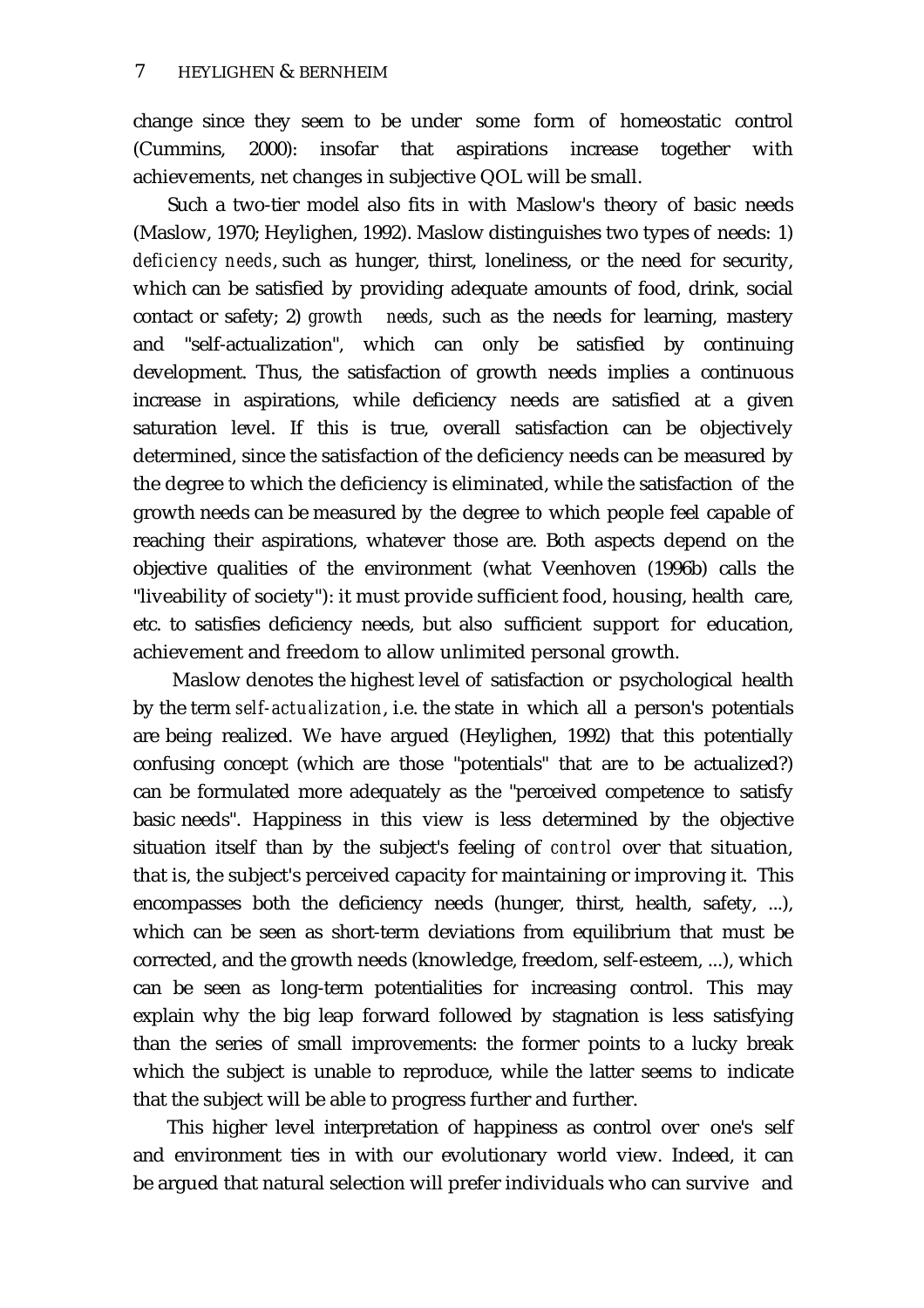change since they seem to be under some form of homeostatic control (Cummins, 2000): insofar that aspirations increase together with achievements, net changes in subjective QOL will be small.

Such a two-tier model also fits in with Maslow's theory of basic needs (Maslow, 1970; Heylighen, 1992). Maslow distinguishes two types of needs: 1) *deficiency needs*, such as hunger, thirst, loneliness, or the need for security, which can be satisfied by providing adequate amounts of food, drink, social contact or safety; 2) *growth needs*, such as the needs for learning, mastery and "self-actualization", which can only be satisfied by continuing development. Thus, the satisfaction of growth needs implies a continuous increase in aspirations, while deficiency needs are satisfied at a given saturation level. If this is true, overall satisfaction can be objectively determined, since the satisfaction of the deficiency needs can be measured by the degree to which the deficiency is eliminated, while the satisfaction of the growth needs can be measured by the degree to which people feel capable of reaching their aspirations, whatever those are. Both aspects depend on the objective qualities of the environment (what Veenhoven (1996b) calls the "liveability of society"): it must provide sufficient food, housing, health care, etc. to satisfies deficiency needs, but also sufficient support for education, achievement and freedom to allow unlimited personal growth.

Maslow denotes the highest level of satisfaction or psychological health by the term *self-actualization*, i.e. the state in which all a person's potentials are being realized. We have argued (Heylighen, 1992) that this potentially confusing concept (which are those "potentials" that are to be actualized?) can be formulated more adequately as the "perceived competence to satisfy basic needs". Happiness in this view is less determined by the objective situation itself than by the subject's feeling of *control* over that situation, that is, the subject's perceived capacity for maintaining or improving it. This encompasses both the deficiency needs (hunger, thirst, health, safety, ...), which can be seen as short-term deviations from equilibrium that must be corrected, and the growth needs (knowledge, freedom, self-esteem, ...), which can be seen as long-term potentialities for increasing control. This may explain why the big leap forward followed by stagnation is less satisfying than the series of small improvements: the former points to a lucky break which the subject is unable to reproduce, while the latter seems to indicate that the subject will be able to progress further and further.

This higher level interpretation of happiness as control over one's self and environment ties in with our evolutionary world view. Indeed, it can be argued that natural selection will prefer individuals who can survive and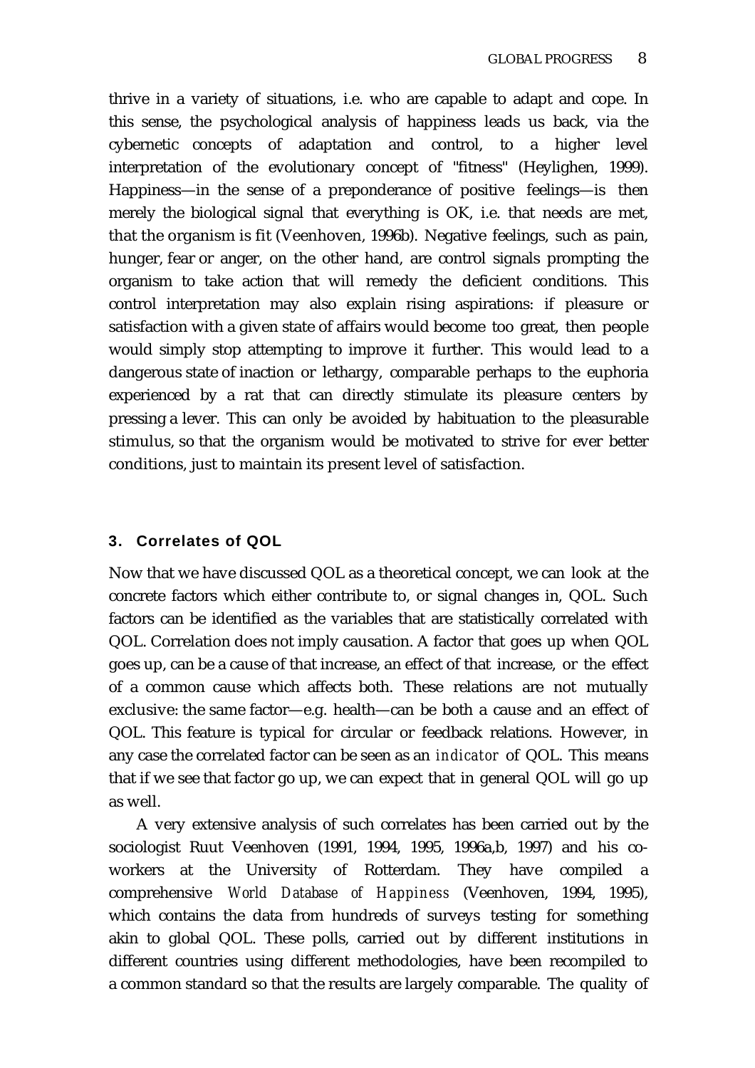thrive in a variety of situations, i.e. who are capable to adapt and cope. In this sense, the psychological analysis of happiness leads us back, via the cybernetic concepts of adaptation and control, to a higher level interpretation of the evolutionary concept of "fitness" (Heylighen, 1999). Happiness—in the sense of a preponderance of positive feelings—is then merely the biological signal that everything is OK, i.e. that needs are met, that the organism is fit (Veenhoven, 1996b). Negative feelings, such as pain, hunger, fear or anger, on the other hand, are control signals prompting the organism to take action that will remedy the deficient conditions. This control interpretation may also explain rising aspirations: if pleasure or satisfaction with a given state of affairs would become too great, then people would simply stop attempting to improve it further. This would lead to a dangerous state of inaction or lethargy, comparable perhaps to the euphoria experienced by a rat that can directly stimulate its pleasure centers by pressing a lever. This can only be avoided by habituation to the pleasurable stimulus, so that the organism would be motivated to strive for ever better conditions, just to maintain its present level of satisfaction.

## 3. Correlates of QOL

Now that we have discussed QOL as a theoretical concept, we can look at the concrete factors which either contribute to, or signal changes in, QOL. Such factors can be identified as the variables that are statistically correlated with QOL. Correlation does not imply causation. A factor that goes up when QOL goes up, can be a cause of that increase, an effect of that increase, or the effect of a common cause which affects both. These relations are not mutually exclusive: the same factor—e.g. health—can be both a cause and an effect of QOL. This feature is typical for circular or feedback relations. However, in any case the correlated factor can be seen as an *indicator* of QOL. This means that if we see that factor go up, we can expect that in general QOL will go up as well.

A very extensive analysis of such correlates has been carried out by the sociologist Ruut Veenhoven (1991, 1994, 1995, 1996a,b, 1997) and his co-workers at the University of Rotterdam. They have compiled a comprehensive *World Database of Happiness* (Veenhoven, 1994, 1995), which contains the data from hundreds of surveys testing for something akin to global QOL. These polls, carried out by different institutions in different countries using different methodologies, have been recompiled to a common standard so that the results are largely comparable. The quality of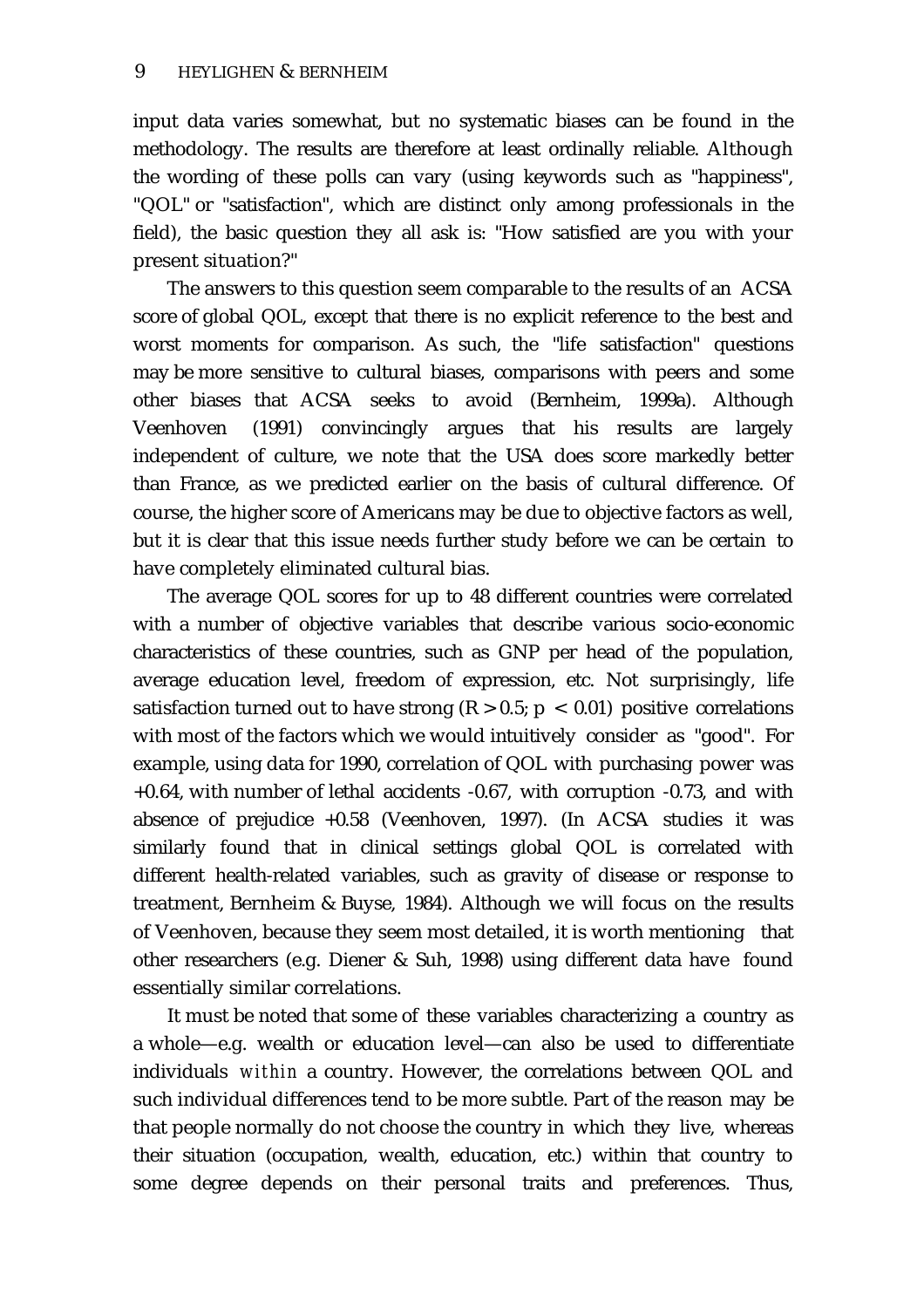input data varies somewhat, but no systematic biases can be found in the methodology. The results are therefore at least ordinally reliable. Although the wording of these polls can vary (using keywords such as "happiness", "QOL" or "satisfaction", which are distinct only among professionals in the field), the basic question they all ask is: "How satisfied are you with your present situation?"

The answers to this question seem comparable to the results of an ACSA score of global QOL, except that there is no explicit reference to the best and worst moments for comparison. As such, the "life satisfaction" questions may be more sensitive to cultural biases, comparisons with peers and some other biases that ACSA seeks to avoid (Bernheim, 1999a). Although Veenhoven (1991) convincingly argues that his results are largely independent of culture, we note that the USA does score markedly better than France, as we predicted earlier on the basis of cultural difference. Of course, the higher score of Americans may be due to objective factors as well, but it is clear that this issue needs further study before we can be certain to have completely eliminated cultural bias.

The average QOL scores for up to 48 different countries were correlated with a number of objective variables that describe various socio-economic characteristics of these countries, such as GNP per head of the population, average education level, freedom of expression, etc. Not surprisingly, life satisfaction turned out to have strong ($R > 0.5$; $p < 0.01$) positive correlations with most of the factors which we would intuitively consider as "good". For example, using data for 1990, correlation of QOL with purchasing power was +0.64, with number of lethal accidents -0.67, with corruption -0.73, and with absence of prejudice +0.58 (Veenhoven, 1997). (In ACSA studies it was similarly found that in clinical settings global QOL is correlated with different health-related variables, such as gravity of disease or response to treatment, Bernheim & Buyse, 1984). Although we will focus on the results of Veenhoven, because they seem most detailed, it is worth mentioning that other researchers (e.g. Diener & Suh, 1998) using different data have found essentially similar correlations.

It must be noted that some of these variables characterizing a country as a whole—e.g. wealth or education level—can also be used to differentiate individuals *within* a country. However, the correlations between QOL and such individual differences tend to be more subtle. Part of the reason may be that people normally do not choose the country in which they live, whereas their situation (occupation, wealth, education, etc.) within that country to some degree depends on their personal traits and preferences. Thus,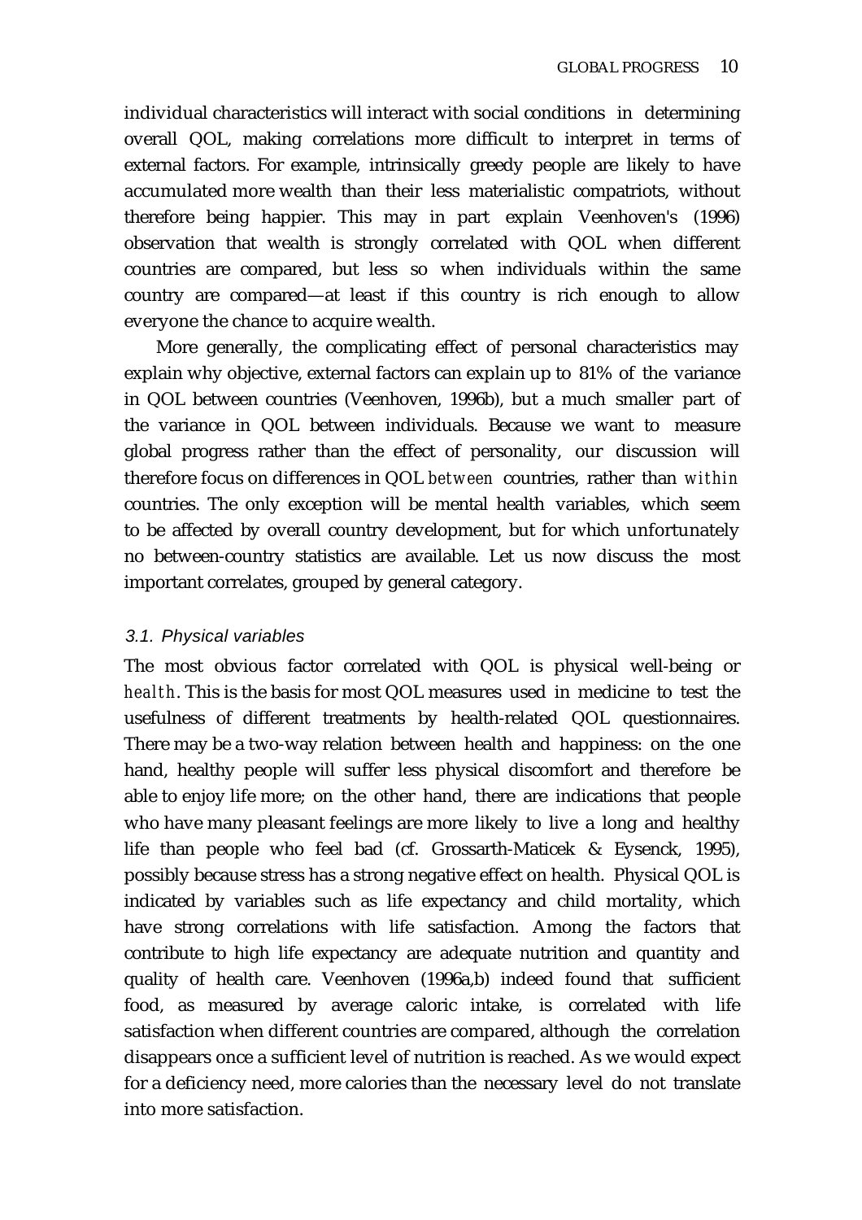individual characteristics will interact with social conditions in determining overall QOL, making correlations more difficult to interpret in terms of external factors. For example, intrinsically greedy people are likely to have accumulated more wealth than their less materialistic compatriots, without therefore being happier. This may in part explain Veenhoven's (1996) observation that wealth is strongly correlated with QOL when different countries are compared, but less so when individuals within the same country are compared—at least if this country is rich enough to allow everyone the chance to acquire wealth.

More generally, the complicating effect of personal characteristics may explain why objective, external factors can explain up to 81% of the variance in QOL between countries (Veenhoven, 1996b), but a much smaller part of the variance in QOL between individuals. Because we want to measure global progress rather than the effect of personality, our discussion will therefore focus on differences in QOL *between* countries, rather than *within* countries. The only exception will be mental health variables, which seem to be affected by overall country development, but for which unfortunately no between-country statistics are available. Let us now discuss the most important correlates, grouped by general category.

### *3.1. Physical variables*

The most obvious factor correlated with QOL is physical well-being or *health*. This is the basis for most QOL measures used in medicine to test the usefulness of different treatments by health-related QOL questionnaires. There may be a two-way relation between health and happiness: on the one hand, healthy people will suffer less physical discomfort and therefore be able to enjoy life more; on the other hand, there are indications that people who have many pleasant feelings are more likely to live a long and healthy life than people who feel bad (cf. Grossarth-Maticek & Eysenck, 1995), possibly because stress has a strong negative effect on health. Physical QOL is indicated by variables such as life expectancy and child mortality, which have strong correlations with life satisfaction. Among the factors that contribute to high life expectancy are adequate nutrition and quantity and quality of health care. Veenhoven (1996a,b) indeed found that sufficient food, as measured by average caloric intake, is correlated with life satisfaction when different countries are compared, although the correlation disappears once a sufficient level of nutrition is reached. As we would expect for a deficiency need, more calories than the necessary level do not translate into more satisfaction.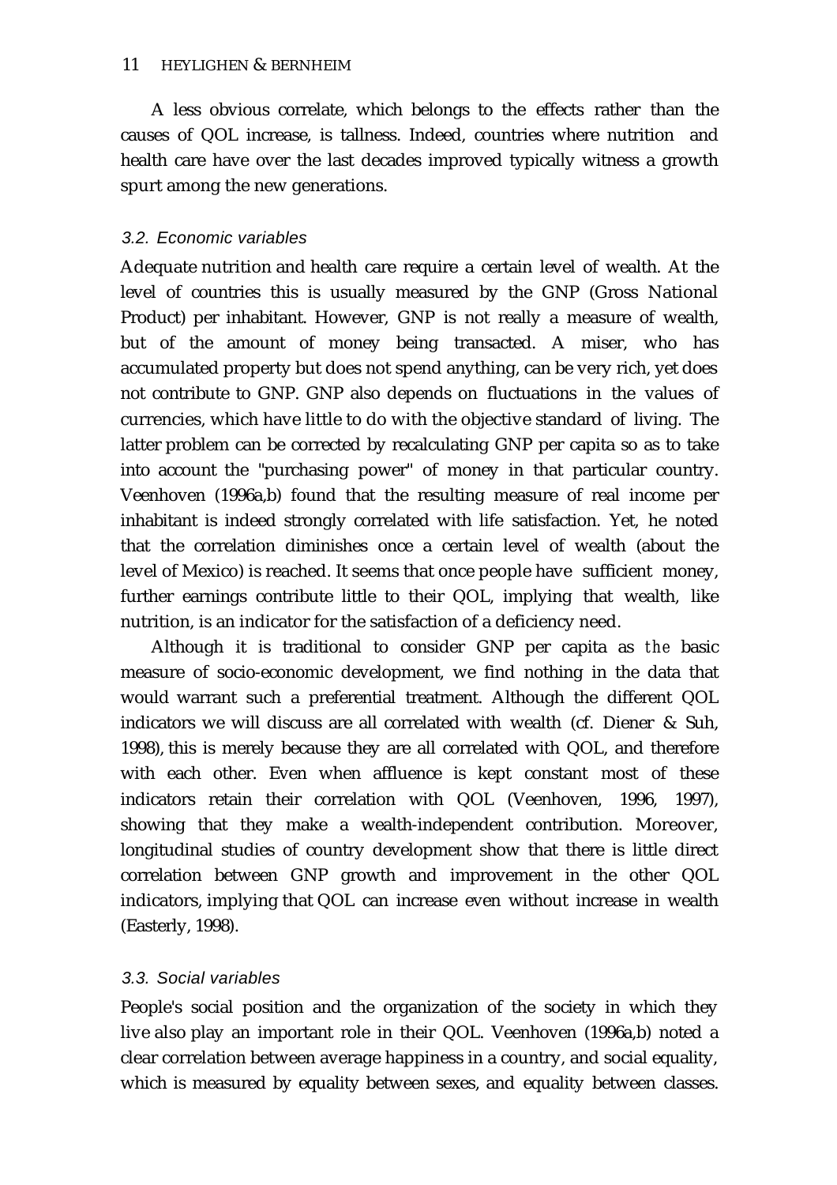A less obvious correlate, which belongs to the effects rather than the causes of QOL increase, is tallness. Indeed, countries where nutrition and health care have over the last decades improved typically witness a growth spurt among the new generations.

### *3.2. Economic variables*

Adequate nutrition and health care require a certain level of wealth. At the level of countries this is usually measured by the GNP (Gross National Product) per inhabitant. However, GNP is not really a measure of wealth, but of the amount of money being transacted. A miser, who has accumulated property but does not spend anything, can be very rich, yet does not contribute to GNP. GNP also depends on fluctuations in the values of currencies, which have little to do with the objective standard of living. The latter problem can be corrected by recalculating GNP per capita so as to take into account the "purchasing power" of money in that particular country. Veenhoven (1996a,b) found that the resulting measure of real income per inhabitant is indeed strongly correlated with life satisfaction. Yet, he noted that the correlation diminishes once a certain level of wealth (about the level of Mexico) is reached. It seems that once people have sufficient money, further earnings contribute little to their QOL, implying that wealth, like nutrition, is an indicator for the satisfaction of a deficiency need.

Although it is traditional to consider GNP per capita as *the* basic measure of socio-economic development, we find nothing in the data that would warrant such a preferential treatment. Although the different QOL indicators we will discuss are all correlated with wealth (cf. Diener & Suh, 1998), this is merely because they are all correlated with QOL, and therefore with each other. Even when affluence is kept constant most of these indicators retain their correlation with QOL (Veenhoven, 1996, 1997), showing that they make a wealth-independent contribution. Moreover, longitudinal studies of country development show that there is little direct correlation between GNP growth and improvement in the other QOL indicators, implying that QOL can increase even without increase in wealth (Easterly, 1998).

### *3.3. Social variables*

People's social position and the organization of the society in which they live also play an important role in their QOL. Veenhoven (1996a,b) noted a clear correlation between average happiness in a country, and social equality, which is measured by equality between sexes, and equality between classes.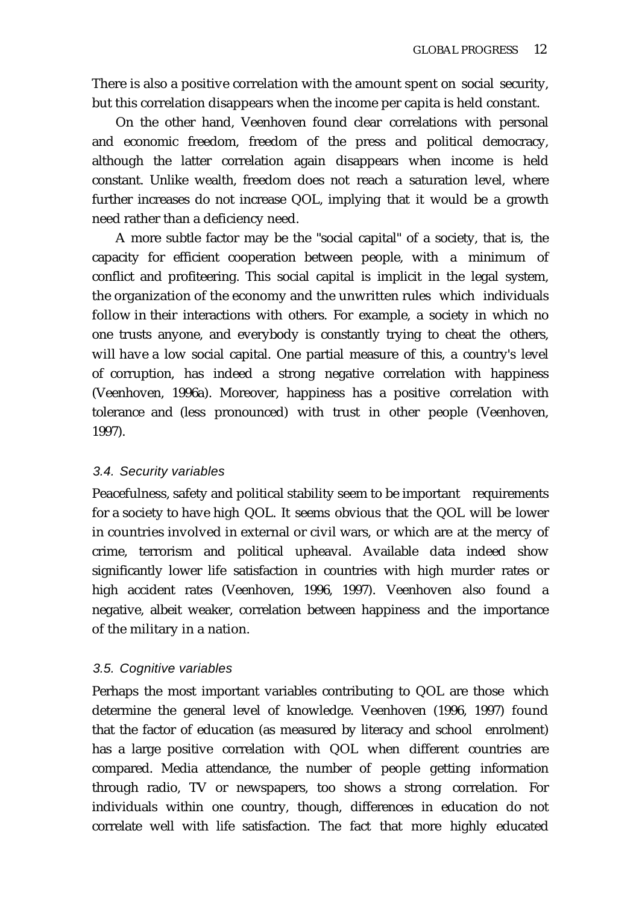There is also a positive correlation with the amount spent on social security, but this correlation disappears when the income per capita is held constant.

On the other hand, Veenhoven found clear correlations with personal and economic freedom, freedom of the press and political democracy, although the latter correlation again disappears when income is held constant. Unlike wealth, freedom does not reach a saturation level, where further increases do not increase QOL, implying that it would be a growth need rather than a deficiency need.

A more subtle factor may be the "social capital" of a society, that is, the capacity for efficient cooperation between people, with a minimum of conflict and profiteering. This social capital is implicit in the legal system, the organization of the economy and the unwritten rules which individuals follow in their interactions with others. For example, a society in which no one trusts anyone, and everybody is constantly trying to cheat the others, will have a low social capital. One partial measure of this, a country's level of corruption, has indeed a strong negative correlation with happiness (Veenhoven, 1996a). Moreover, happiness has a positive correlation with tolerance and (less pronounced) with trust in other people (Veenhoven, 1997).

### *3.4. Security variables*

Peacefulness, safety and political stability seem to be important requirements for a society to have high QOL. It seems obvious that the QOL will be lower in countries involved in external or civil wars, or which are at the mercy of crime, terrorism and political upheaval. Available data indeed show significantly lower life satisfaction in countries with high murder rates or high accident rates (Veenhoven, 1996, 1997). Veenhoven also found a negative, albeit weaker, correlation between happiness and the importance of the military in a nation.

### *3.5. Cognitive variables*

Perhaps the most important variables contributing to QOL are those which determine the general level of knowledge. Veenhoven (1996, 1997) found that the factor of education (as measured by literacy and school enrolment) has a large positive correlation with QOL when different countries are compared. Media attendance, the number of people getting information through radio, TV or newspapers, too shows a strong correlation. For individuals within one country, though, differences in education do not correlate well with life satisfaction. The fact that more highly educated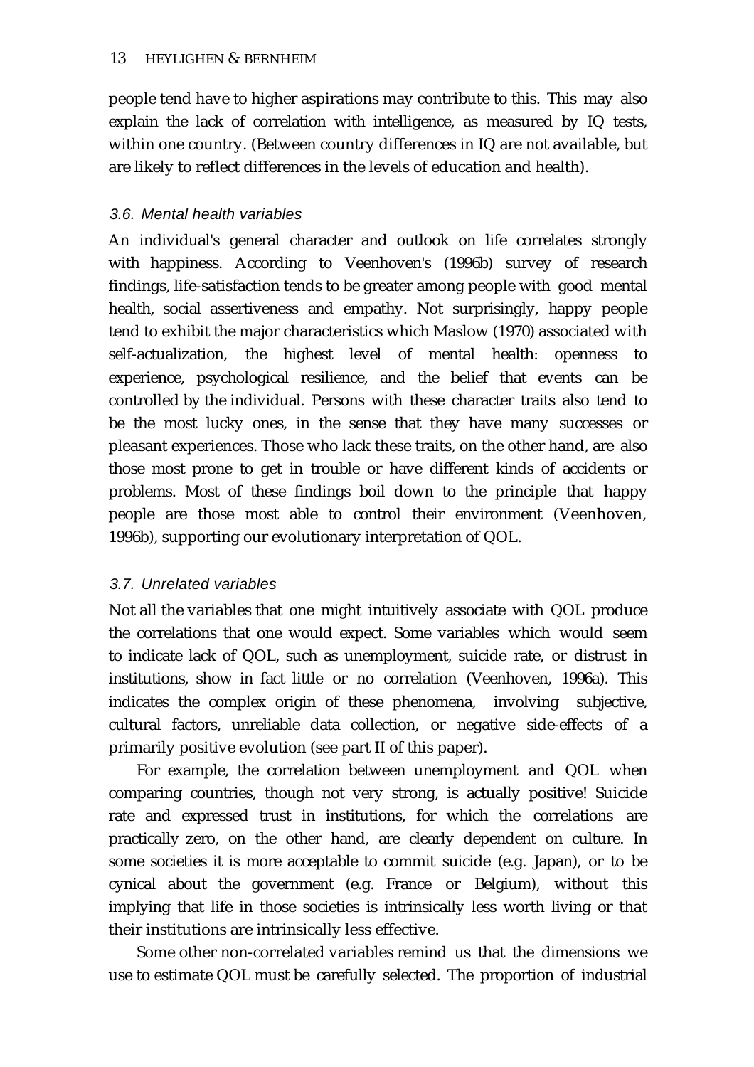people tend have to higher aspirations may contribute to this. This may also explain the lack of correlation with intelligence, as measured by IQ tests, within one country. (Between country differences in IQ are not available, but are likely to reflect differences in the levels of education and health).

### *3.6. Mental health variables*

An individual's general character and outlook on life correlates strongly with happiness. According to Veenhoven's (1996b) survey of research findings, life-satisfaction tends to be greater among people with good mental health, social assertiveness and empathy. Not surprisingly, happy people tend to exhibit the major characteristics which Maslow (1970) associated with self-actualization, the highest level of mental health: openness to experience, psychological resilience, and the belief that events can be controlled by the individual. Persons with these character traits also tend to be the most lucky ones, in the sense that they have many successes or pleasant experiences. Those who lack these traits, on the other hand, are also those most prone to get in trouble or have different kinds of accidents or problems. Most of these findings boil down to the principle that happy people are those most able to control their environment (Veenhoven, 1996b), supporting our evolutionary interpretation of QOL.

### *3.7. Unrelated variables*

Not all the variables that one might intuitively associate with QOL produce the correlations that one would expect. Some variables which would seem to indicate lack of QOL, such as unemployment, suicide rate, or distrust in institutions, show in fact little or no correlation (Veenhoven, 1996a). This indicates the complex origin of these phenomena, involving subjective, cultural factors, unreliable data collection, or negative side-effects of a primarily positive evolution (see part II of this paper).

For example, the correlation between unemployment and QOL when comparing countries, though not very strong, is actually positive! Suicide rate and expressed trust in institutions, for which the correlations are practically zero, on the other hand, are clearly dependent on culture. In some societies it is more acceptable to commit suicide (e.g. Japan), or to be cynical about the government (e.g. France or Belgium), without this implying that life in those societies is intrinsically less worth living or that their institutions are intrinsically less effective.

Some other non-correlated variables remind us that the dimensions we use to estimate QOL must be carefully selected. The proportion of industrial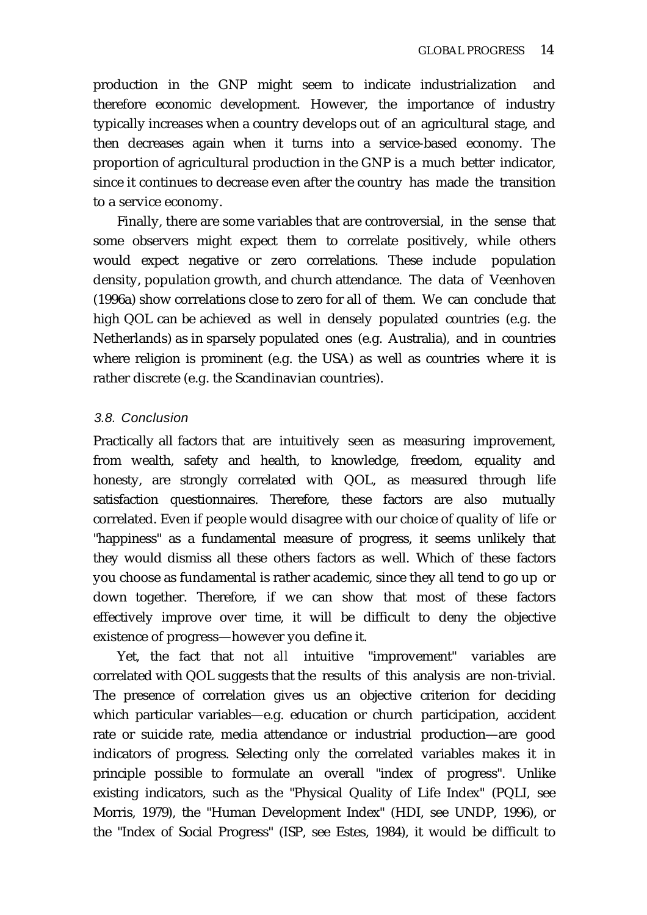production in the GNP might seem to indicate industrialization and therefore economic development. However, the importance of industry typically increases when a country develops out of an agricultural stage, and then decreases again when it turns into a service-based economy. The proportion of agricultural production in the GNP is a much better indicator, since it continues to decrease even after the country has made the transition to a service economy.

Finally, there are some variables that are controversial, in the sense that some observers might expect them to correlate positively, while others would expect negative or zero correlations. These include population density, population growth, and church attendance. The data of Veenhoven (1996a) show correlations close to zero for all of them. We can conclude that high QOL can be achieved as well in densely populated countries (e.g. the Netherlands) as in sparsely populated ones (e.g. Australia), and in countries where religion is prominent (e.g. the USA) as well as countries where it is rather discrete (e.g. the Scandinavian countries).

### *3.8. Conclusion*

Practically all factors that are intuitively seen as measuring improvement, from wealth, safety and health, to knowledge, freedom, equality and honesty, are strongly correlated with QOL, as measured through life satisfaction questionnaires. Therefore, these factors are also mutually correlated. Even if people would disagree with our choice of quality of life or "happiness" as a fundamental measure of progress, it seems unlikely that they would dismiss all these others factors as well. Which of these factors you choose as fundamental is rather academic, since they all tend to go up or down together. Therefore, if we can show that most of these factors effectively improve over time, it will be difficult to deny the objective existence of progress—however you define it.

Yet, the fact that not *all* intuitive "improvement" variables are correlated with QOL suggests that the results of this analysis are non-trivial. The presence of correlation gives us an objective criterion for deciding which particular variables—e.g. education or church participation, accident rate or suicide rate, media attendance or industrial production—are good indicators of progress. Selecting only the correlated variables makes it in principle possible to formulate an overall "index of progress". Unlike existing indicators, such as the "Physical Quality of Life Index" (PQLI, see Morris, 1979), the "Human Development Index" (HDI, see UNDP, 1996), or the "Index of Social Progress" (ISP, see Estes, 1984), it would be difficult to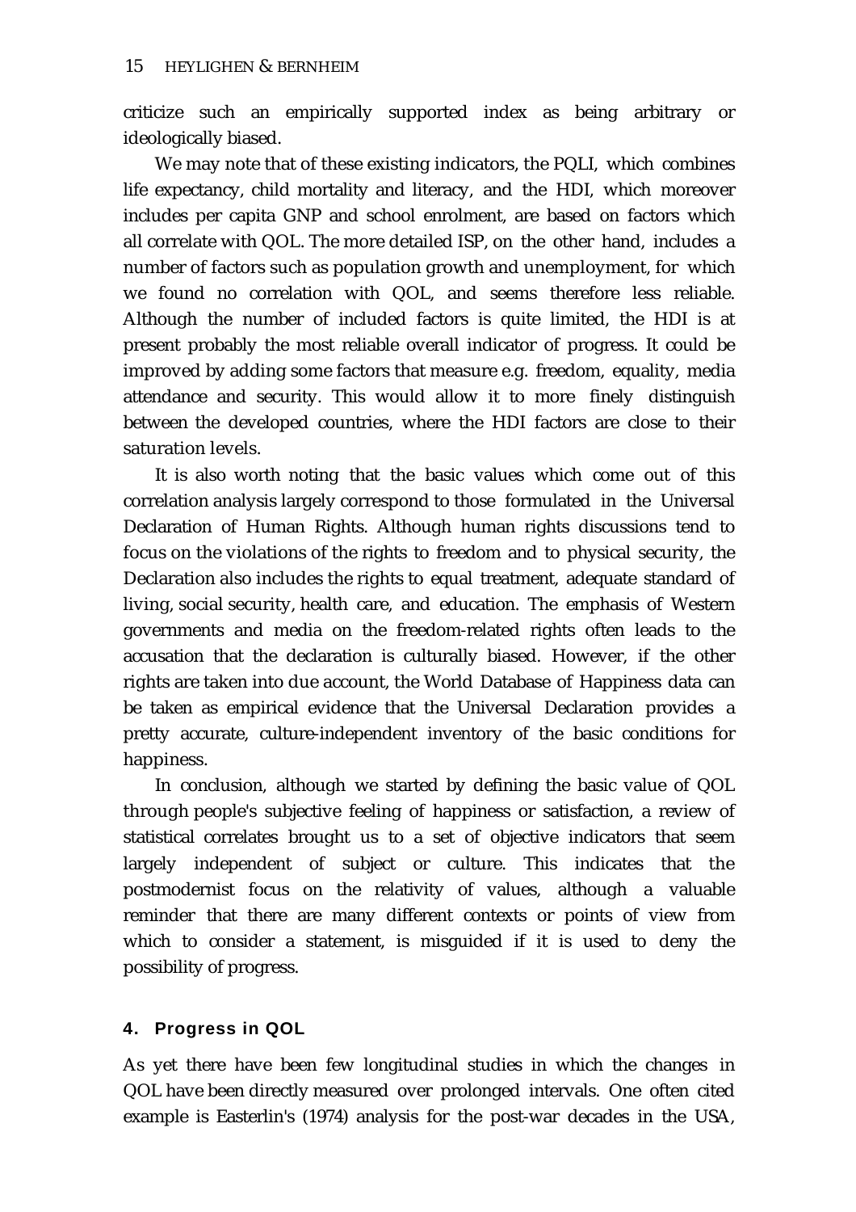criticize such an empirically supported index as being arbitrary or ideologically biased.

We may note that of these existing indicators, the PQLI, which combines life expectancy, child mortality and literacy, and the HDI, which moreover includes per capita GNP and school enrolment, are based on factors which all correlate with QOL. The more detailed ISP, on the other hand, includes a number of factors such as population growth and unemployment, for which we found no correlation with QOL, and seems therefore less reliable. Although the number of included factors is quite limited, the HDI is at present probably the most reliable overall indicator of progress. It could be improved by adding some factors that measure e.g. freedom, equality, media attendance and security. This would allow it to more finely distinguish between the developed countries, where the HDI factors are close to their saturation levels.

It is also worth noting that the basic values which come out of this correlation analysis largely correspond to those formulated in the Universal Declaration of Human Rights. Although human rights discussions tend to focus on the violations of the rights to freedom and to physical security, the Declaration also includes the rights to equal treatment, adequate standard of living, social security, health care, and education. The emphasis of Western governments and media on the freedom-related rights often leads to the accusation that the declaration is culturally biased. However, if the other rights are taken into due account, the World Database of Happiness data can be taken as empirical evidence that the Universal Declaration provides a pretty accurate, culture-independent inventory of the basic conditions for happiness.

In conclusion, although we started by defining the basic value of QOL through people's subjective feeling of happiness or satisfaction, a review of statistical correlates brought us to a set of objective indicators that seem largely independent of subject or culture. This indicates that the postmodernist focus on the relativity of values, although a valuable reminder that there are many different contexts or points of view from which to consider a statement, is misguided if it is used to deny the possibility of progress.

## 4. Progress in QOL

As yet there have been few longitudinal studies in which the changes in QOL have been directly measured over prolonged intervals. One often cited example is Easterlin's (1974) analysis for the post-war decades in the USA,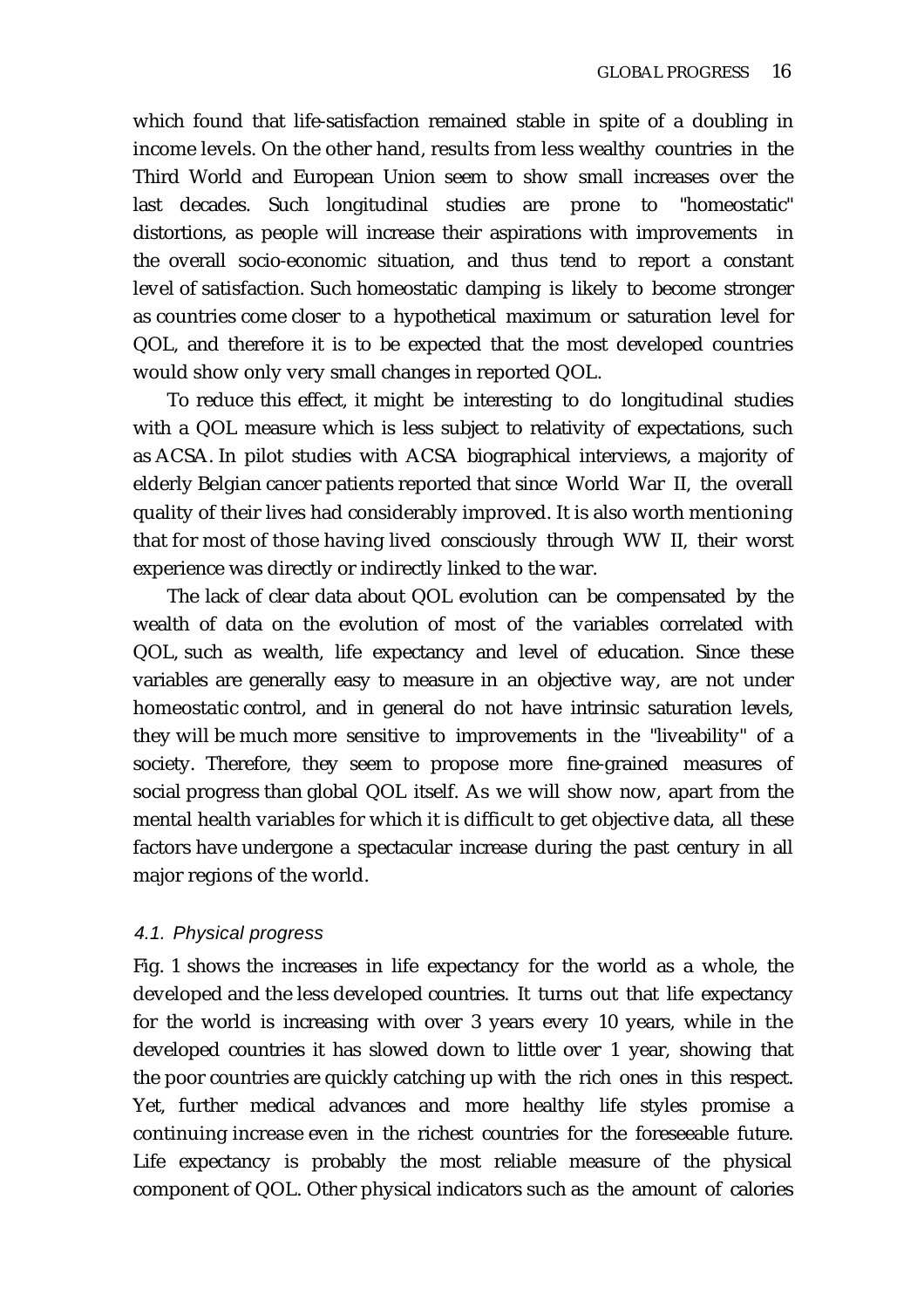which found that life-satisfaction remained stable in spite of a doubling in income levels. On the other hand, results from less wealthy countries in the Third World and European Union seem to show small increases over the last decades. Such longitudinal studies are prone to "homeostatic" distortions, as people will increase their aspirations with improvements in the overall socio-economic situation, and thus tend to report a constant level of satisfaction. Such homeostatic damping is likely to become stronger as countries come closer to a hypothetical maximum or saturation level for QOL, and therefore it is to be expected that the most developed countries would show only very small changes in reported QOL.

To reduce this effect, it might be interesting to do longitudinal studies with a QOL measure which is less subject to relativity of expectations, such as ACSA. In pilot studies with ACSA biographical interviews, a majority of elderly Belgian cancer patients reported that since World War II, the overall quality of their lives had considerably improved. It is also worth mentioning that for most of those having lived consciously through WW II, their worst experience was directly or indirectly linked to the war.

The lack of clear data about QOL evolution can be compensated by the wealth of data on the evolution of most of the variables correlated with QOL, such as wealth, life expectancy and level of education. Since these variables are generally easy to measure in an objective way, are not under homeostatic control, and in general do not have intrinsic saturation levels, they will be much more sensitive to improvements in the "liveability" of a society. Therefore, they seem to propose more fine-grained measures of social progress than global QOL itself. As we will show now, apart from the mental health variables for which it is difficult to get objective data, all these factors have undergone a spectacular increase during the past century in all major regions of the world.

### *4.1. Physical progress*

Fig. 1 shows the increases in life expectancy for the world as a whole, the developed and the less developed countries. It turns out that life expectancy for the world is increasing with over 3 years every 10 years, while in the developed countries it has slowed down to little over 1 year, showing that the poor countries are quickly catching up with the rich ones in this respect. Yet, further medical advances and more healthy life styles promise a continuing increase even in the richest countries for the foreseeable future. Life expectancy is probably the most reliable measure of the physical component of QOL. Other physical indicators such as the amount of calories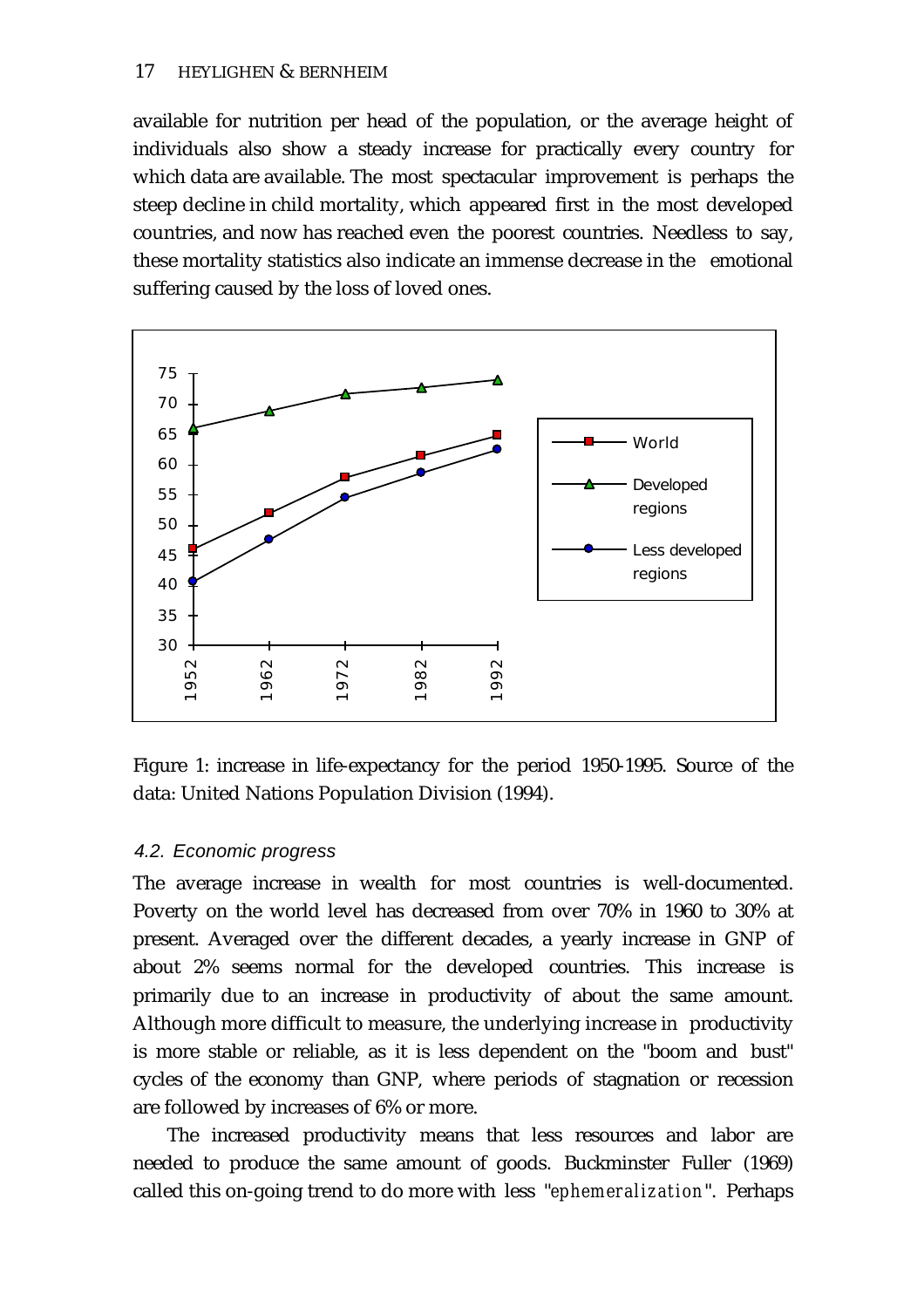available for nutrition per head of the population, or the average height of individuals also show a steady increase for practically every country for which data are available. The most spectacular improvement is perhaps the steep decline in child mortality, which appeared first in the most developed countries, and now has reached even the poorest countries. Needless to say, these mortality statistics also indicate an immense decrease in the emotional suffering caused by the loss of loved ones.

Figure 1: increase in life-expectancy for the period 1950-1995. Source of the data: United Nations Population Division (1994).

### *4.2. Economic progress*

The average increase in wealth for most countries is well-documented. Poverty on the world level has decreased from over 70% in 1960 to 30% at present. Averaged over the different decades, a yearly increase in GNP of about 2% seems normal for the developed countries. This increase is primarily due to an increase in productivity of about the same amount. Although more difficult to measure, the underlying increase in productivity is more stable or reliable, as it is less dependent on the "boom and bust" cycles of the economy than GNP, where periods of stagnation or recession are followed by increases of 6% or more.

The increased productivity means that less resources and labor are needed to produce the same amount of goods. Buckminster Fuller (1969) called this on-going trend to do more with less "*ephemeralization*". Perhaps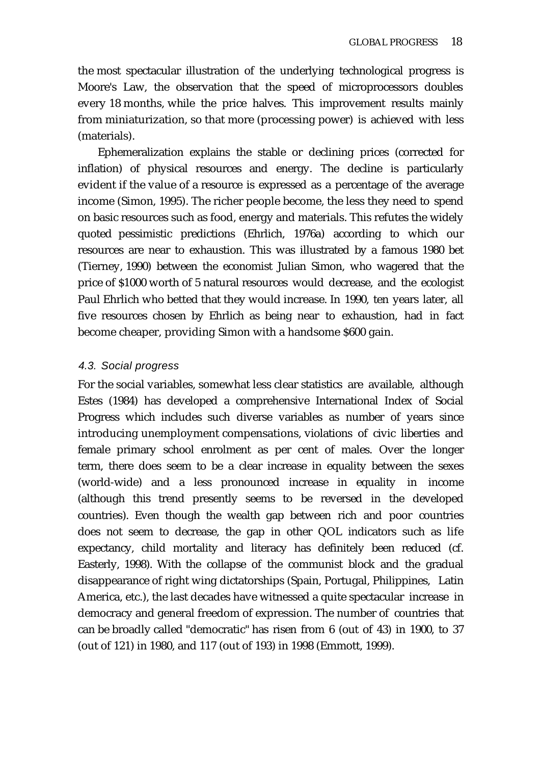the most spectacular illustration of the underlying technological progress is Moore's Law, the observation that the speed of microprocessors doubles every 18 months, while the price halves. This improvement results mainly from miniaturization, so that more (processing power) is achieved with less (materials).

Ephemeralization explains the stable or declining prices (corrected for inflation) of physical resources and energy. The decline is particularly evident if the value of a resource is expressed as a percentage of the average income (Simon, 1995). The richer people become, the less they need to spend on basic resources such as food, energy and materials. This refutes the widely quoted pessimistic predictions (Ehrlich, 1976a) according to which our resources are near to exhaustion. This was illustrated by a famous 1980 bet (Tierney, 1990) between the economist Julian Simon, who wagered that the price of $1000 worth of 5 natural resources would decrease, and the ecologist Paul Ehrlich who betted that they would increase. In 1990, ten years later, all five resources chosen by Ehrlich as being near to exhaustion, had in fact become cheaper, providing Simon with a handsome $600 gain.

#### *4.3. Social progress*

For the social variables, somewhat less clear statistics are available, although Estes (1984) has developed a comprehensive International Index of Social Progress which includes such diverse variables as number of years since introducing unemployment compensations, violations of civic liberties and female primary school enrolment as per cent of males. Over the longer term, there does seem to be a clear increase in equality between the sexes (world-wide) and a less pronounced increase in equality in income (although this trend presently seems to be reversed in the developed countries). Even though the wealth gap between rich and poor countries does not seem to decrease, the gap in other QOL indicators such as life expectancy, child mortality and literacy has definitely been reduced (cf. Easterly, 1998). With the collapse of the communist block and the gradual disappearance of right wing dictatorships (Spain, Portugal, Philippines, Latin America, etc.), the last decades have witnessed a quite spectacular increase in democracy and general freedom of expression. The number of countries that can be broadly called "democratic" has risen from 6 (out of 43) in 1900, to 37 (out of 121) in 1980, and 117 (out of 193) in 1998 (Emmott, 1999).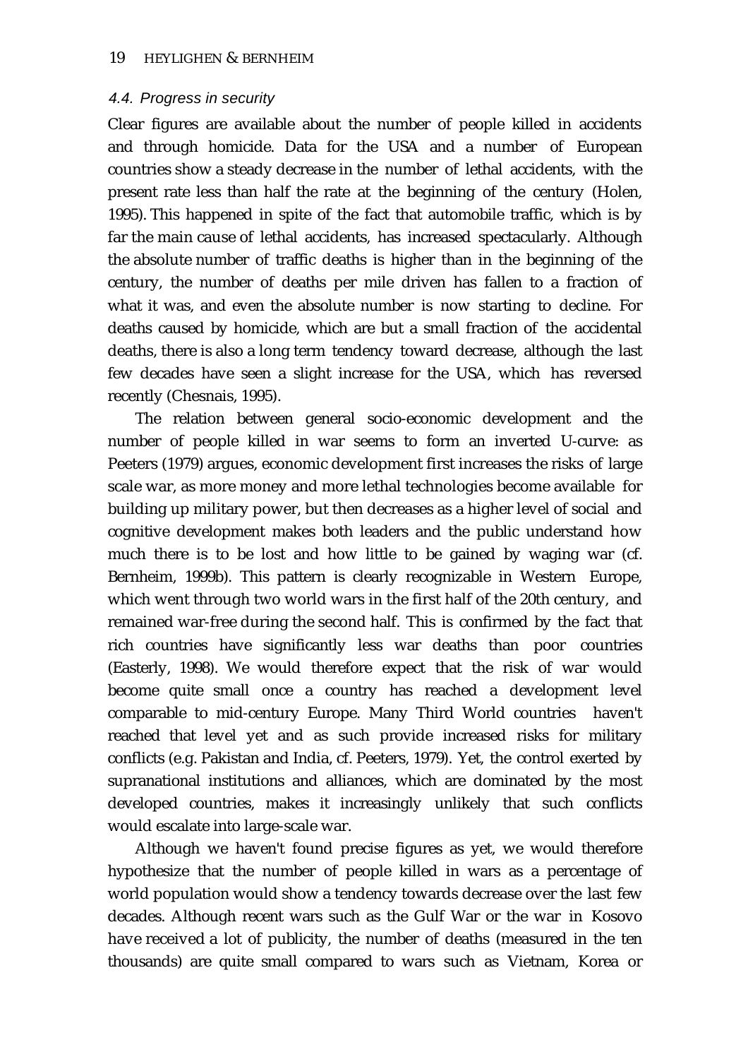### 4.4. Progress in security

Clear figures are available about the number of people killed in accidents and through homicide. Data for the USA and a number of European countries show a steady decrease in the number of lethal accidents, with the present rate less than half the rate at the beginning of the century (Holen, 1995). This happened in spite of the fact that automobile traffic, which is by far the main cause of lethal accidents, has increased spectacularly. Although the absolute number of traffic deaths is higher than in the beginning of the century, the number of deaths per mile driven has fallen to a fraction of what it was, and even the absolute number is now starting to decline. For deaths caused by homicide, which are but a small fraction of the accidental deaths, there is also a long term tendency toward decrease, although the last few decades have seen a slight increase for the USA, which has reversed recently (Chesnais, 1995).

The relation between general socio-economic development and the number of people killed in war seems to form an inverted U-curve: as Peeters (1979) argues, economic development first increases the risks of large scale war, as more money and more lethal technologies become available for building up military power, but then decreases as a higher level of social and cognitive development makes both leaders and the public understand how much there is to be lost and how little to be gained by waging war (cf. Bernheim, 1999b). This pattern is clearly recognizable in Western Europe, which went through two world wars in the first half of the 20th century, and remained war-free during the second half. This is confirmed by the fact that rich countries have significantly less war deaths than poor countries (Easterly, 1998). We would therefore expect that the risk of war would become quite small once a country has reached a development level comparable to mid-century Europe. Many Third World countries haven't reached that level yet and as such provide increased risks for military conflicts (e.g. Pakistan and India, cf. Peeters, 1979). Yet, the control exerted by supranational institutions and alliances, which are dominated by the most developed countries, makes it increasingly unlikely that such conflicts would escalate into large-scale war.

Although we haven't found precise figures as yet, we would therefore hypothesize that the number of people killed in wars as a percentage of world population would show a tendency towards decrease over the last few decades. Although recent wars such as the Gulf War or the war in Kosovo have received a lot of publicity, the number of deaths (measured in the ten thousands) are quite small compared to wars such as Vietnam, Korea or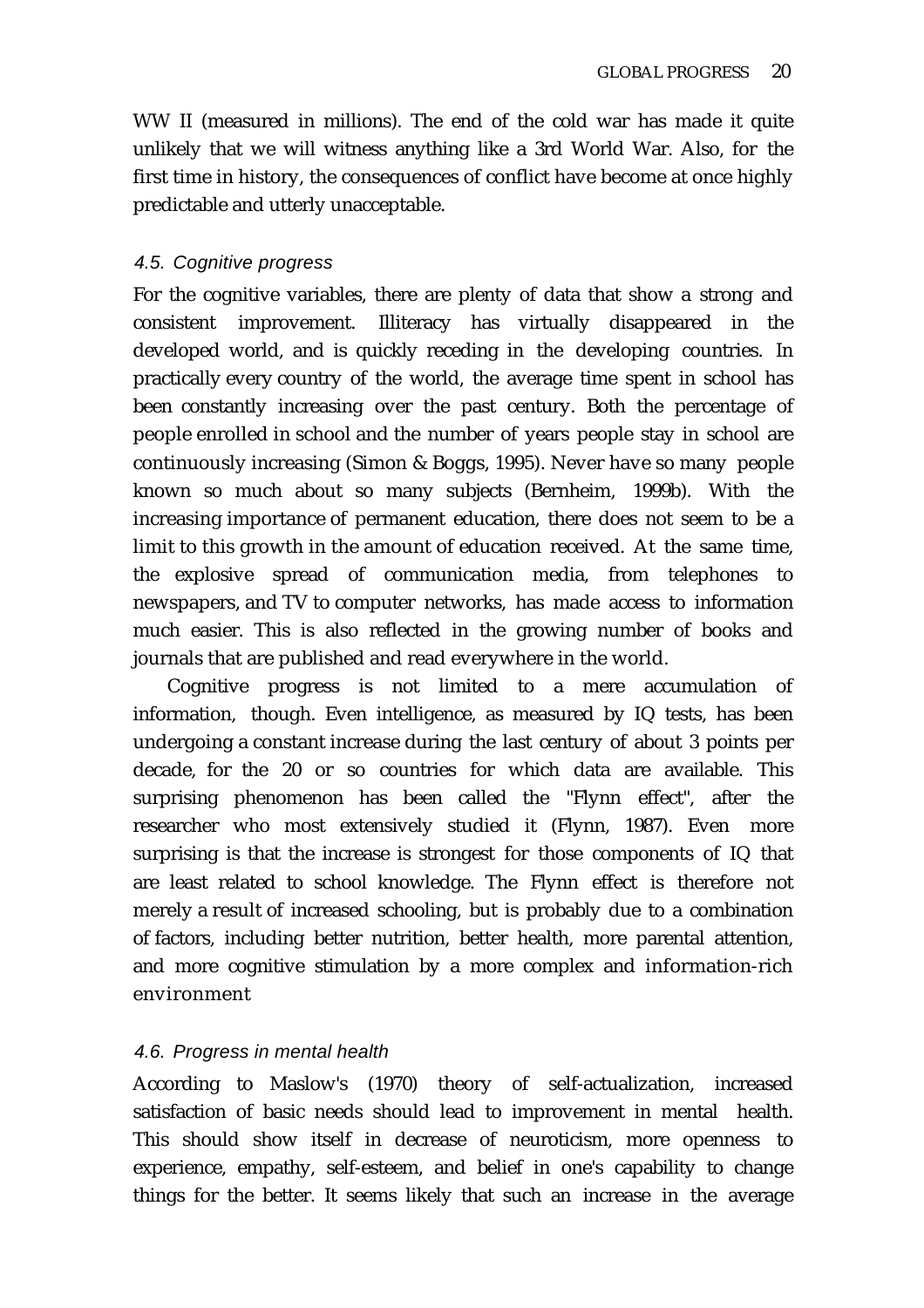WW II (measured in millions). The end of the cold war has made it quite unlikely that we will witness anything like a 3rd World War. Also, for the first time in history, the consequences of conflict have become at once highly predictable and utterly unacceptable.

### *4.5. Cognitive progress*

For the cognitive variables, there are plenty of data that show a strong and consistent improvement. Illiteracy has virtually disappeared in the developed world, and is quickly receding in the developing countries. In practically every country of the world, the average time spent in school has been constantly increasing over the past century. Both the percentage of people enrolled in school and the number of years people stay in school are continuously increasing (Simon & Boggs, 1995). Never have so many people known so much about so many subjects (Bernheim, 1999b). With the increasing importance of permanent education, there does not seem to be a limit to this growth in the amount of education received. At the same time, the explosive spread of communication media, from telephones to newspapers, and TV to computer networks, has made access to information much easier. This is also reflected in the growing number of books and journals that are published and read everywhere in the world.

Cognitive progress is not limited to a mere accumulation of information, though. Even intelligence, as measured by IQ tests, has been undergoing a constant increase during the last century of about 3 points per decade, for the 20 or so countries for which data are available. This surprising phenomenon has been called the "Flynn effect", after the researcher who most extensively studied it (Flynn, 1987). Even more surprising is that the increase is strongest for those components of IQ that are least related to school knowledge. The Flynn effect is therefore not merely a result of increased schooling, but is probably due to a combination of factors, including better nutrition, better health, more parental attention, and more cognitive stimulation by a more complex and information-rich environment

### *4.6. Progress in mental health*

According to Maslow's (1970) theory of self-actualization, increased satisfaction of basic needs should lead to improvement in mental health. This should show itself in decrease of neuroticism, more openness to experience, empathy, self-esteem, and belief in one's capability to change things for the better. It seems likely that such an increase in the average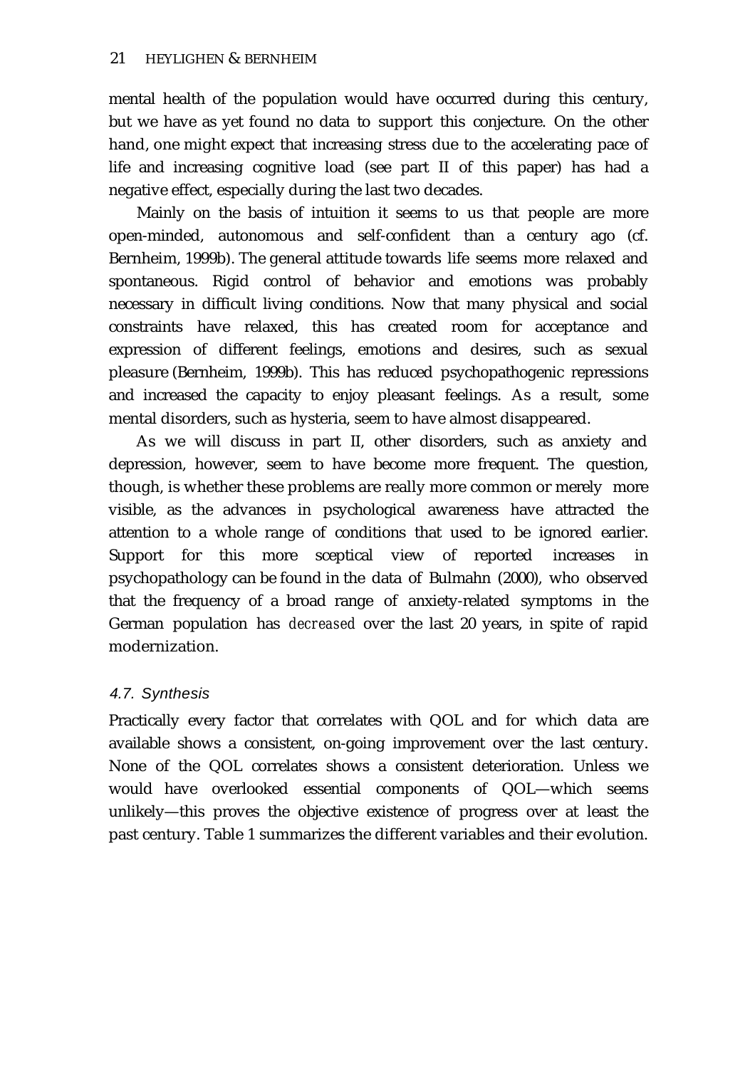mental health of the population would have occurred during this century, but we have as yet found no data to support this conjecture. On the other hand, one might expect that increasing stress due to the accelerating pace of life and increasing cognitive load (see part II of this paper) has had a negative effect, especially during the last two decades.

Mainly on the basis of intuition it seems to us that people are more open-minded, autonomous and self-confident than a century ago (cf. Bernheim, 1999b). The general attitude towards life seems more relaxed and spontaneous. Rigid control of behavior and emotions was probably necessary in difficult living conditions. Now that many physical and social constraints have relaxed, this has created room for acceptance and expression of different feelings, emotions and desires, such as sexual pleasure (Bernheim, 1999b). This has reduced psychopathogenic repressions and increased the capacity to enjoy pleasant feelings. As a result, some mental disorders, such as hysteria, seem to have almost disappeared.

As we will discuss in part II, other disorders, such as anxiety and depression, however, seem to have become more frequent. The question, though, is whether these problems are really more common or merely more visible, as the advances in psychological awareness have attracted the attention to a whole range of conditions that used to be ignored earlier. Support for this more sceptical view of reported increases in psychopathology can be found in the data of Bulmahn (2000), who observed that the frequency of a broad range of anxiety-related symptoms in the German population has *decreased* over the last 20 years, in spite of rapid modernization.

### 4.7. Synthesis

Practically every factor that correlates with QOL and for which data are available shows a consistent, on-going improvement over the last century. None of the QOL correlates shows a consistent deterioration. Unless we would have overlooked essential components of QOL—which seems unlikely—this proves the objective existence of progress over at least the past century. Table 1 summarizes the different variables and their evolution.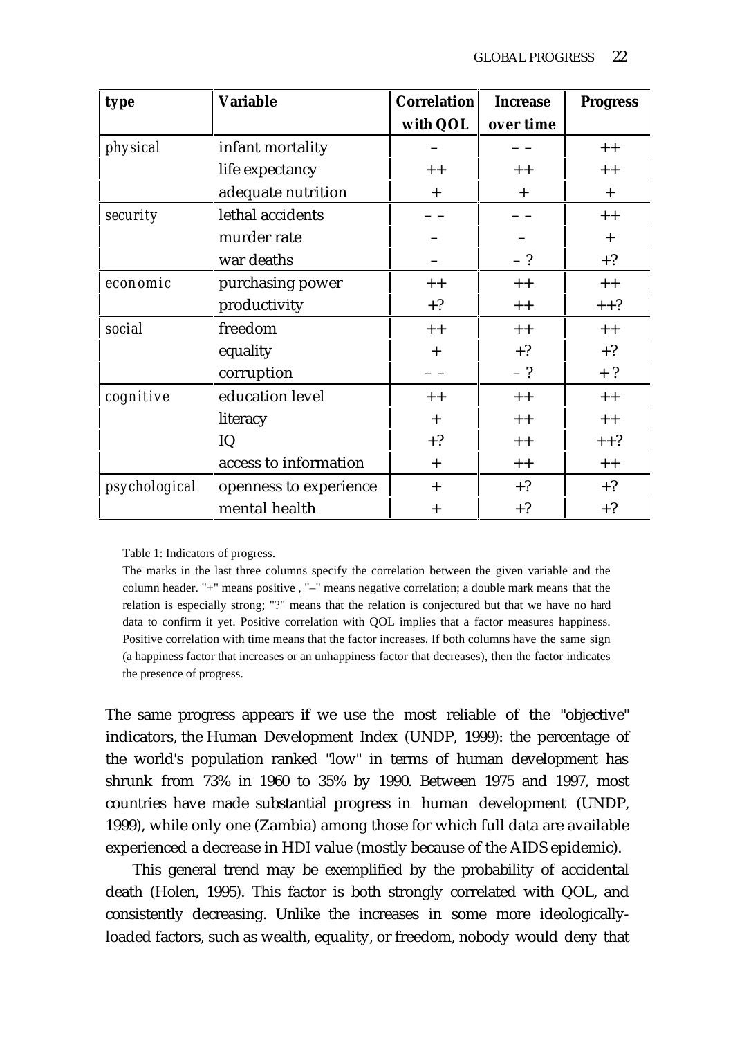| type | Variable | Correlation with QOL | Increase over time | Progress |
|---|---|---|---|---|
| *physical* | infant mortality | – | – – | ++ |
| | life expectancy | ++ | ++ | ++ |
| | adequate nutrition | + | + | + |
| *security* | lethal accidents | – – | – – | ++ |
| | murder rate | – | – | + |
| | war deaths | – | – ? | +? |
| *economic* | purchasing power | ++ | ++ | ++ |
| | productivity | +? | ++ | ++? |
| *social* | freedom | ++ | ++ | ++ |
| | equality | + | +? | +? |
| | corruption | – – | – ? | + ? |
| *cognitive* | education level | ++ | ++ | ++ |
| | literacy | + | ++ | ++ |
| | IQ | +? | ++ | ++? |
| | access to information | + | ++ | ++ |
| *psychological* | openness to experience | + | +? | +? |
| | mental health | + | +? | +? |

Table 1: Indicators of progress.

The marks in the last three columns specify the correlation between the given variable and the column header. "+" means positive , "–" means negative correlation; a double mark means that the relation is especially strong; "?" means that the relation is conjectured but that we have no hard data to confirm it yet. Positive correlation with QOL implies that a factor measures happiness. Positive correlation with time means that the factor increases. If both columns have the same sign (a happiness factor that increases or an unhappiness factor that decreases), then the factor indicates the presence of progress.

The same progress appears if we use the most reliable of the "objective" indicators, the Human Development Index (UNDP, 1999): the percentage of the world's population ranked "low" in terms of human development has shrunk from 73% in 1960 to 35% by 1990. Between 1975 and 1997, most countries have made substantial progress in human development (UNDP, 1999), while only one (Zambia) among those for which full data are available experienced a decrease in HDI value (mostly because of the AIDS epidemic).

This general trend may be exemplified by the probability of accidental death (Holen, 1995). This factor is both strongly correlated with QOL, and consistently decreasing. Unlike the increases in some more ideologically-loaded factors, such as wealth, equality, or freedom, nobody would deny that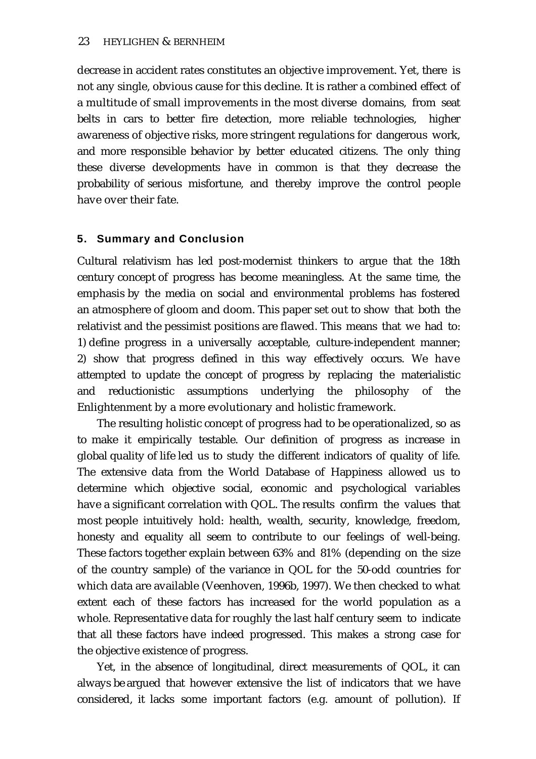decrease in accident rates constitutes an objective improvement. Yet, there is not any single, obvious cause for this decline. It is rather a combined effect of a multitude of small improvements in the most diverse domains, from seat belts in cars to better fire detection, more reliable technologies, higher awareness of objective risks, more stringent regulations for dangerous work, and more responsible behavior by better educated citizens. The only thing these diverse developments have in common is that they decrease the probability of serious misfortune, and thereby improve the control people have over their fate.

## 5. Summary and Conclusion

Cultural relativism has led post-modernist thinkers to argue that the 18th century concept of progress has become meaningless. At the same time, the emphasis by the media on social and environmental problems has fostered an atmosphere of gloom and doom. This paper set out to show that both the relativist and the pessimist positions are flawed. This means that we had to: 1) define progress in a universally acceptable, culture-independent manner; 2) show that progress defined in this way effectively occurs. We have attempted to update the concept of progress by replacing the materialistic and reductionistic assumptions underlying the philosophy of the Enlightenment by a more evolutionary and holistic framework.

The resulting holistic concept of progress had to be operationalized, so as to make it empirically testable. Our definition of progress as increase in global quality of life led us to study the different indicators of quality of life. The extensive data from the World Database of Happiness allowed us to determine which objective social, economic and psychological variables have a significant correlation with QOL. The results confirm the values that most people intuitively hold: health, wealth, security, knowledge, freedom, honesty and equality all seem to contribute to our feelings of well-being. These factors together explain between 63% and 81% (depending on the size of the country sample) of the variance in QOL for the 50-odd countries for which data are available (Veenhoven, 1996b, 1997). We then checked to what extent each of these factors has increased for the world population as a whole. Representative data for roughly the last half century seem to indicate that all these factors have indeed progressed. This makes a strong case for the objective existence of progress.

Yet, in the absence of longitudinal, direct measurements of QOL, it can always be argued that however extensive the list of indicators that we have considered, it lacks some important factors (e.g. amount of pollution). If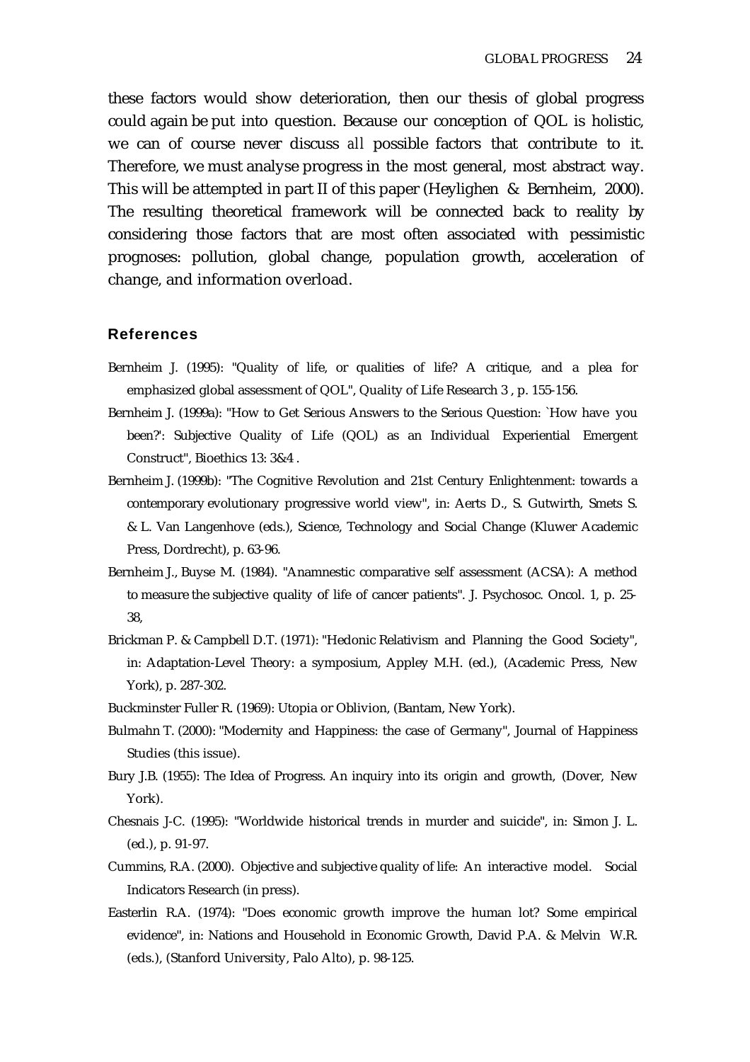these factors would show deterioration, then our thesis of global progress could again be put into question. Because our conception of QOL is holistic, we can of course never discuss *all* possible factors that contribute to it. Therefore, we must analyse progress in the most general, most abstract way. This will be attempted in part II of this paper (Heylighen & Bernheim, 2000). The resulting theoretical framework will be connected back to reality by considering those factors that are most often associated with pessimistic prognoses: pollution, global change, population growth, acceleration of change, and information overload.

## References

Bernheim J. (1995): "Quality of life, or qualities of life? A critique, and a plea for emphasized global assessment of QOL", Quality of Life Research 3 , p. 155-156.

Bernheim J. (1999a): "How to Get Serious Answers to the Serious Question: `How have you been?': Subjective Quality of Life (QOL) as an Individual Experiential Emergent Construct", Bioethics 13: 3&4 .

Bernheim J. (1999b): "The Cognitive Revolution and 21st Century Enlightenment: towards a contemporary evolutionary progressive world view", in: Aerts D., S. Gutwirth, Smets S. & L. Van Langenhove (eds.), Science, Technology and Social Change (Kluwer Academic Press, Dordrecht), p. 63-96.

Bernheim J., Buyse M. (1984). "Anamnestic comparative self assessment (ACSA): A method to measure the subjective quality of life of cancer patients". J. Psychosoc. Oncol. 1, p. 25-38,

Brickman P. & Campbell D.T. (1971): "Hedonic Relativism and Planning the Good Society", in: Adaptation-Level Theory: a symposium, Appley M.H. (ed.), (Academic Press, New York), p. 287-302.

Buckminster Fuller R. (1969): Utopia or Oblivion, (Bantam, New York).

Bulmahn T. (2000): "Modernity and Happiness: the case of Germany", Journal of Happiness Studies (this issue).

Bury J.B. (1955): The Idea of Progress. An inquiry into its origin and growth, (Dover, New York).

Chesnais J-C. (1995): "Worldwide historical trends in murder and suicide", in: Simon J. L. (ed.), p. 91-97.

Cummins, R.A. (2000). Objective and subjective quality of life: An interactive model. Social Indicators Research (in press).

Easterlin R.A. (1974): "Does economic growth improve the human lot? Some empirical evidence", in: Nations and Household in Economic Growth, David P.A. & Melvin W.R. (eds.), (Stanford University, Palo Alto), p. 98-125.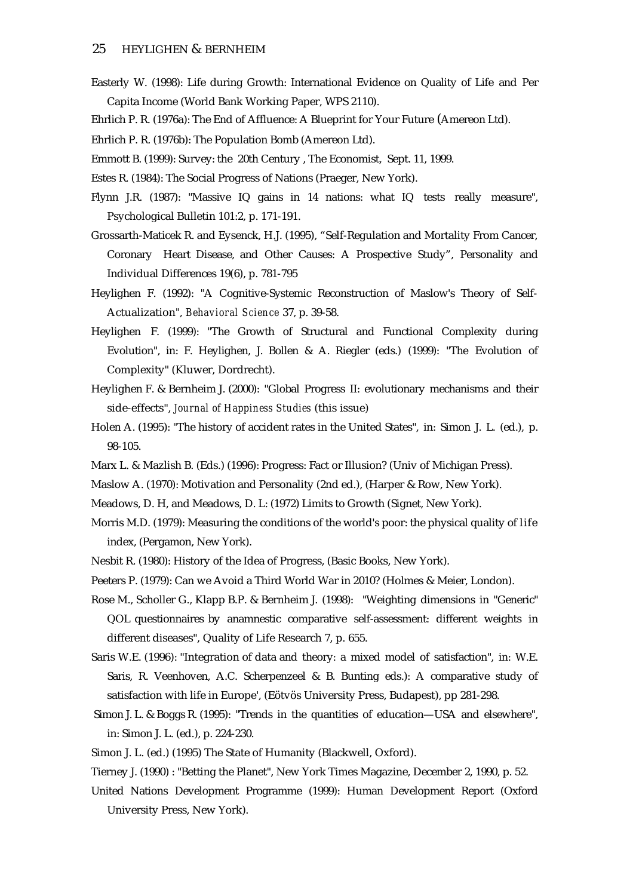Easterly W. (1998): Life during Growth: International Evidence on Quality of Life and Per Capita Income (World Bank Working Paper, WPS 2110).

Ehrlich P. R. (1976a): The End of Affluence: A Blueprint for Your Future (Amereon Ltd).

Ehrlich P. R. (1976b): The Population Bomb (Amereon Ltd).

Emmott B. (1999): Survey: the 20th Century , The Economist, Sept. 11, 1999.

Estes R. (1984): The Social Progress of Nations (Praeger, New York).

Flynn J.R. (1987): "Massive IQ gains in 14 nations: what IQ tests really measure", Psychological Bulletin 101:2, p. 171-191.

Grossarth-Maticek R. and Eysenck, H.J. (1995), "Self-Regulation and Mortality From Cancer, Coronary Heart Disease, and Other Causes: A Prospective Study", Personality and Individual Differences 19(6), p. 781-795

Heylighen F. (1992): "A Cognitive-Systemic Reconstruction of Maslow's Theory of Self-Actualization", *Behavioral Science* 37, p. 39-58.

Heylighen F. (1999): "The Growth of Structural and Functional Complexity during Evolution", in: F. Heylighen, J. Bollen & A. Riegler (eds.) (1999): "The Evolution of Complexity" (Kluwer, Dordrecht).

Heylighen F. & Bernheim J. (2000): "Global Progress II: evolutionary mechanisms and their side-effects", *Journal of Happiness Studies* (this issue)

Holen A. (1995): "The history of accident rates in the United States", in: Simon J. L. (ed.), p. 98-105.

Marx L. & Mazlish B. (Eds.) (1996): Progress: Fact or Illusion? (Univ of Michigan Press).

Maslow A. (1970): Motivation and Personality (2nd ed.), (Harper & Row, New York).

Meadows, D. H, and Meadows, D. L: (1972) Limits to Growth (Signet, New York).

Morris M.D. (1979): Measuring the conditions of the world's poor: the physical quality of life index, (Pergamon, New York).

Nesbit R. (1980): History of the Idea of Progress, (Basic Books, New York).

Peeters P. (1979): Can we Avoid a Third World War in 2010? (Holmes & Meier, London).

Rose M., Scholler G., Klapp B.P. & Bernheim J. (1998): "Weighting dimensions in "Generic" QOL questionnaires by anamnestic comparative self-assessment: different weights in different diseases", Quality of Life Research 7, p. 655.

Saris W.E. (1996): "Integration of data and theory: a mixed model of satisfaction", in: W.E. Saris, R. Veenhoven, A.C. Scherpenzeel & B. Bunting eds.): A comparative study of satisfaction with life in Europe', (Eötvös University Press, Budapest), pp 281-298.

Simon J. L. & Boggs R. (1995): "Trends in the quantities of education—USA and elsewhere", in: Simon J. L. (ed.), p. 224-230.

Simon J. L. (ed.) (1995) The State of Humanity (Blackwell, Oxford).

Tierney J. (1990) : "Betting the Planet", New York Times Magazine, December 2, 1990, p. 52.

United Nations Development Programme (1999): Human Development Report (Oxford University Press, New York).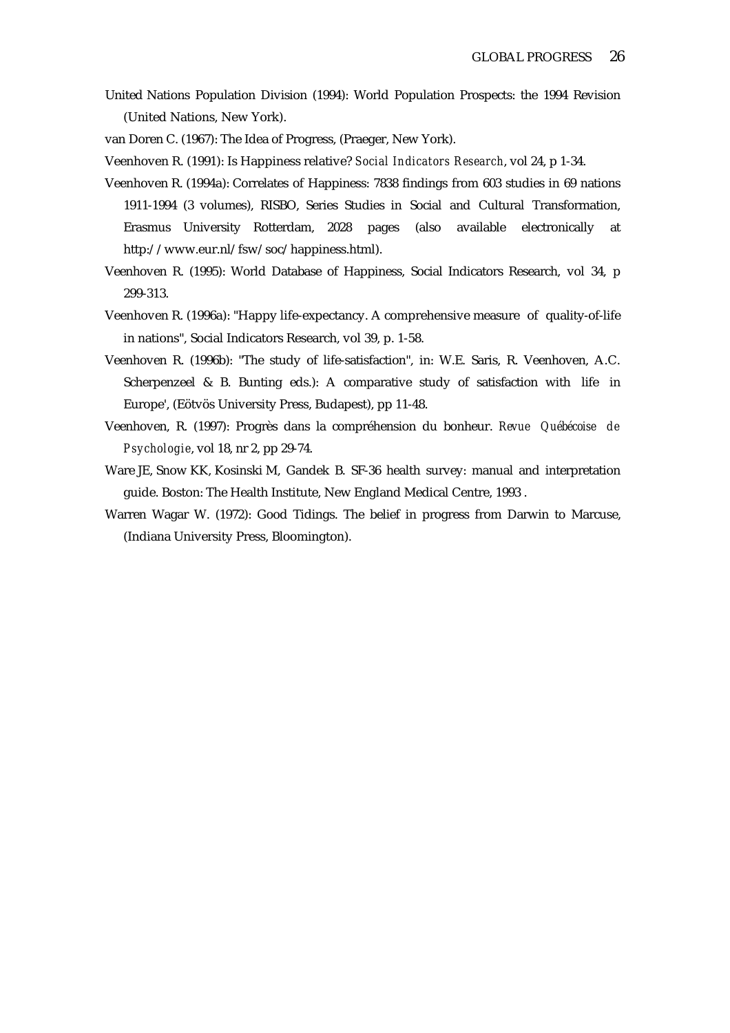United Nations Population Division (1994): World Population Prospects: the 1994 Revision (United Nations, New York).

van Doren C. (1967): The Idea of Progress, (Praeger, New York).

Veenhoven R. (1991): Is Happiness relative? *Social Indicators Research*, vol 24, p 1-34.

Veenhoven R. (1994a): Correlates of Happiness: 7838 findings from 603 studies in 69 nations 1911-1994 (3 volumes), RISBO, Series Studies in Social and Cultural Transformation, Erasmus University Rotterdam, 2028 pages (also available electronically at http://www.eur.nl/fsw/soc/happiness.html).

Veenhoven R. (1995): World Database of Happiness, Social Indicators Research, vol 34, p 299-313.

Veenhoven R. (1996a): "Happy life-expectancy. A comprehensive measure of quality-of-life in nations", Social Indicators Research, vol 39, p. 1-58.

Veenhoven R. (1996b): "The study of life-satisfaction", in: W.E. Saris, R. Veenhoven, A.C. Scherpenzeel & B. Bunting eds.): A comparative study of satisfaction with life in Europe', (Eötvös University Press, Budapest), pp 11-48.

Veenhoven, R. (1997): Progrès dans la compréhension du bonheur. *Revue Québécoise de Psychologie*, vol 18, nr 2, pp 29-74.

Ware JE, Snow KK, Kosinski M, Gandek B. SF-36 health survey: manual and interpretation guide. Boston: The Health Institute, New England Medical Centre, 1993 .

Warren Wagar W. (1972): Good Tidings. The belief in progress from Darwin to Marcuse, (Indiana University Press, Bloomington).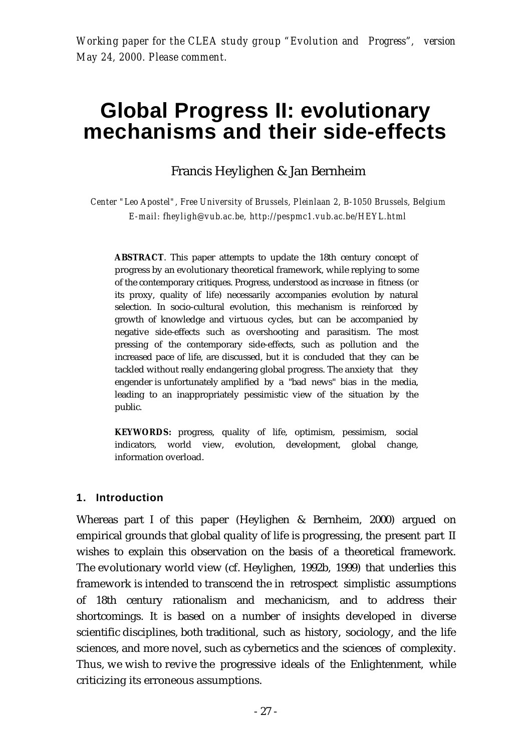*Working paper for the CLEA study group "Evolution and Progress", version May 24, 2000. Please comment.*

# Global Progress II: evolutionary mechanisms and their side-effects

Francis Heylighen & Jan Bernheim

*Center "Leo Apostel", Free University of Brussels, Pleinlaan 2, B-1050 Brussels, Belgium*
*E-mail: fheyligh@vub.ac.be, http://pespmc1.vub.ac.be/HEYL.html*

**ABSTRACT**. This paper attempts to update the 18th century concept of progress by an evolutionary theoretical framework, while replying to some of the contemporary critiques. Progress, understood as increase in fitness (or its proxy, quality of life) necessarily accompanies evolution by natural selection. In socio-cultural evolution, this mechanism is reinforced by growth of knowledge and virtuous cycles, but can be accompanied by negative side-effects such as overshooting and parasitism. The most pressing of the contemporary side-effects, such as pollution and the increased pace of life, are discussed, but it is concluded that they can be tackled without really endangering global progress. The anxiety that they engender is unfortunately amplified by a "bad news" bias in the media, leading to an inappropriately pessimistic view of the situation by the public.

**KEYWORDS:** progress, quality of life, optimism, pessimism, social indicators, world view, evolution, development, global change, information overload.

## 1. Introduction

Whereas part I of this paper (Heylighen & Bernheim, 2000) argued on empirical grounds that global quality of life is progressing, the present part II wishes to explain this observation on the basis of a theoretical framework. The evolutionary world view (cf. Heylighen, 1992b, 1999) that underlies this framework is intended to transcend the in retrospect simplistic assumptions of 18th century rationalism and mechanicism, and to address their shortcomings. It is based on a number of insights developed in diverse scientific disciplines, both traditional, such as history, sociology, and the life sciences, and more novel, such as cybernetics and the sciences of complexity. Thus, we wish to revive the progressive ideals of the Enlightenment, while criticizing its erroneous assumptions.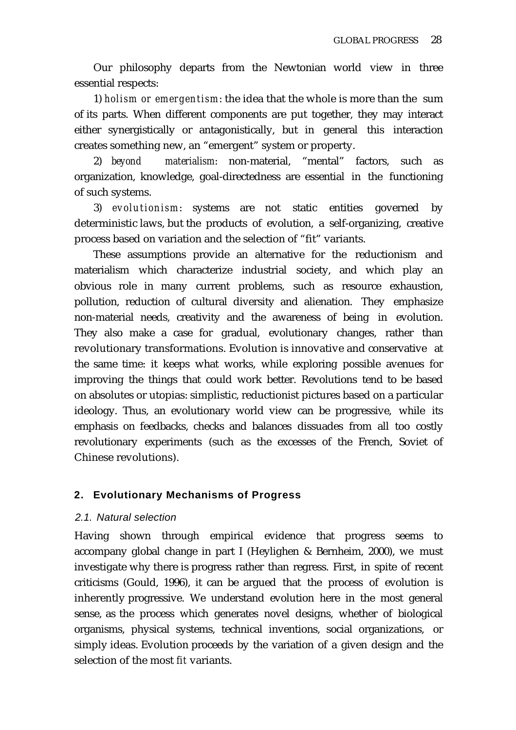Our philosophy departs from the Newtonian world view in three essential respects:

1) *holism or emergentism*: the idea that the whole is more than the sum of its parts. When different components are put together, they may interact either synergistically or antagonistically, but in general this interaction creates something new, an "emergent" system or property.

2) *beyond materialism*: non-material, "mental" factors, such as organization, knowledge, goal-directedness are essential in the functioning of such systems.

3) *evolutionism*: systems are not static entities governed by deterministic laws, but the products of evolution, a self-organizing, creative process based on variation and the selection of "fit" variants.

These assumptions provide an alternative for the reductionism and materialism which characterize industrial society, and which play an obvious role in many current problems, such as resource exhaustion, pollution, reduction of cultural diversity and alienation. They emphasize non-material needs, creativity and the awareness of being in evolution. They also make a case for gradual, evolutionary changes, rather than revolutionary transformations. Evolution is innovative and conservative at the same time: it keeps what works, while exploring possible avenues for improving the things that could work better. Revolutions tend to be based on absolutes or utopias: simplistic, reductionist pictures based on a particular ideology. Thus, an evolutionary world view can be progressive, while its emphasis on feedbacks, checks and balances dissuades from all too costly revolutionary experiments (such as the excesses of the French, Soviet of Chinese revolutions).

## 2. Evolutionary Mechanisms of Progress

### *2.1. Natural selection*

Having shown through empirical evidence that progress seems to accompany global change in part I (Heylighen & Bernheim, 2000), we must investigate why there is progress rather than regress. First, in spite of recent criticisms (Gould, 1996), it can be argued that the process of evolution is inherently progressive. We understand evolution here in the most general sense, as the process which generates novel designs, whether of biological organisms, physical systems, technical inventions, social organizations, or simply ideas. Evolution proceeds by the variation of a given design and the selection of the most *fit* variants.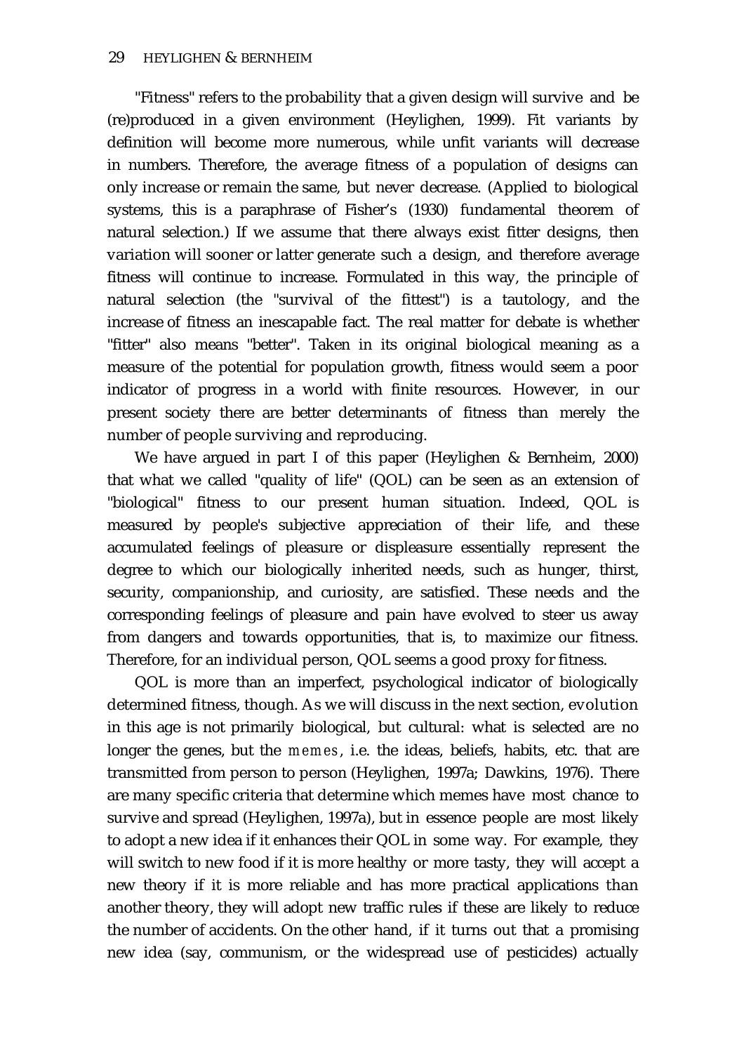"Fitness" refers to the probability that a given design will survive and be (re)produced in a given environment (Heylighen, 1999). Fit variants by definition will become more numerous, while unfit variants will decrease in numbers. Therefore, the average fitness of a population of designs can only increase or remain the same, but never decrease. (Applied to biological systems, this is a paraphrase of Fisher's (1930) fundamental theorem of natural selection.) If we assume that there always exist fitter designs, then variation will sooner or latter generate such a design, and therefore average fitness will continue to increase. Formulated in this way, the principle of natural selection (the "survival of the fittest") is a tautology, and the increase of fitness an inescapable fact. The real matter for debate is whether "fitter" also means "better". Taken in its original biological meaning as a measure of the potential for population growth, fitness would seem a poor indicator of progress in a world with finite resources. However, in our present society there are better determinants of fitness than merely the number of people surviving and reproducing.

We have argued in part I of this paper (Heylighen & Bernheim, 2000) that what we called "quality of life" (QOL) can be seen as an extension of "biological" fitness to our present human situation. Indeed, QOL is measured by people's subjective appreciation of their life, and these accumulated feelings of pleasure or displeasure essentially represent the degree to which our biologically inherited needs, such as hunger, thirst, security, companionship, and curiosity, are satisfied. These needs and the corresponding feelings of pleasure and pain have evolved to steer us away from dangers and towards opportunities, that is, to maximize our fitness. Therefore, for an individual person, QOL seems a good proxy for fitness.

QOL is more than an imperfect, psychological indicator of biologically determined fitness, though. As we will discuss in the next section, evolution in this age is not primarily biological, but cultural: what is selected are no longer the genes, but the *memes*, i.e. the ideas, beliefs, habits, etc. that are transmitted from person to person (Heylighen, 1997a; Dawkins, 1976). There are many specific criteria that determine which memes have most chance to survive and spread (Heylighen, 1997a), but in essence people are most likely to adopt a new idea if it enhances their QOL in some way. For example, they will switch to new food if it is more healthy or more tasty, they will accept a new theory if it is more reliable and has more practical applications than another theory, they will adopt new traffic rules if these are likely to reduce the number of accidents. On the other hand, if it turns out that a promising new idea (say, communism, or the widespread use of pesticides) actually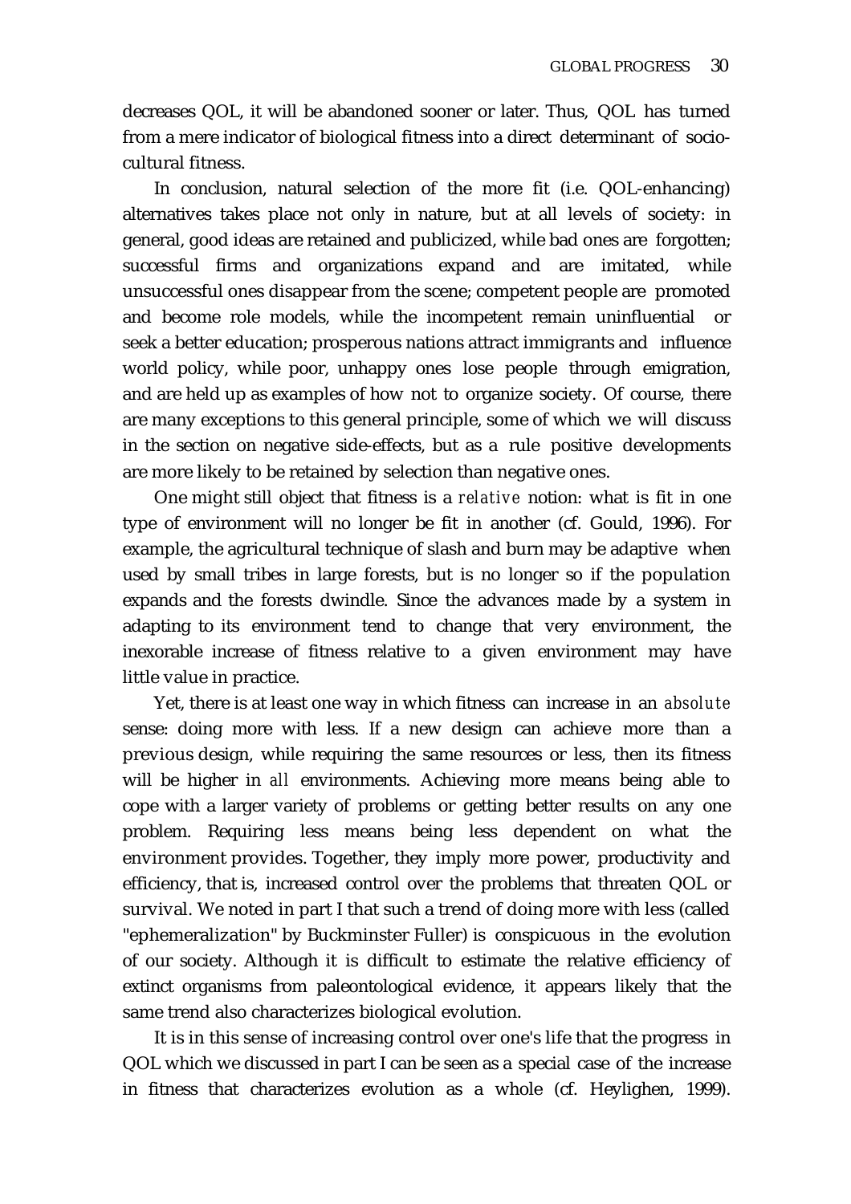decreases QOL, it will be abandoned sooner or later. Thus, QOL has turned from a mere indicator of biological fitness into a direct determinant of socio-cultural fitness.

In conclusion, natural selection of the more fit (i.e. QOL-enhancing) alternatives takes place not only in nature, but at all levels of society: in general, good ideas are retained and publicized, while bad ones are forgotten; successful firms and organizations expand and are imitated, while unsuccessful ones disappear from the scene; competent people are promoted and become role models, while the incompetent remain uninfluential or seek a better education; prosperous nations attract immigrants and influence world policy, while poor, unhappy ones lose people through emigration, and are held up as examples of how not to organize society. Of course, there are many exceptions to this general principle, some of which we will discuss in the section on negative side-effects, but as a rule positive developments are more likely to be retained by selection than negative ones.

One might still object that fitness is a *relative* notion: what is fit in one type of environment will no longer be fit in another (cf. Gould, 1996). For example, the agricultural technique of slash and burn may be adaptive when used by small tribes in large forests, but is no longer so if the population expands and the forests dwindle. Since the advances made by a system in adapting to its environment tend to change that very environment, the inexorable increase of fitness relative to a given environment may have little value in practice.

Yet, there is at least one way in which fitness can increase in an *absolute* sense: doing more with less. If a new design can achieve more than a previous design, while requiring the same resources or less, then its fitness will be higher in *all* environments. Achieving more means being able to cope with a larger variety of problems or getting better results on any one problem. Requiring less means being less dependent on what the environment provides. Together, they imply more power, productivity and efficiency, that is, increased control over the problems that threaten QOL or survival. We noted in part I that such a trend of doing more with less (called "ephemeralization" by Buckminster Fuller) is conspicuous in the evolution of our society. Although it is difficult to estimate the relative efficiency of extinct organisms from paleontological evidence, it appears likely that the same trend also characterizes biological evolution.

It is in this sense of increasing control over one's life that the progress in QOL which we discussed in part I can be seen as a special case of the increase in fitness that characterizes evolution as a whole (cf. Heylighen, 1999).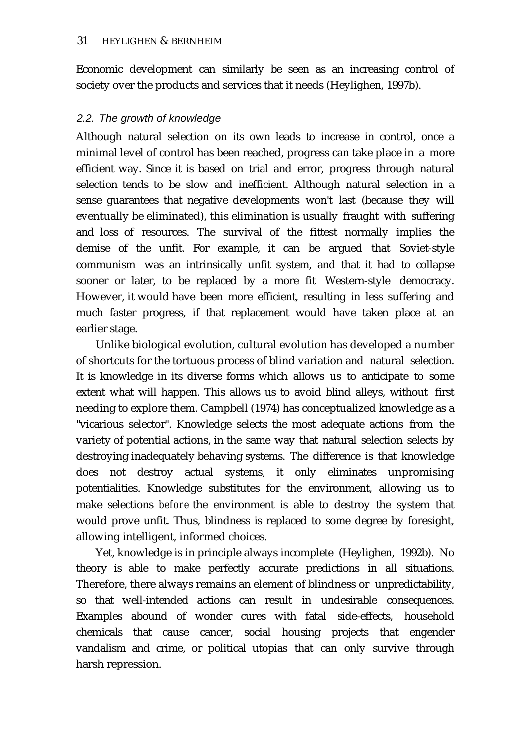Economic development can similarly be seen as an increasing control of society over the products and services that it needs (Heylighen, 1997b).

### *2.2. The growth of knowledge*

Although natural selection on its own leads to increase in control, once a minimal level of control has been reached, progress can take place in a more efficient way. Since it is based on trial and error, progress through natural selection tends to be slow and inefficient. Although natural selection in a sense guarantees that negative developments won't last (because they will eventually be eliminated), this elimination is usually fraught with suffering and loss of resources. The survival of the fittest normally implies the demise of the unfit. For example, it can be argued that Soviet-style communism was an intrinsically unfit system, and that it had to collapse sooner or later, to be replaced by a more fit Western-style democracy. However, it would have been more efficient, resulting in less suffering and much faster progress, if that replacement would have taken place at an earlier stage.

Unlike biological evolution, cultural evolution has developed a number of shortcuts for the tortuous process of blind variation and natural selection. It is knowledge in its diverse forms which allows us to anticipate to some extent what will happen. This allows us to avoid blind alleys, without first needing to explore them. Campbell (1974) has conceptualized knowledge as a "vicarious selector". Knowledge selects the most adequate actions from the variety of potential actions, in the same way that natural selection selects by destroying inadequately behaving systems. The difference is that knowledge does not destroy actual systems, it only eliminates unpromising potentialities. Knowledge substitutes for the environment, allowing us to make selections *before* the environment is able to destroy the system that would prove unfit. Thus, blindness is replaced to some degree by foresight, allowing intelligent, informed choices.

Yet, knowledge is in principle always incomplete (Heylighen, 1992b). No theory is able to make perfectly accurate predictions in all situations. Therefore, there always remains an element of blindness or unpredictability, so that well-intended actions can result in undesirable consequences. Examples abound of wonder cures with fatal side-effects, household chemicals that cause cancer, social housing projects that engender vandalism and crime, or political utopias that can only survive through harsh repression.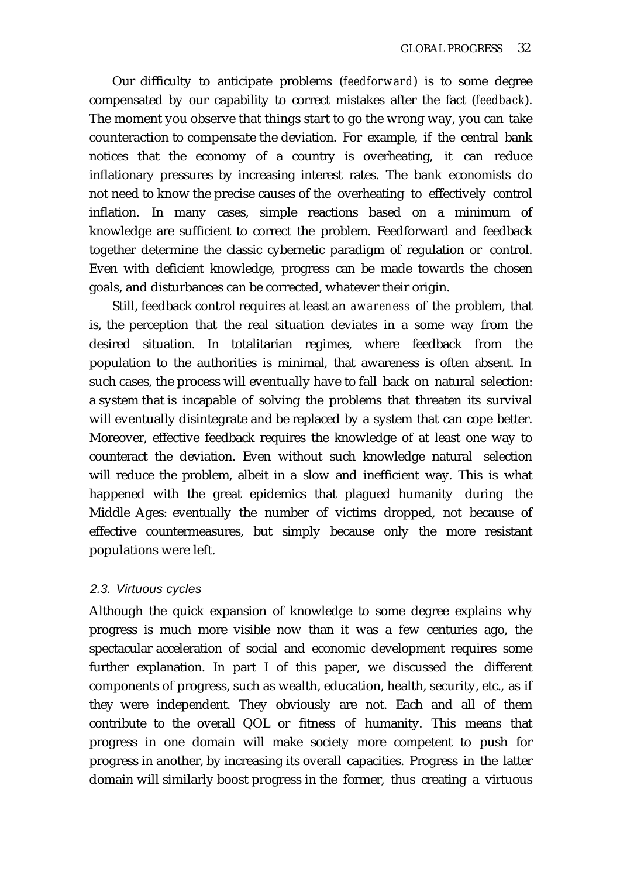Our difficulty to anticipate problems (*feedforward*) is to some degree compensated by our capability to correct mistakes after the fact (*feedback*). The moment you observe that things start to go the wrong way, you can take counteraction to compensate the deviation. For example, if the central bank notices that the economy of a country is overheating, it can reduce inflationary pressures by increasing interest rates. The bank economists do not need to know the precise causes of the overheating to effectively control inflation. In many cases, simple reactions based on a minimum of knowledge are sufficient to correct the problem. Feedforward and feedback together determine the classic cybernetic paradigm of regulation or control. Even with deficient knowledge, progress can be made towards the chosen goals, and disturbances can be corrected, whatever their origin.

Still, feedback control requires at least an *awareness* of the problem, that is, the perception that the real situation deviates in a some way from the desired situation. In totalitarian regimes, where feedback from the population to the authorities is minimal, that awareness is often absent. In such cases, the process will eventually have to fall back on natural selection: a system that is incapable of solving the problems that threaten its survival will eventually disintegrate and be replaced by a system that can cope better. Moreover, effective feedback requires the knowledge of at least one way to counteract the deviation. Even without such knowledge natural selection will reduce the problem, albeit in a slow and inefficient way. This is what happened with the great epidemics that plagued humanity during the Middle Ages: eventually the number of victims dropped, not because of effective countermeasures, but simply because only the more resistant populations were left.

### *2.3. Virtuous cycles*

Although the quick expansion of knowledge to some degree explains why progress is much more visible now than it was a few centuries ago, the spectacular acceleration of social and economic development requires some further explanation. In part I of this paper, we discussed the different components of progress, such as wealth, education, health, security, etc., as if they were independent. They obviously are not. Each and all of them contribute to the overall QOL or fitness of humanity. This means that progress in one domain will make society more competent to push for progress in another, by increasing its overall capacities. Progress in the latter domain will similarly boost progress in the former, thus creating a virtuous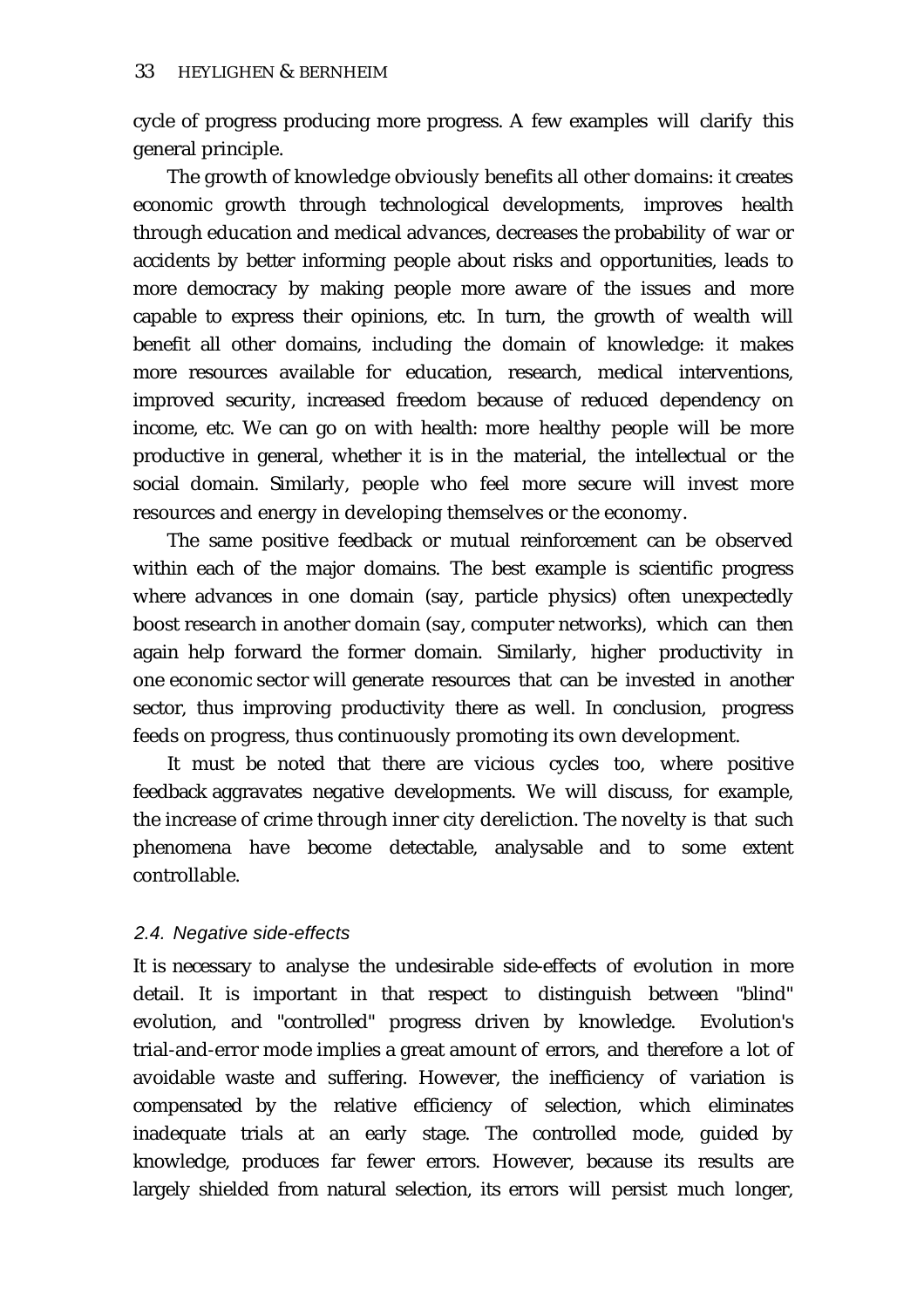cycle of progress producing more progress. A few examples will clarify this general principle.

The growth of knowledge obviously benefits all other domains: it creates economic growth through technological developments, improves health through education and medical advances, decreases the probability of war or accidents by better informing people about risks and opportunities, leads to more democracy by making people more aware of the issues and more capable to express their opinions, etc. In turn, the growth of wealth will benefit all other domains, including the domain of knowledge: it makes more resources available for education, research, medical interventions, improved security, increased freedom because of reduced dependency on income, etc. We can go on with health: more healthy people will be more productive in general, whether it is in the material, the intellectual or the social domain. Similarly, people who feel more secure will invest more resources and energy in developing themselves or the economy.

The same positive feedback or mutual reinforcement can be observed within each of the major domains. The best example is scientific progress where advances in one domain (say, particle physics) often unexpectedly boost research in another domain (say, computer networks), which can then again help forward the former domain. Similarly, higher productivity in one economic sector will generate resources that can be invested in another sector, thus improving productivity there as well. In conclusion, progress feeds on progress, thus continuously promoting its own development.

It must be noted that there are vicious cycles too, where positive feedback aggravates negative developments. We will discuss, for example, the increase of crime through inner city dereliction. The novelty is that such phenomena have become detectable, analysable and to some extent controllable.

### *2.4. Negative side-effects*

It is necessary to analyse the undesirable side-effects of evolution in more detail. It is important in that respect to distinguish between "blind" evolution, and "controlled" progress driven by knowledge. Evolution's trial-and-error mode implies a great amount of errors, and therefore a lot of avoidable waste and suffering. However, the inefficiency of variation is compensated by the relative efficiency of selection, which eliminates inadequate trials at an early stage. The controlled mode, guided by knowledge, produces far fewer errors. However, because its results are largely shielded from natural selection, its errors will persist much longer,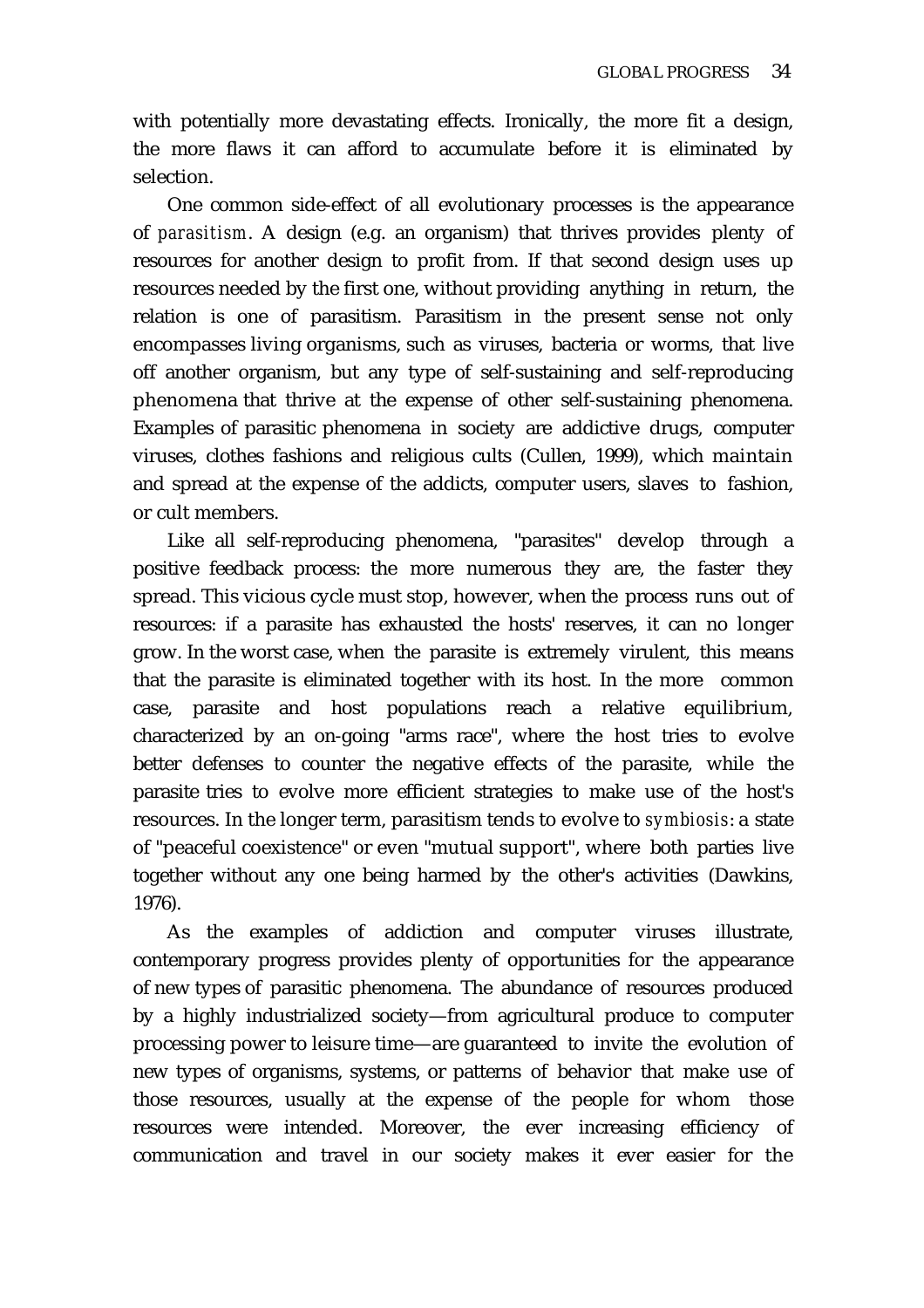with potentially more devastating effects. Ironically, the more fit a design, the more flaws it can afford to accumulate before it is eliminated by selection.

One common side-effect of all evolutionary processes is the appearance of *parasitism*. A design (e.g. an organism) that thrives provides plenty of resources for another design to profit from. If that second design uses up resources needed by the first one, without providing anything in return, the relation is one of parasitism. Parasitism in the present sense not only encompasses living organisms, such as viruses, bacteria or worms, that live off another organism, but any type of self-sustaining and self-reproducing phenomena that thrive at the expense of other self-sustaining phenomena. Examples of parasitic phenomena in society are addictive drugs, computer viruses, clothes fashions and religious cults (Cullen, 1999), which maintain and spread at the expense of the addicts, computer users, slaves to fashion, or cult members.

Like all self-reproducing phenomena, "parasites" develop through a positive feedback process: the more numerous they are, the faster they spread. This vicious cycle must stop, however, when the process runs out of resources: if a parasite has exhausted the hosts' reserves, it can no longer grow. In the worst case, when the parasite is extremely virulent, this means that the parasite is eliminated together with its host. In the more common case, parasite and host populations reach a relative equilibrium, characterized by an on-going "arms race", where the host tries to evolve better defenses to counter the negative effects of the parasite, while the parasite tries to evolve more efficient strategies to make use of the host's resources. In the longer term, parasitism tends to evolve to *symbiosis*: a state of "peaceful coexistence" or even "mutual support", where both parties live together without any one being harmed by the other's activities (Dawkins, 1976).

As the examples of addiction and computer viruses illustrate, contemporary progress provides plenty of opportunities for the appearance of new types of parasitic phenomena. The abundance of resources produced by a highly industrialized society—from agricultural produce to computer processing power to leisure time—are guaranteed to invite the evolution of new types of organisms, systems, or patterns of behavior that make use of those resources, usually at the expense of the people for whom those resources were intended. Moreover, the ever increasing efficiency of communication and travel in our society makes it ever easier for the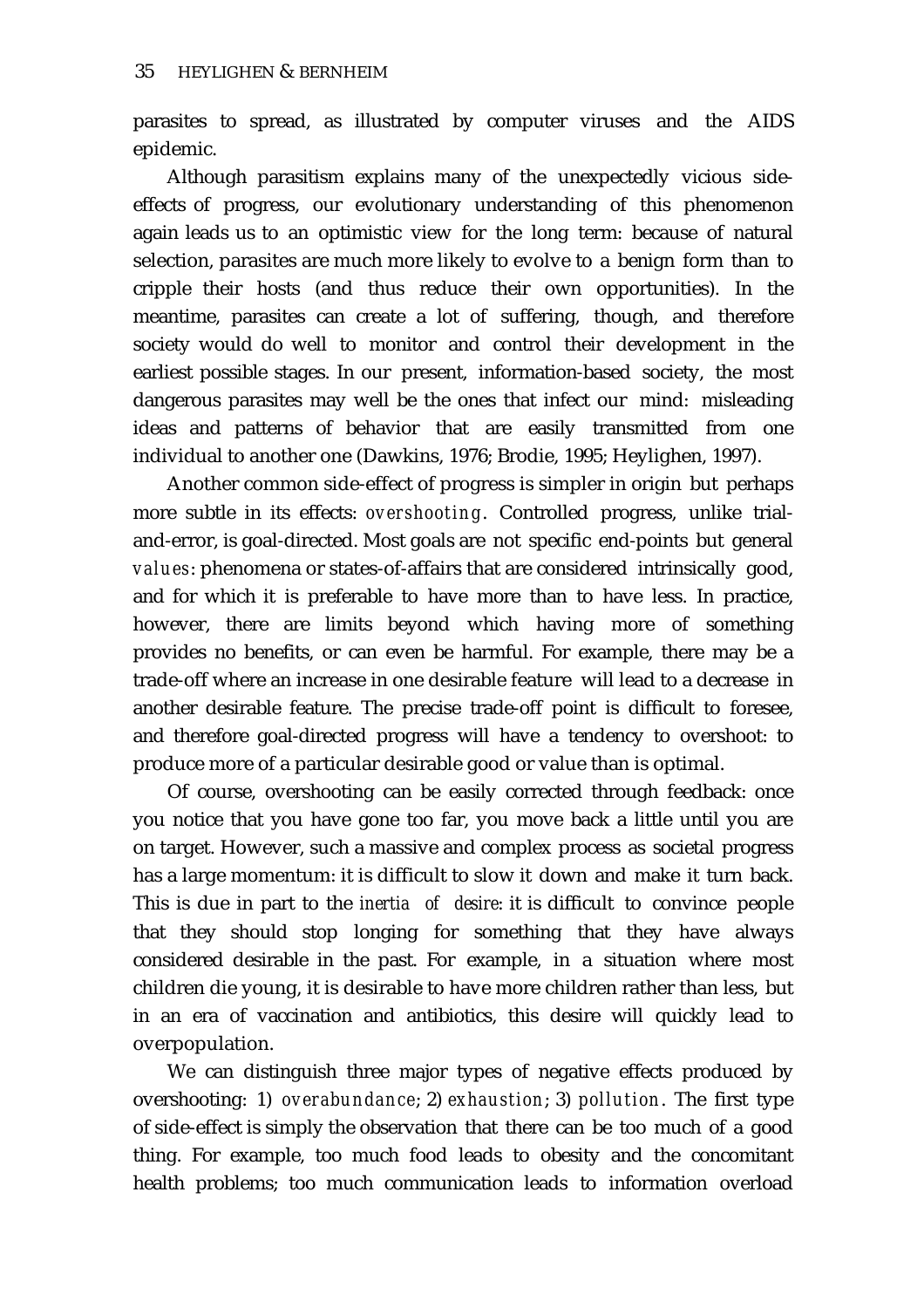parasites to spread, as illustrated by computer viruses and the AIDS epidemic.

Although parasitism explains many of the unexpectedly vicious side-effects of progress, our evolutionary understanding of this phenomenon again leads us to an optimistic view for the long term: because of natural selection, parasites are much more likely to evolve to a benign form than to cripple their hosts (and thus reduce their own opportunities). In the meantime, parasites can create a lot of suffering, though, and therefore society would do well to monitor and control their development in the earliest possible stages. In our present, information-based society, the most dangerous parasites may well be the ones that infect our mind: misleading ideas and patterns of behavior that are easily transmitted from one individual to another one (Dawkins, 1976; Brodie, 1995; Heylighen, 1997).

Another common side-effect of progress is simpler in origin but perhaps more subtle in its effects: *overshooting*. Controlled progress, unlike trial-and-error, is goal-directed. Most goals are not specific end-points but general *values*: phenomena or states-of-affairs that are considered intrinsically good, and for which it is preferable to have more than to have less. In practice, however, there are limits beyond which having more of something provides no benefits, or can even be harmful. For example, there may be a trade-off where an increase in one desirable feature will lead to a decrease in another desirable feature. The precise trade-off point is difficult to foresee, and therefore goal-directed progress will have a tendency to overshoot: to produce more of a particular desirable good or value than is optimal.

Of course, overshooting can be easily corrected through feedback: once you notice that you have gone too far, you move back a little until you are on target. However, such a massive and complex process as societal progress has a large momentum: it is difficult to slow it down and make it turn back. This is due in part to the *inertia of desire*: it is difficult to convince people that they should stop longing for something that they have always considered desirable in the past. For example, in a situation where most children die young, it is desirable to have more children rather than less, but in an era of vaccination and antibiotics, this desire will quickly lead to overpopulation.

We can distinguish three major types of negative effects produced by overshooting: 1) *overabundance*; 2) *exhaustion*; 3) *pollution*. The first type of side-effect is simply the observation that there can be too much of a good thing. For example, too much food leads to obesity and the concomitant health problems; too much communication leads to information overload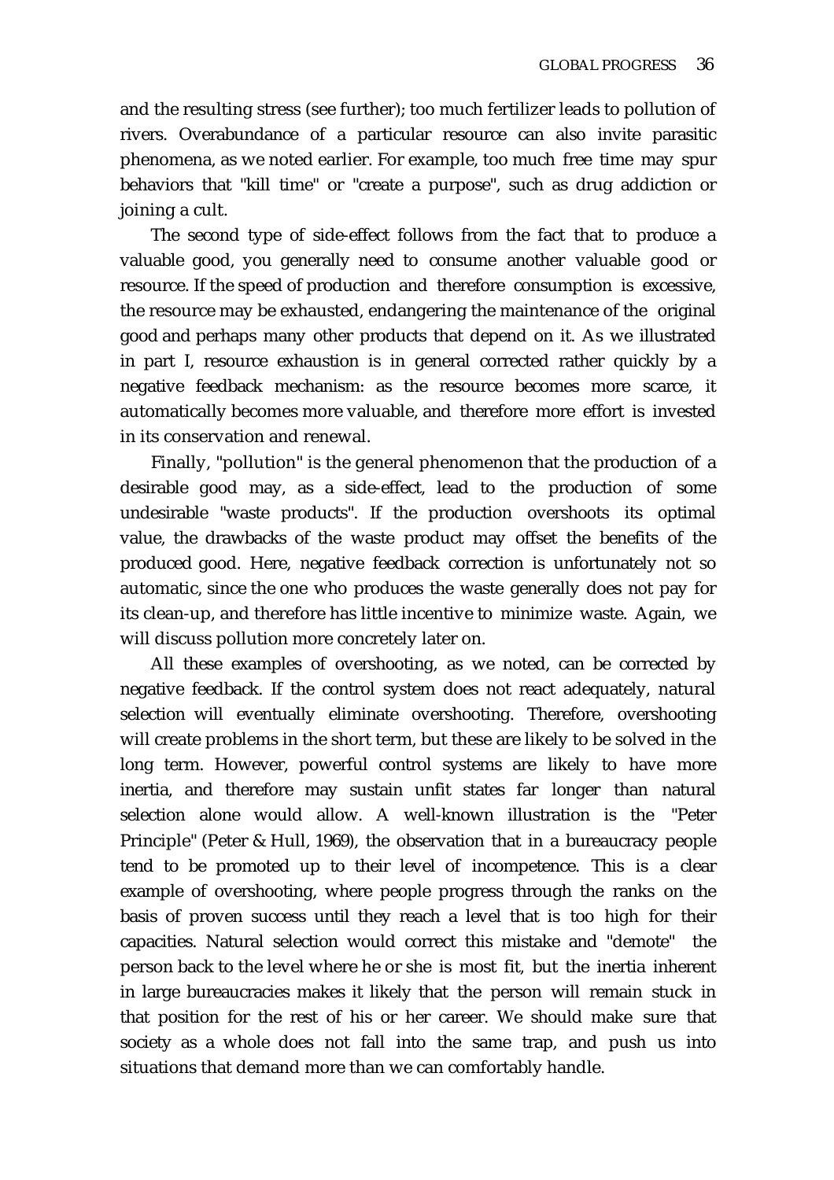and the resulting stress (see further); too much fertilizer leads to pollution of rivers. Overabundance of a particular resource can also invite parasitic phenomena, as we noted earlier. For example, too much free time may spur behaviors that "kill time" or "create a purpose", such as drug addiction or joining a cult.

The second type of side-effect follows from the fact that to produce a valuable good, you generally need to consume another valuable good or resource. If the speed of production and therefore consumption is excessive, the resource may be exhausted, endangering the maintenance of the original good and perhaps many other products that depend on it. As we illustrated in part I, resource exhaustion is in general corrected rather quickly by a negative feedback mechanism: as the resource becomes more scarce, it automatically becomes more valuable, and therefore more effort is invested in its conservation and renewal.

Finally, "pollution" is the general phenomenon that the production of a desirable good may, as a side-effect, lead to the production of some undesirable "waste products". If the production overshoots its optimal value, the drawbacks of the waste product may offset the benefits of the produced good. Here, negative feedback correction is unfortunately not so automatic, since the one who produces the waste generally does not pay for its clean-up, and therefore has little incentive to minimize waste. Again, we will discuss pollution more concretely later on.

All these examples of overshooting, as we noted, can be corrected by negative feedback. If the control system does not react adequately, natural selection will eventually eliminate overshooting. Therefore, overshooting will create problems in the short term, but these are likely to be solved in the long term. However, powerful control systems are likely to have more inertia, and therefore may sustain unfit states far longer than natural selection alone would allow. A well-known illustration is the "Peter Principle" (Peter & Hull, 1969), the observation that in a bureaucracy people tend to be promoted up to their level of incompetence. This is a clear example of overshooting, where people progress through the ranks on the basis of proven success until they reach a level that is too high for their capacities. Natural selection would correct this mistake and "demote" the person back to the level where he or she is most fit, but the inertia inherent in large bureaucracies makes it likely that the person will remain stuck in that position for the rest of his or her career. We should make sure that society as a whole does not fall into the same trap, and push us into situations that demand more than we can comfortably handle.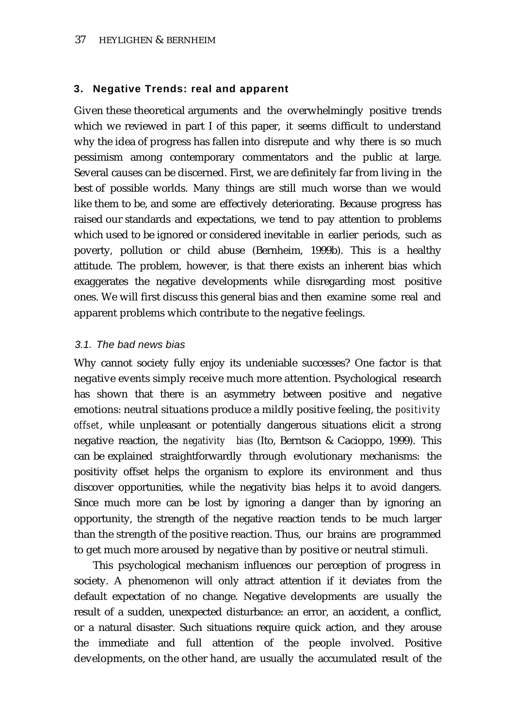## 3. Negative Trends: real and apparent

Given these theoretical arguments and the overwhelmingly positive trends which we reviewed in part I of this paper, it seems difficult to understand why the idea of progress has fallen into disrepute and why there is so much pessimism among contemporary commentators and the public at large. Several causes can be discerned. First, we are definitely far from living in the best of possible worlds. Many things are still much worse than we would like them to be, and some are effectively deteriorating. Because progress has raised our standards and expectations, we tend to pay attention to problems which used to be ignored or considered inevitable in earlier periods, such as poverty, pollution or child abuse (Bernheim, 1999b). This is a healthy attitude. The problem, however, is that there exists an inherent bias which exaggerates the negative developments while disregarding most positive ones. We will first discuss this general bias and then examine some real and apparent problems which contribute to the negative feelings.

### *3.1. The bad news bias*

Why cannot society fully enjoy its undeniable successes? One factor is that negative events simply receive much more attention. Psychological research has shown that there is an asymmetry between positive and negative emotions: neutral situations produce a mildly positive feeling, the *positivity offset*, while unpleasant or potentially dangerous situations elicit a strong negative reaction, the *negativity bias* (Ito, Berntson & Cacioppo, 1999). This can be explained straightforwardly through evolutionary mechanisms: the positivity offset helps the organism to explore its environment and thus discover opportunities, while the negativity bias helps it to avoid dangers. Since much more can be lost by ignoring a danger than by ignoring an opportunity, the strength of the negative reaction tends to be much larger than the strength of the positive reaction. Thus, our brains are programmed to get much more aroused by negative than by positive or neutral stimuli.

This psychological mechanism influences our perception of progress in society. A phenomenon will only attract attention if it deviates from the default expectation of no change. Negative developments are usually the result of a sudden, unexpected disturbance: an error, an accident, a conflict, or a natural disaster. Such situations require quick action, and they arouse the immediate and full attention of the people involved. Positive developments, on the other hand, are usually the accumulated result of the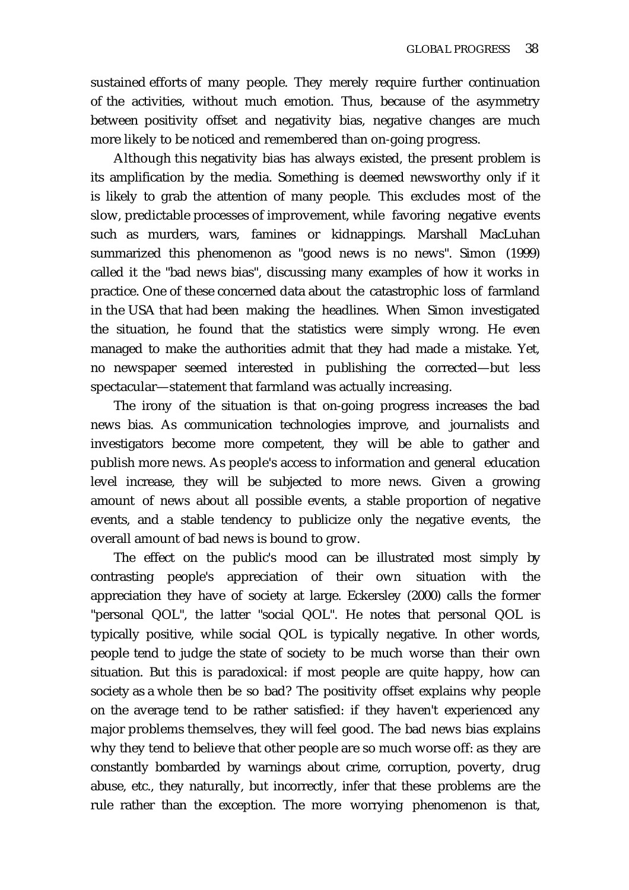sustained efforts of many people. They merely require further continuation of the activities, without much emotion. Thus, because of the asymmetry between positivity offset and negativity bias, negative changes are much more likely to be noticed and remembered than on-going progress.

Although this negativity bias has always existed, the present problem is its amplification by the media. Something is deemed newsworthy only if it is likely to grab the attention of many people. This excludes most of the slow, predictable processes of improvement, while favoring negative events such as murders, wars, famines or kidnappings. Marshall MacLuhan summarized this phenomenon as "good news is no news". Simon (1999) called it the "bad news bias", discussing many examples of how it works in practice. One of these concerned data about the catastrophic loss of farmland in the USA that had been making the headlines. When Simon investigated the situation, he found that the statistics were simply wrong. He even managed to make the authorities admit that they had made a mistake. Yet, no newspaper seemed interested in publishing the corrected—but less spectacular—statement that farmland was actually increasing.

The irony of the situation is that on-going progress increases the bad news bias. As communication technologies improve, and journalists and investigators become more competent, they will be able to gather and publish more news. As people's access to information and general education level increase, they will be subjected to more news. Given a growing amount of news about all possible events, a stable proportion of negative events, and a stable tendency to publicize only the negative events, the overall amount of bad news is bound to grow.

The effect on the public's mood can be illustrated most simply by contrasting people's appreciation of their own situation with the appreciation they have of society at large. Eckersley (2000) calls the former "personal QOL", the latter "social QOL". He notes that personal QOL is typically positive, while social QOL is typically negative. In other words, people tend to judge the state of society to be much worse than their own situation. But this is paradoxical: if most people are quite happy, how can society as a whole then be so bad? The positivity offset explains why people on the average tend to be rather satisfied: if they haven't experienced any major problems themselves, they will feel good. The bad news bias explains why they tend to believe that other people are so much worse off: as they are constantly bombarded by warnings about crime, corruption, poverty, drug abuse, etc., they naturally, but incorrectly, infer that these problems are the rule rather than the exception. The more worrying phenomenon is that,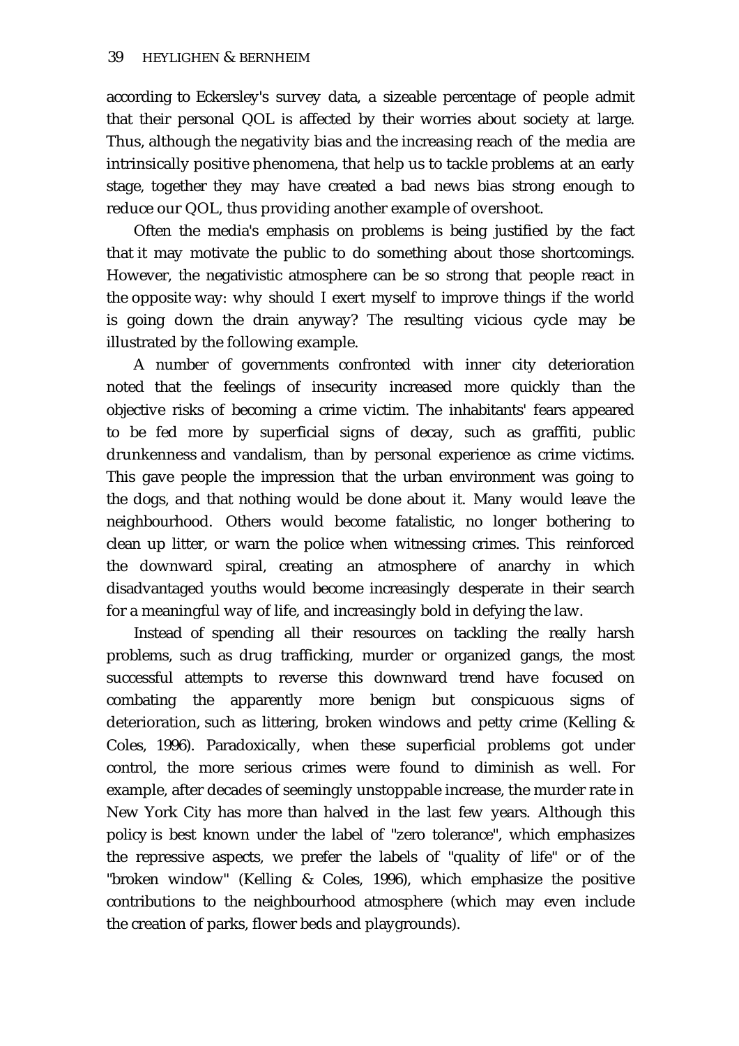according to Eckersley's survey data, a sizeable percentage of people admit that their personal QOL is affected by their worries about society at large. Thus, although the negativity bias and the increasing reach of the media are intrinsically positive phenomena, that help us to tackle problems at an early stage, together they may have created a bad news bias strong enough to reduce our QOL, thus providing another example of overshoot.

Often the media's emphasis on problems is being justified by the fact that it may motivate the public to do something about those shortcomings. However, the negativistic atmosphere can be so strong that people react in the opposite way: why should I exert myself to improve things if the world is going down the drain anyway? The resulting vicious cycle may be illustrated by the following example.

A number of governments confronted with inner city deterioration noted that the feelings of insecurity increased more quickly than the objective risks of becoming a crime victim. The inhabitants' fears appeared to be fed more by superficial signs of decay, such as graffiti, public drunkenness and vandalism, than by personal experience as crime victims. This gave people the impression that the urban environment was going to the dogs, and that nothing would be done about it. Many would leave the neighbourhood. Others would become fatalistic, no longer bothering to clean up litter, or warn the police when witnessing crimes. This reinforced the downward spiral, creating an atmosphere of anarchy in which disadvantaged youths would become increasingly desperate in their search for a meaningful way of life, and increasingly bold in defying the law.

Instead of spending all their resources on tackling the really harsh problems, such as drug trafficking, murder or organized gangs, the most successful attempts to reverse this downward trend have focused on combating the apparently more benign but conspicuous signs of deterioration, such as littering, broken windows and petty crime (Kelling & Coles, 1996). Paradoxically, when these superficial problems got under control, the more serious crimes were found to diminish as well. For example, after decades of seemingly unstoppable increase, the murder rate in New York City has more than halved in the last few years. Although this policy is best known under the label of "zero tolerance", which emphasizes the repressive aspects, we prefer the labels of "quality of life" or of the "broken window" (Kelling & Coles, 1996), which emphasize the positive contributions to the neighbourhood atmosphere (which may even include the creation of parks, flower beds and playgrounds).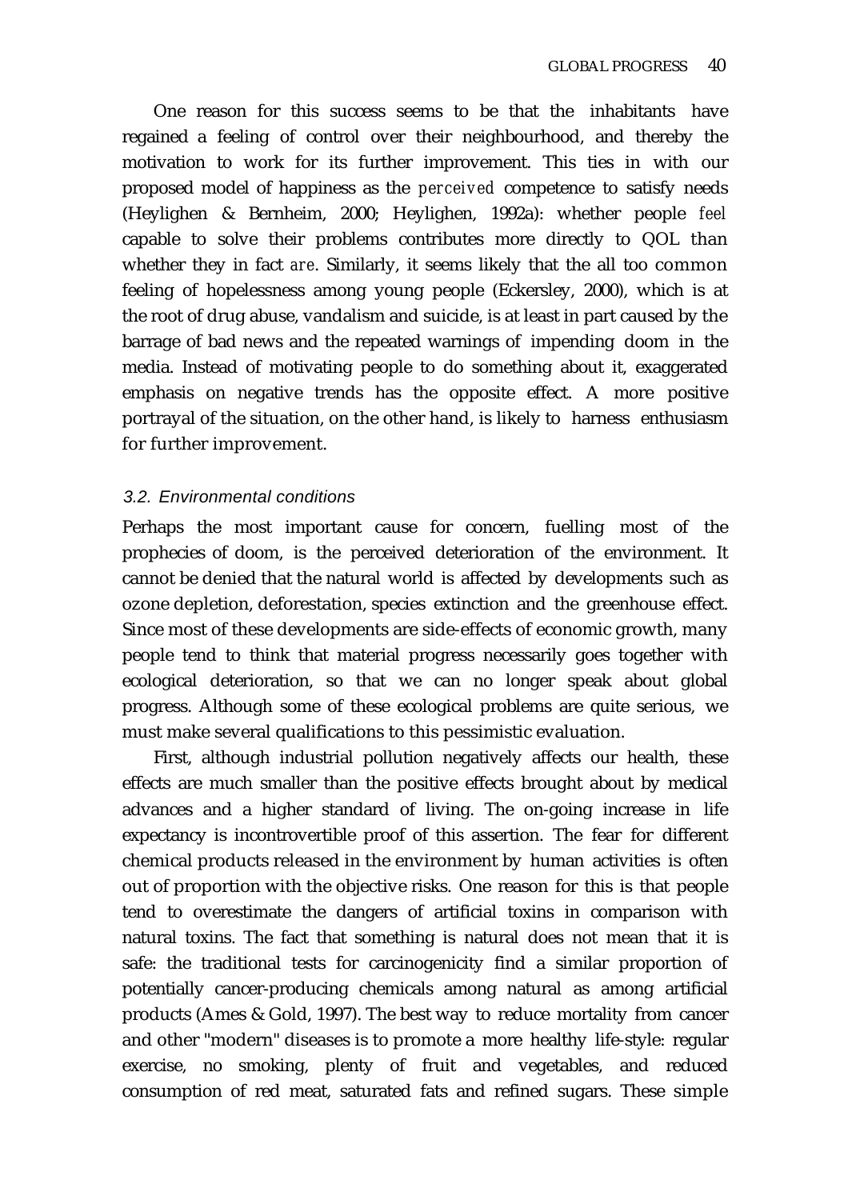One reason for this success seems to be that the inhabitants have regained a feeling of control over their neighbourhood, and thereby the motivation to work for its further improvement. This ties in with our proposed model of happiness as the *perceived* competence to satisfy needs (Heylighen & Bernheim, 2000; Heylighen, 1992a): whether people *feel* capable to solve their problems contributes more directly to QOL than whether they in fact *are*. Similarly, it seems likely that the all too common feeling of hopelessness among young people (Eckersley, 2000), which is at the root of drug abuse, vandalism and suicide, is at least in part caused by the barrage of bad news and the repeated warnings of impending doom in the media. Instead of motivating people to do something about it, exaggerated emphasis on negative trends has the opposite effect. A more positive portrayal of the situation, on the other hand, is likely to harness enthusiasm for further improvement.

### *3.2. Environmental conditions*

Perhaps the most important cause for concern, fuelling most of the prophecies of doom, is the perceived deterioration of the environment. It cannot be denied that the natural world is affected by developments such as ozone depletion, deforestation, species extinction and the greenhouse effect. Since most of these developments are side-effects of economic growth, many people tend to think that material progress necessarily goes together with ecological deterioration, so that we can no longer speak about global progress. Although some of these ecological problems are quite serious, we must make several qualifications to this pessimistic evaluation.

First, although industrial pollution negatively affects our health, these effects are much smaller than the positive effects brought about by medical advances and a higher standard of living. The on-going increase in life expectancy is incontrovertible proof of this assertion. The fear for different chemical products released in the environment by human activities is often out of proportion with the objective risks. One reason for this is that people tend to overestimate the dangers of artificial toxins in comparison with natural toxins. The fact that something is natural does not mean that it is safe: the traditional tests for carcinogenicity find a similar proportion of potentially cancer-producing chemicals among natural as among artificial products (Ames & Gold, 1997). The best way to reduce mortality from cancer and other "modern" diseases is to promote a more healthy life-style: regular exercise, no smoking, plenty of fruit and vegetables, and reduced consumption of red meat, saturated fats and refined sugars. These simple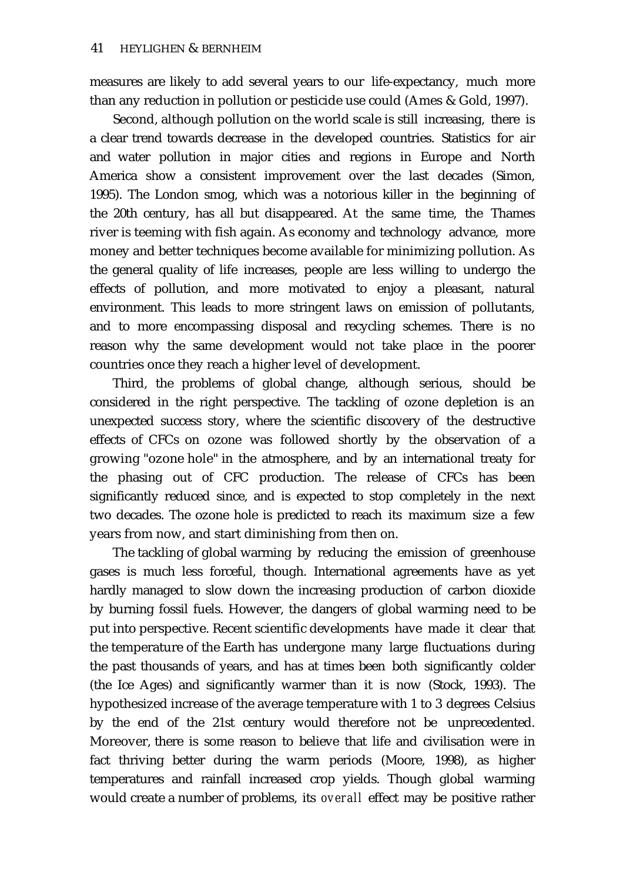measures are likely to add several years to our life-expectancy, much more than any reduction in pollution or pesticide use could (Ames & Gold, 1997).

Second, although pollution on the world scale is still increasing, there is a clear trend towards decrease in the developed countries. Statistics for air and water pollution in major cities and regions in Europe and North America show a consistent improvement over the last decades (Simon, 1995). The London smog, which was a notorious killer in the beginning of the 20th century, has all but disappeared. At the same time, the Thames river is teeming with fish again. As economy and technology advance, more money and better techniques become available for minimizing pollution. As the general quality of life increases, people are less willing to undergo the effects of pollution, and more motivated to enjoy a pleasant, natural environment. This leads to more stringent laws on emission of pollutants, and to more encompassing disposal and recycling schemes. There is no reason why the same development would not take place in the poorer countries once they reach a higher level of development.

Third, the problems of global change, although serious, should be considered in the right perspective. The tackling of ozone depletion is an unexpected success story, where the scientific discovery of the destructive effects of CFCs on ozone was followed shortly by the observation of a growing "ozone hole" in the atmosphere, and by an international treaty for the phasing out of CFC production. The release of CFCs has been significantly reduced since, and is expected to stop completely in the next two decades. The ozone hole is predicted to reach its maximum size a few years from now, and start diminishing from then on.

The tackling of global warming by reducing the emission of greenhouse gases is much less forceful, though. International agreements have as yet hardly managed to slow down the increasing production of carbon dioxide by burning fossil fuels. However, the dangers of global warming need to be put into perspective. Recent scientific developments have made it clear that the temperature of the Earth has undergone many large fluctuations during the past thousands of years, and has at times been both significantly colder (the Ice Ages) and significantly warmer than it is now (Stock, 1993). The hypothesized increase of the average temperature with 1 to 3 degrees Celsius by the end of the 21st century would therefore not be unprecedented. Moreover, there is some reason to believe that life and civilisation were in fact thriving better during the warm periods (Moore, 1998), as higher temperatures and rainfall increased crop yields. Though global warming would create a number of problems, its *overall* effect may be positive rather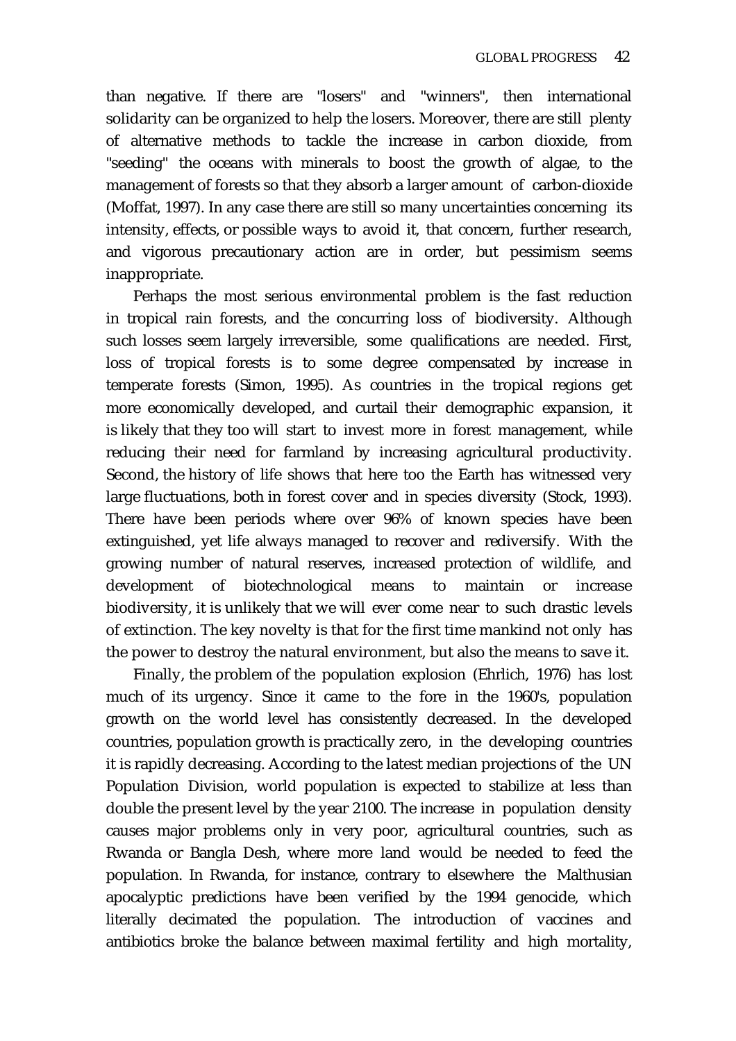than negative. If there are "losers" and "winners", then international solidarity can be organized to help the losers. Moreover, there are still plenty of alternative methods to tackle the increase in carbon dioxide, from "seeding" the oceans with minerals to boost the growth of algae, to the management of forests so that they absorb a larger amount of carbon-dioxide (Moffat, 1997). In any case there are still so many uncertainties concerning its intensity, effects, or possible ways to avoid it, that concern, further research, and vigorous precautionary action are in order, but pessimism seems inappropriate.

Perhaps the most serious environmental problem is the fast reduction in tropical rain forests, and the concurring loss of biodiversity. Although such losses seem largely irreversible, some qualifications are needed. First, loss of tropical forests is to some degree compensated by increase in temperate forests (Simon, 1995). As countries in the tropical regions get more economically developed, and curtail their demographic expansion, it is likely that they too will start to invest more in forest management, while reducing their need for farmland by increasing agricultural productivity. Second, the history of life shows that here too the Earth has witnessed very large fluctuations, both in forest cover and in species diversity (Stock, 1993). There have been periods where over 96% of known species have been extinguished, yet life always managed to recover and rediversify. With the growing number of natural reserves, increased protection of wildlife, and development of biotechnological means to maintain or increase biodiversity, it is unlikely that we will ever come near to such drastic levels of extinction. The key novelty is that for the first time mankind not only has the power to destroy the natural environment, but also the means to save it.

Finally, the problem of the population explosion (Ehrlich, 1976) has lost much of its urgency. Since it came to the fore in the 1960's, population growth on the world level has consistently decreased. In the developed countries, population growth is practically zero, in the developing countries it is rapidly decreasing. According to the latest median projections of the UN Population Division, world population is expected to stabilize at less than double the present level by the year 2100. The increase in population density causes major problems only in very poor, agricultural countries, such as Rwanda or Bangla Desh, where more land would be needed to feed the population. In Rwanda, for instance, contrary to elsewhere the Malthusian apocalyptic predictions have been verified by the 1994 genocide, which literally decimated the population. The introduction of vaccines and antibiotics broke the balance between maximal fertility and high mortality,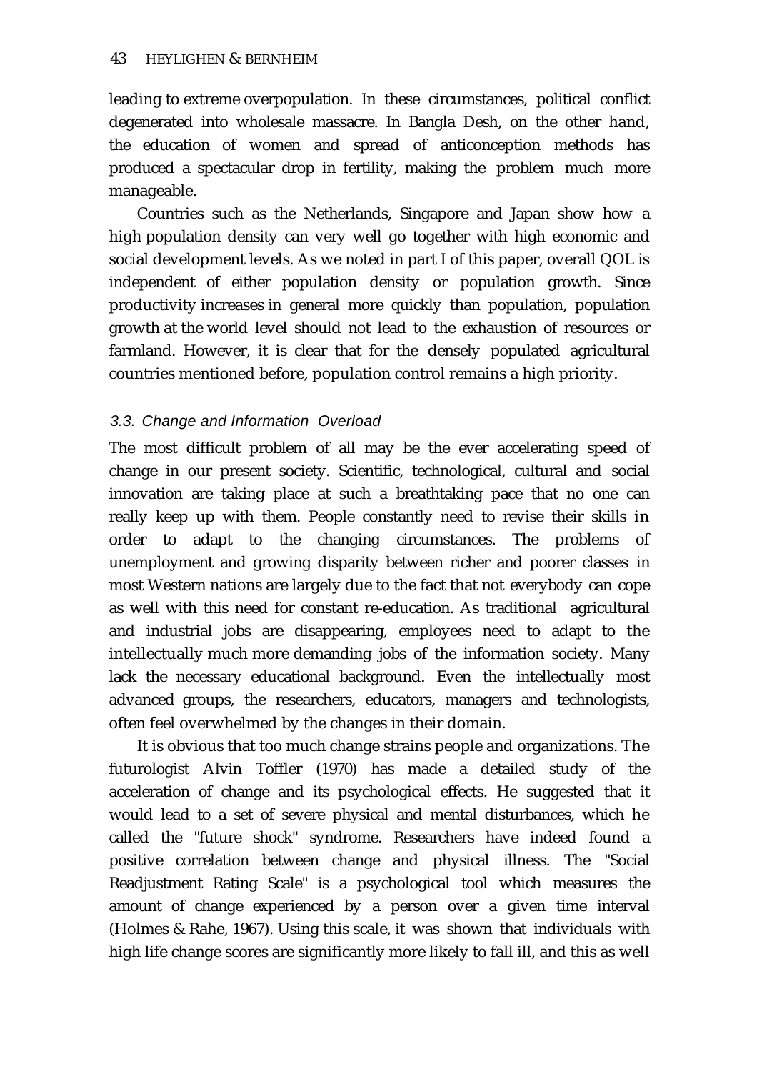leading to extreme overpopulation. In these circumstances, political conflict degenerated into wholesale massacre. In Bangla Desh, on the other hand, the education of women and spread of anticonception methods has produced a spectacular drop in fertility, making the problem much more manageable.

Countries such as the Netherlands, Singapore and Japan show how a high population density can very well go together with high economic and social development levels. As we noted in part I of this paper, overall QOL is independent of either population density or population growth. Since productivity increases in general more quickly than population, population growth at the world level should not lead to the exhaustion of resources or farmland. However, it is clear that for the densely populated agricultural countries mentioned before, population control remains a high priority.

### *3.3. Change and Information Overload*

The most difficult problem of all may be the ever accelerating speed of change in our present society. Scientific, technological, cultural and social innovation are taking place at such a breathtaking pace that no one can really keep up with them. People constantly need to revise their skills in order to adapt to the changing circumstances. The problems of unemployment and growing disparity between richer and poorer classes in most Western nations are largely due to the fact that not everybody can cope as well with this need for constant re-education. As traditional agricultural and industrial jobs are disappearing, employees need to adapt to the intellectually much more demanding jobs of the information society. Many lack the necessary educational background. Even the intellectually most advanced groups, the researchers, educators, managers and technologists, often feel overwhelmed by the changes in their domain.

It is obvious that too much change strains people and organizations. The futurologist Alvin Toffler (1970) has made a detailed study of the acceleration of change and its psychological effects. He suggested that it would lead to a set of severe physical and mental disturbances, which he called the "future shock" syndrome. Researchers have indeed found a positive correlation between change and physical illness. The "Social Readjustment Rating Scale" is a psychological tool which measures the amount of change experienced by a person over a given time interval (Holmes & Rahe, 1967). Using this scale, it was shown that individuals with high life change scores are significantly more likely to fall ill, and this as well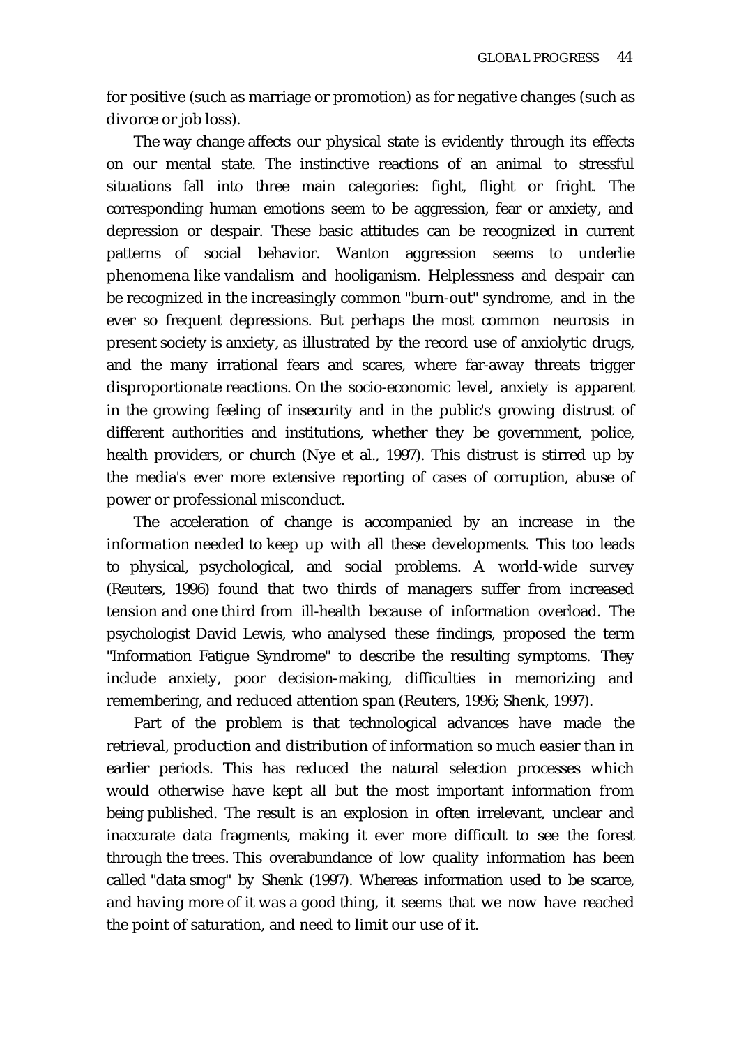for positive (such as marriage or promotion) as for negative changes (such as divorce or job loss).

The way change affects our physical state is evidently through its effects on our mental state. The instinctive reactions of an animal to stressful situations fall into three main categories: fight, flight or fright. The corresponding human emotions seem to be aggression, fear or anxiety, and depression or despair. These basic attitudes can be recognized in current patterns of social behavior. Wanton aggression seems to underlie phenomena like vandalism and hooliganism. Helplessness and despair can be recognized in the increasingly common "burn-out" syndrome, and in the ever so frequent depressions. But perhaps the most common neurosis in present society is anxiety, as illustrated by the record use of anxiolytic drugs, and the many irrational fears and scares, where far-away threats trigger disproportionate reactions. On the socio-economic level, anxiety is apparent in the growing feeling of insecurity and in the public's growing distrust of different authorities and institutions, whether they be government, police, health providers, or church (Nye et al., 1997). This distrust is stirred up by the media's ever more extensive reporting of cases of corruption, abuse of power or professional misconduct.

The acceleration of change is accompanied by an increase in the information needed to keep up with all these developments. This too leads to physical, psychological, and social problems. A world-wide survey (Reuters, 1996) found that two thirds of managers suffer from increased tension and one third from ill-health because of information overload. The psychologist David Lewis, who analysed these findings, proposed the term "Information Fatigue Syndrome" to describe the resulting symptoms. They include anxiety, poor decision-making, difficulties in memorizing and remembering, and reduced attention span (Reuters, 1996; Shenk, 1997).

Part of the problem is that technological advances have made the retrieval, production and distribution of information so much easier than in earlier periods. This has reduced the natural selection processes which would otherwise have kept all but the most important information from being published. The result is an explosion in often irrelevant, unclear and inaccurate data fragments, making it ever more difficult to see the forest through the trees. This overabundance of low quality information has been called "data smog" by Shenk (1997). Whereas information used to be scarce, and having more of it was a good thing, it seems that we now have reached the point of saturation, and need to limit our use of it.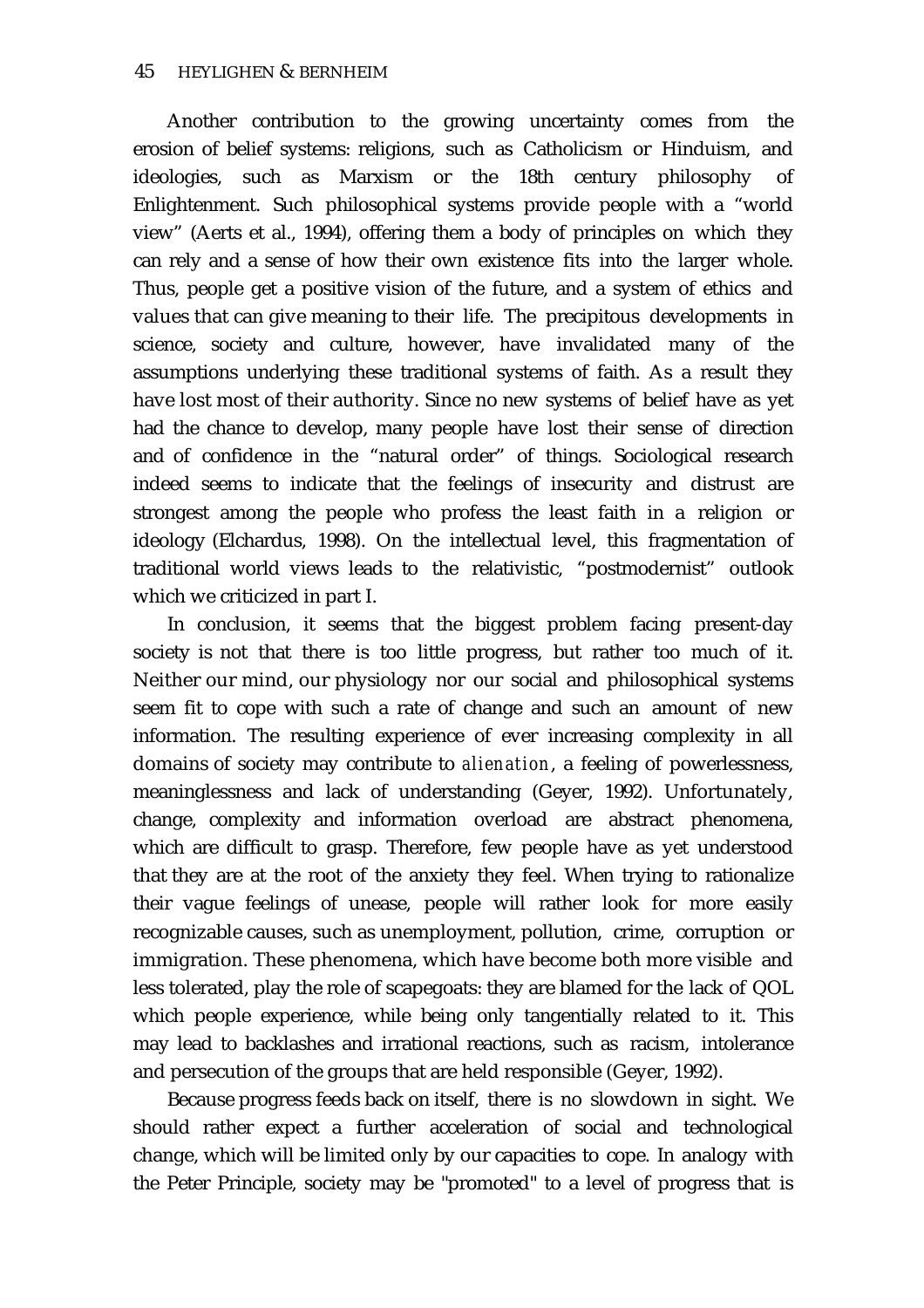Another contribution to the growing uncertainty comes from the erosion of belief systems: religions, such as Catholicism or Hinduism, and ideologies, such as Marxism or the 18th century philosophy of Enlightenment. Such philosophical systems provide people with a "world view" (Aerts et al., 1994), offering them a body of principles on which they can rely and a sense of how their own existence fits into the larger whole. Thus, people get a positive vision of the future, and a system of ethics and values that can give meaning to their life. The precipitous developments in science, society and culture, however, have invalidated many of the assumptions underlying these traditional systems of faith. As a result they have lost most of their authority. Since no new systems of belief have as yet had the chance to develop, many people have lost their sense of direction and of confidence in the "natural order" of things. Sociological research indeed seems to indicate that the feelings of insecurity and distrust are strongest among the people who profess the least faith in a religion or ideology (Elchardus, 1998). On the intellectual level, this fragmentation of traditional world views leads to the relativistic, "postmodernist" outlook which we criticized in part I.

In conclusion, it seems that the biggest problem facing present-day society is not that there is too little progress, but rather too much of it. Neither our mind, our physiology nor our social and philosophical systems seem fit to cope with such a rate of change and such an amount of new information. The resulting experience of ever increasing complexity in all domains of society may contribute to *alienation*, a feeling of powerlessness, meaninglessness and lack of understanding (Geyer, 1992). Unfortunately, change, complexity and information overload are abstract phenomena, which are difficult to grasp. Therefore, few people have as yet understood that they are at the root of the anxiety they feel. When trying to rationalize their vague feelings of unease, people will rather look for more easily recognizable causes, such as unemployment, pollution, crime, corruption or immigration. These phenomena, which have become both more visible and less tolerated, play the role of scapegoats: they are blamed for the lack of QOL which people experience, while being only tangentially related to it. This may lead to backlashes and irrational reactions, such as racism, intolerance and persecution of the groups that are held responsible (Geyer, 1992).

Because progress feeds back on itself, there is no slowdown in sight. We should rather expect a further acceleration of social and technological change, which will be limited only by our capacities to cope. In analogy with the Peter Principle, society may be "promoted" to a level of progress that is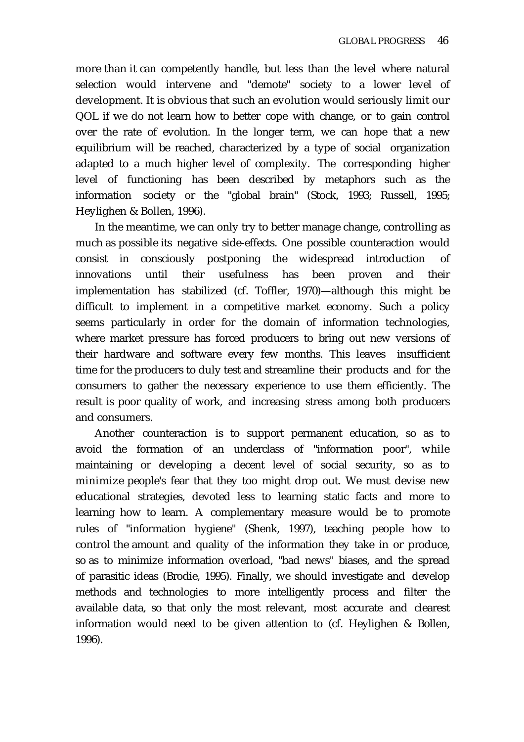more than it can competently handle, but less than the level where natural selection would intervene and "demote" society to a lower level of development. It is obvious that such an evolution would seriously limit our QOL if we do not learn how to better cope with change, or to gain control over the rate of evolution. In the longer term, we can hope that a new equilibrium will be reached, characterized by a type of social organization adapted to a much higher level of complexity. The corresponding higher level of functioning has been described by metaphors such as the information society or the "global brain" (Stock, 1993; Russell, 1995; Heylighen & Bollen, 1996).

In the meantime, we can only try to better manage change, controlling as much as possible its negative side-effects. One possible counteraction would consist in consciously postponing the widespread introduction of innovations until their usefulness has been proven and their implementation has stabilized (cf. Toffler, 1970)—although this might be difficult to implement in a competitive market economy. Such a policy seems particularly in order for the domain of information technologies, where market pressure has forced producers to bring out new versions of their hardware and software every few months. This leaves insufficient time for the producers to duly test and streamline their products and for the consumers to gather the necessary experience to use them efficiently. The result is poor quality of work, and increasing stress among both producers and consumers.

Another counteraction is to support permanent education, so as to avoid the formation of an underclass of "information poor", while maintaining or developing a decent level of social security, so as to minimize people's fear that they too might drop out. We must devise new educational strategies, devoted less to learning static facts and more to learning how to learn. A complementary measure would be to promote rules of "information hygiene" (Shenk, 1997), teaching people how to control the amount and quality of the information they take in or produce, so as to minimize information overload, "bad news" biases, and the spread of parasitic ideas (Brodie, 1995). Finally, we should investigate and develop methods and technologies to more intelligently process and filter the available data, so that only the most relevant, most accurate and clearest information would need to be given attention to (cf. Heylighen & Bollen, 1996).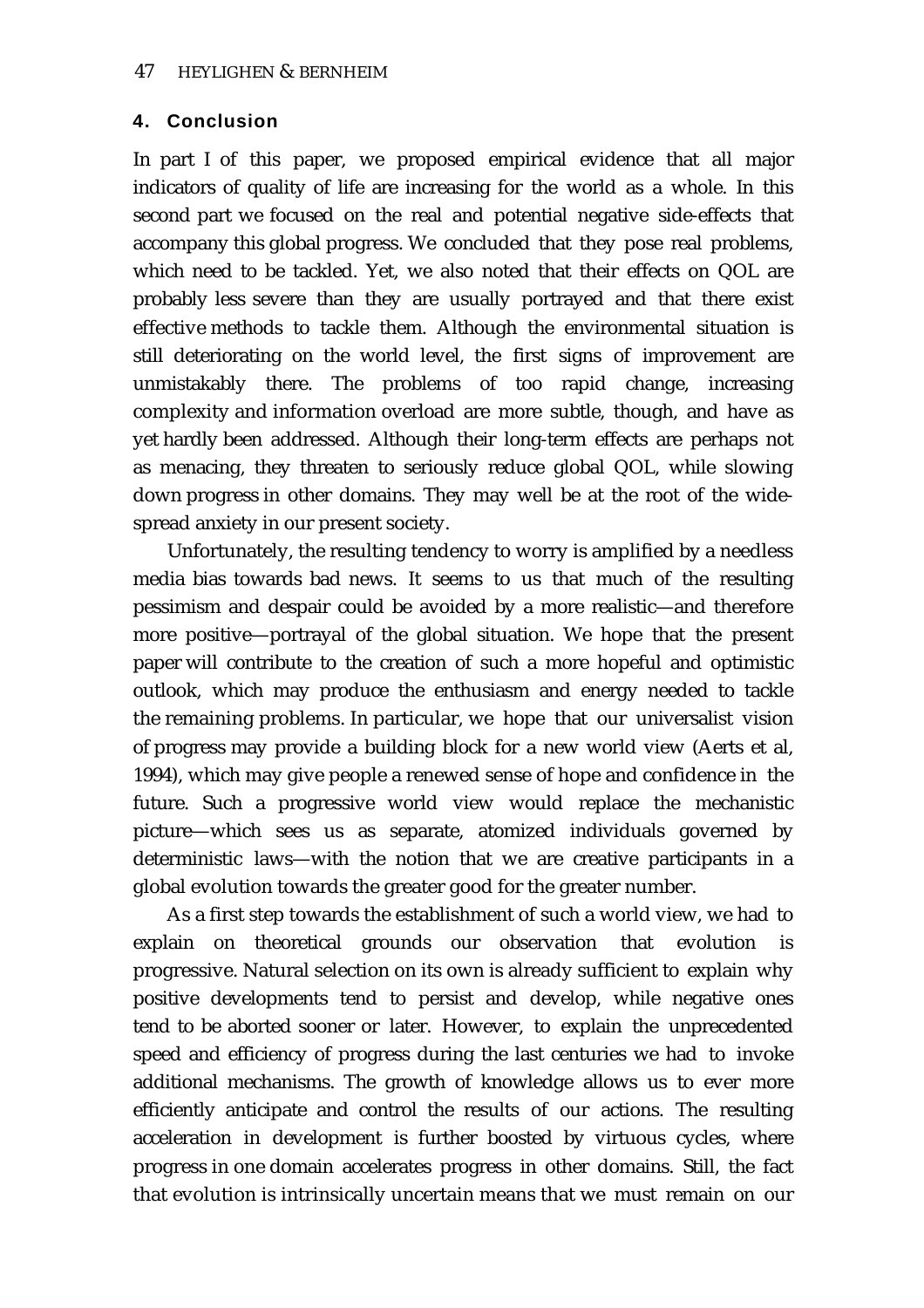## 4. Conclusion

In part I of this paper, we proposed empirical evidence that all major indicators of quality of life are increasing for the world as a whole. In this second part we focused on the real and potential negative side-effects that accompany this global progress. We concluded that they pose real problems, which need to be tackled. Yet, we also noted that their effects on QOL are probably less severe than they are usually portrayed and that there exist effective methods to tackle them. Although the environmental situation is still deteriorating on the world level, the first signs of improvement are unmistakably there. The problems of too rapid change, increasing complexity and information overload are more subtle, though, and have as yet hardly been addressed. Although their long-term effects are perhaps not as menacing, they threaten to seriously reduce global QOL, while slowing down progress in other domains. They may well be at the root of the wide-spread anxiety in our present society.

Unfortunately, the resulting tendency to worry is amplified by a needless media bias towards bad news. It seems to us that much of the resulting pessimism and despair could be avoided by a more realistic—and therefore more positive—portrayal of the global situation. We hope that the present paper will contribute to the creation of such a more hopeful and optimistic outlook, which may produce the enthusiasm and energy needed to tackle the remaining problems. In particular, we hope that our universalist vision of progress may provide a building block for a new world view (Aerts et al, 1994), which may give people a renewed sense of hope and confidence in the future. Such a progressive world view would replace the mechanistic picture—which sees us as separate, atomized individuals governed by deterministic laws—with the notion that we are creative participants in a global evolution towards the greater good for the greater number.

As a first step towards the establishment of such a world view, we had to explain on theoretical grounds our observation that evolution is progressive. Natural selection on its own is already sufficient to explain why positive developments tend to persist and develop, while negative ones tend to be aborted sooner or later. However, to explain the unprecedented speed and efficiency of progress during the last centuries we had to invoke additional mechanisms. The growth of knowledge allows us to ever more efficiently anticipate and control the results of our actions. The resulting acceleration in development is further boosted by virtuous cycles, where progress in one domain accelerates progress in other domains. Still, the fact that evolution is intrinsically uncertain means that we must remain on our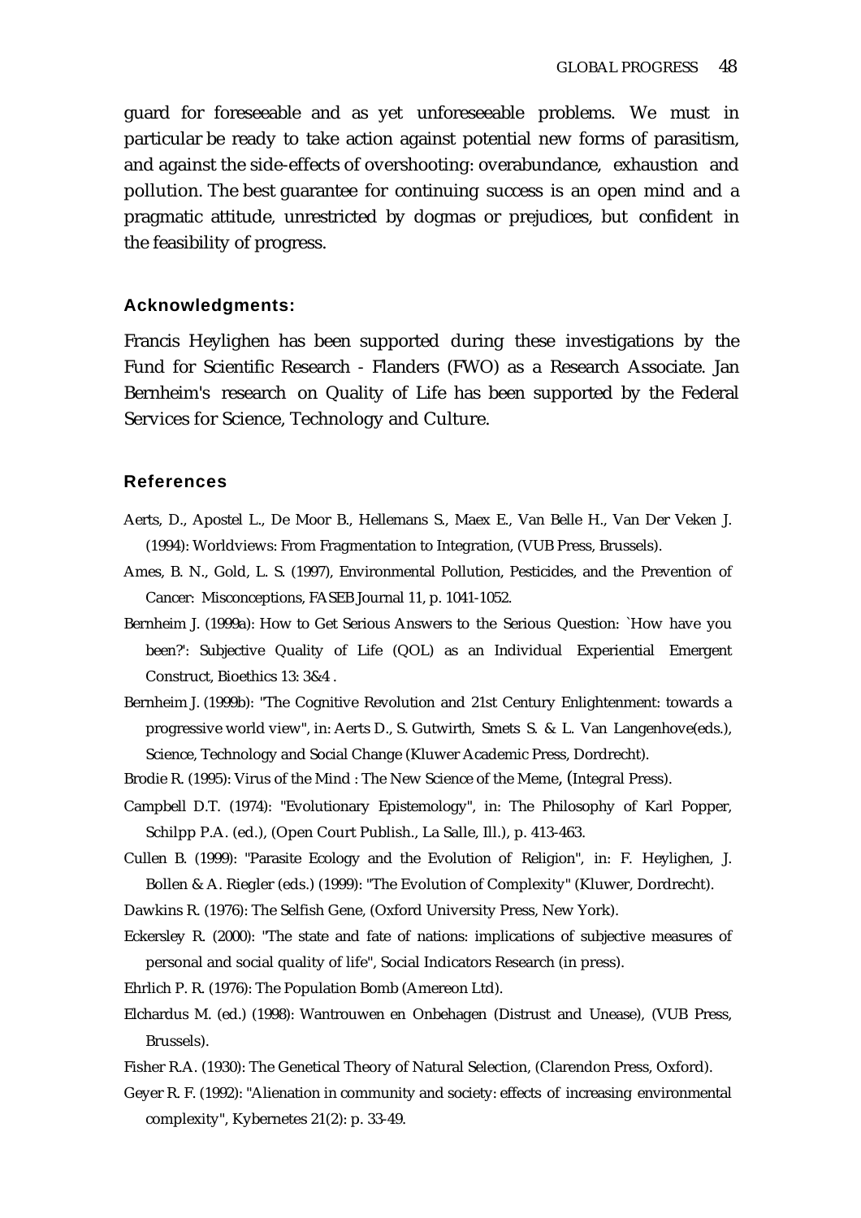guard for foreseeable and as yet unforeseeable problems. We must in particular be ready to take action against potential new forms of parasitism, and against the side-effects of overshooting: overabundance, exhaustion and pollution. The best guarantee for continuing success is an open mind and a pragmatic attitude, unrestricted by dogmas or prejudices, but confident in the feasibility of progress.

### Acknowledgments:

Francis Heylighen has been supported during these investigations by the Fund for Scientific Research - Flanders (FWO) as a Research Associate. Jan Bernheim's research on Quality of Life has been supported by the Federal Services for Science, Technology and Culture.

### References

Aerts, D., Apostel L., De Moor B., Hellemans S., Maex E., Van Belle H., Van Der Veken J. (1994): Worldviews: From Fragmentation to Integration, (VUB Press, Brussels).

Ames, B. N., Gold, L. S. (1997), Environmental Pollution, Pesticides, and the Prevention of Cancer: Misconceptions, FASEB Journal 11, p. 1041-1052.

Bernheim J. (1999a): How to Get Serious Answers to the Serious Question: `How have you been?': Subjective Quality of Life (QOL) as an Individual Experiential Emergent Construct, Bioethics 13: 3&4 .

Bernheim J. (1999b): "The Cognitive Revolution and 21st Century Enlightenment: towards a progressive world view", in: Aerts D., S. Gutwirth, Smets S. & L. Van Langenhove(eds.), Science, Technology and Social Change (Kluwer Academic Press, Dordrecht).

Brodie R. (1995): Virus of the Mind : The New Science of the Meme, (Integral Press).

Campbell D.T. (1974): "Evolutionary Epistemology", in: The Philosophy of Karl Popper, Schilpp P.A. (ed.), (Open Court Publish., La Salle, Ill.), p. 413-463.

Cullen B. (1999): "Parasite Ecology and the Evolution of Religion", in: F. Heylighen, J. Bollen & A. Riegler (eds.) (1999): "The Evolution of Complexity" (Kluwer, Dordrecht).

Dawkins R. (1976): The Selfish Gene, (Oxford University Press, New York).

Eckersley R. (2000): "The state and fate of nations: implications of subjective measures of personal and social quality of life", Social Indicators Research (in press).

Ehrlich P. R. (1976): The Population Bomb (Amereon Ltd).

Elchardus M. (ed.) (1998): Wantrouwen en Onbehagen (Distrust and Unease), (VUB Press, Brussels).

Fisher R.A. (1930): The Genetical Theory of Natural Selection, (Clarendon Press, Oxford).

Geyer R. F. (1992): "Alienation in community and society: effects of increasing environmental complexity", Kybernetes 21(2): p. 33-49.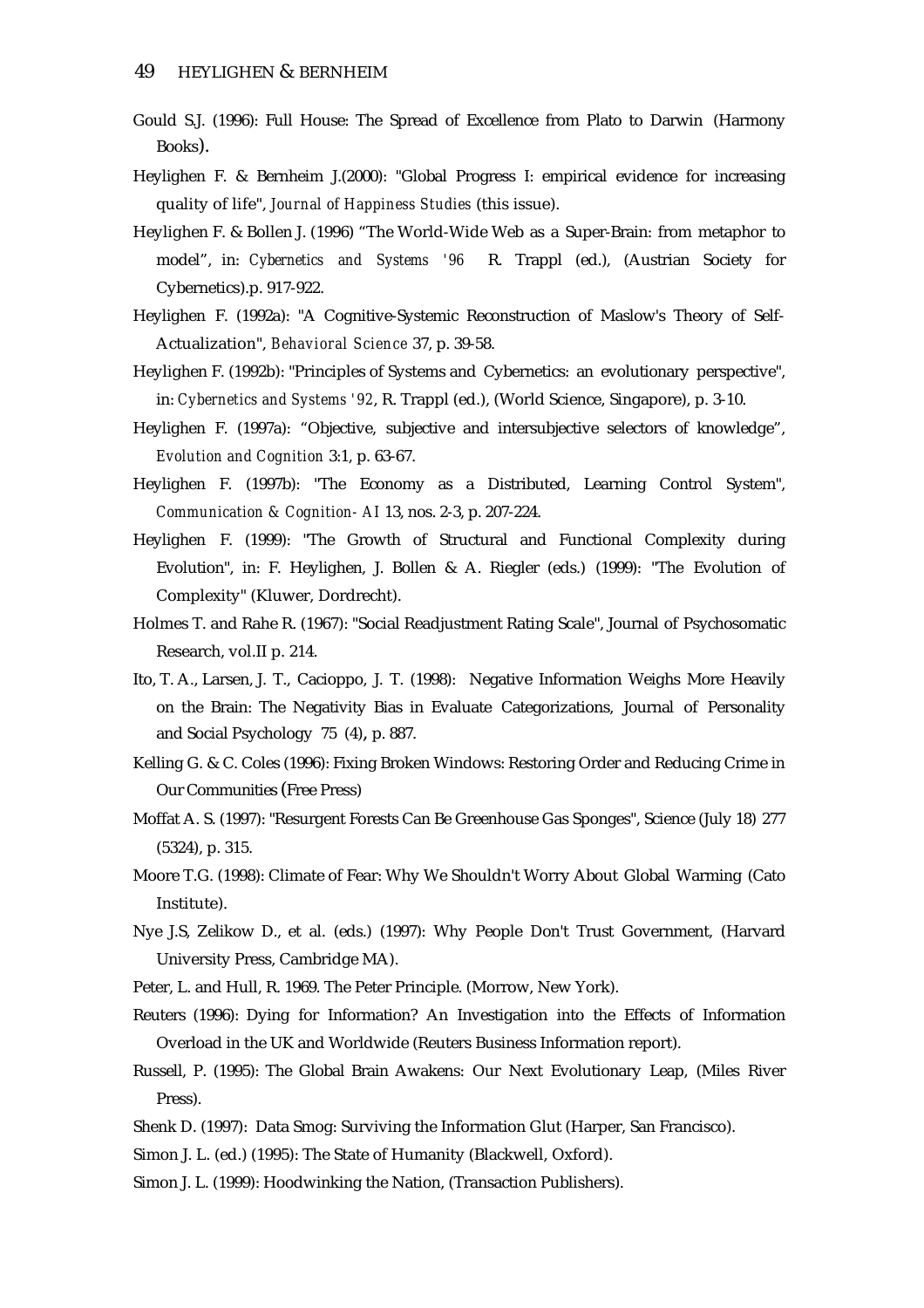Gould S.J. (1996): Full House: The Spread of Excellence from Plato to Darwin (Harmony Books).

Heylighen F. & Bernheim J.(2000): "Global Progress I: empirical evidence for increasing quality of life", *Journal of Happiness Studies* (this issue).

Heylighen F. & Bollen J. (1996) "The World-Wide Web as a Super-Brain: from metaphor to model", in: *Cybernetics and Systems '96* R. Trappl (ed.), (Austrian Society for Cybernetics).p. 917-922.

Heylighen F. (1992a): "A Cognitive-Systemic Reconstruction of Maslow's Theory of Self-Actualization", *Behavioral Science* 37, p. 39-58.

Heylighen F. (1992b): "Principles of Systems and Cybernetics: an evolutionary perspective", in: *Cybernetics and Systems '92*, R. Trappl (ed.), (World Science, Singapore), p. 3-10.

Heylighen F. (1997a): "Objective, subjective and intersubjective selectors of knowledge", *Evolution and Cognition* 3:1, p. 63-67.

Heylighen F. (1997b): "The Economy as a Distributed, Learning Control System", *Communication & Cognition- AI* 13, nos. 2-3, p. 207-224.

Heylighen F. (1999): "The Growth of Structural and Functional Complexity during Evolution", in: F. Heylighen, J. Bollen & A. Riegler (eds.) (1999): "The Evolution of Complexity" (Kluwer, Dordrecht).

Holmes T. and Rahe R. (1967): "Social Readjustment Rating Scale", Journal of Psychosomatic Research, vol.II p. 214.

Ito, T. A., Larsen, J. T., Cacioppo, J. T. (1998): Negative Information Weighs More Heavily on the Brain: The Negativity Bias in Evaluate Categorizations, Journal of Personality and Social Psychology 75 (4), p. 887.

Kelling G. & C. Coles (1996): Fixing Broken Windows: Restoring Order and Reducing Crime in Our Communities (Free Press)

Moffat A. S. (1997): "Resurgent Forests Can Be Greenhouse Gas Sponges", Science (July 18) 277 (5324), p. 315.

Moore T.G. (1998): Climate of Fear: Why We Shouldn't Worry About Global Warming (Cato Institute).

Nye J.S, Zelikow D., et al. (eds.) (1997): Why People Don't Trust Government, (Harvard University Press, Cambridge MA).

Peter, L. and Hull, R. 1969. The Peter Principle. (Morrow, New York).

Reuters (1996): Dying for Information? An Investigation into the Effects of Information Overload in the UK and Worldwide (Reuters Business Information report).

Russell, P. (1995): The Global Brain Awakens: Our Next Evolutionary Leap, (Miles River Press).

Shenk D. (1997): Data Smog: Surviving the Information Glut (Harper, San Francisco).

Simon J. L. (ed.) (1995): The State of Humanity (Blackwell, Oxford).

Simon J. L. (1999): Hoodwinking the Nation, (Transaction Publishers).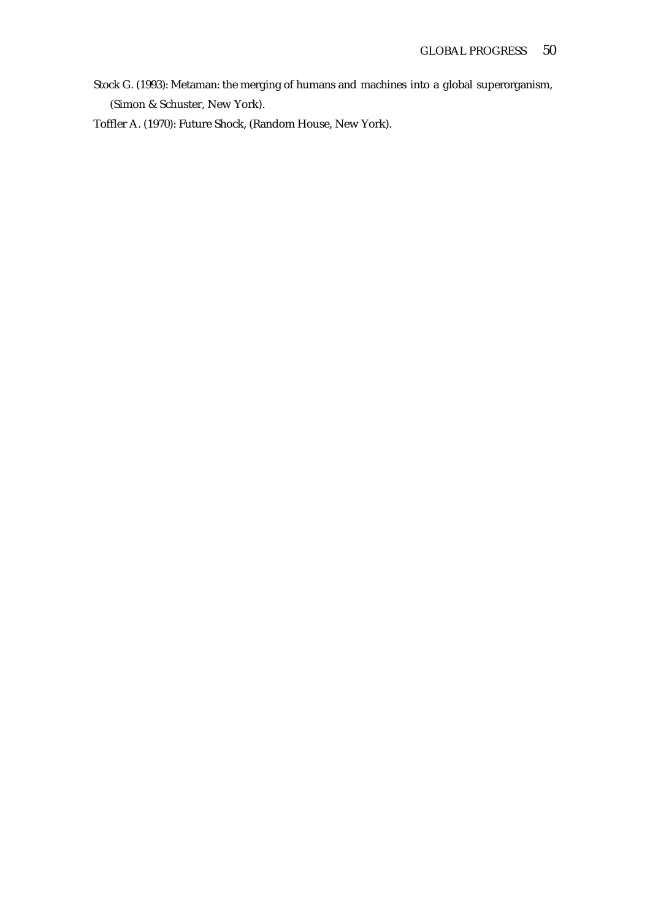Stock G. (1993): Metaman: the merging of humans and machines into a global superorganism, (Simon & Schuster, New York).

Toffler A. (1970): Future Shock, (Random House, New York).